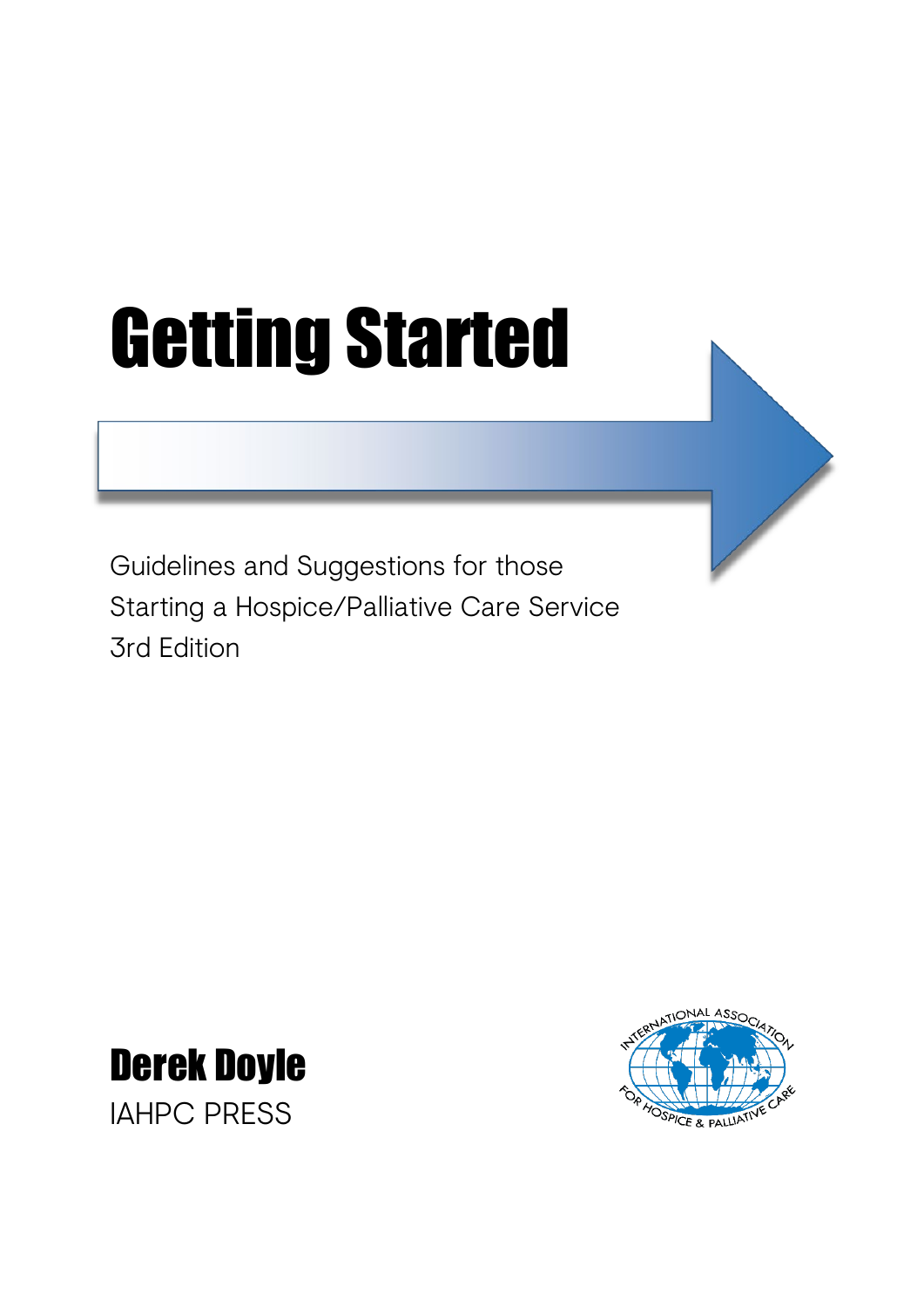# Getting Started

Guidelines and Suggestions for those Starting a Hospice/Palliative Care Service
3rd Edition

**Derek Doyle**

IAHPC PRESS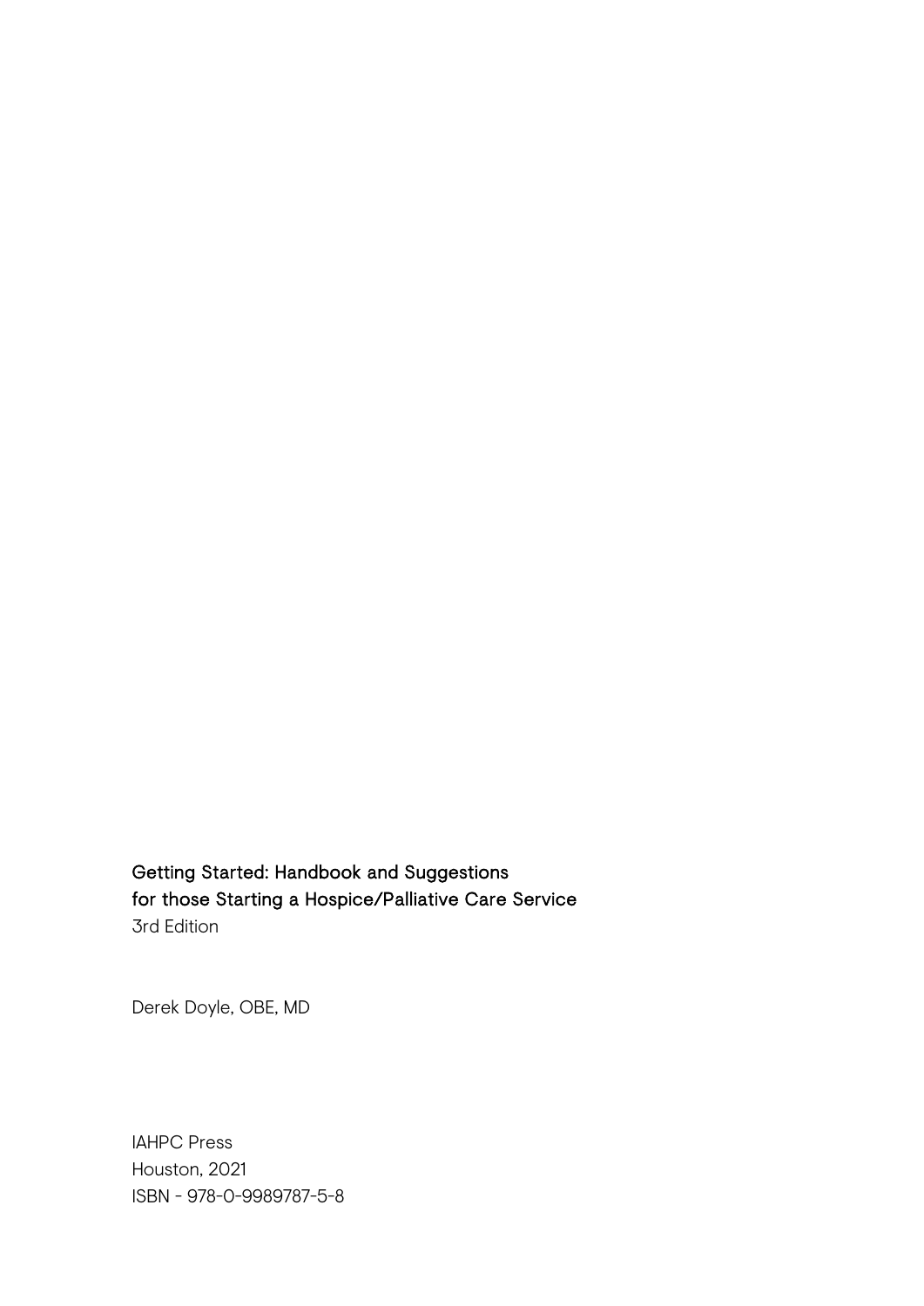**Getting Started: Handbook and Suggestions for those Starting a Hospice/Palliative Care Service**
3rd Edition

Derek Doyle, OBE, MD

IAHPC Press
Houston, 2021
ISBN - 978-0-9989787-5-8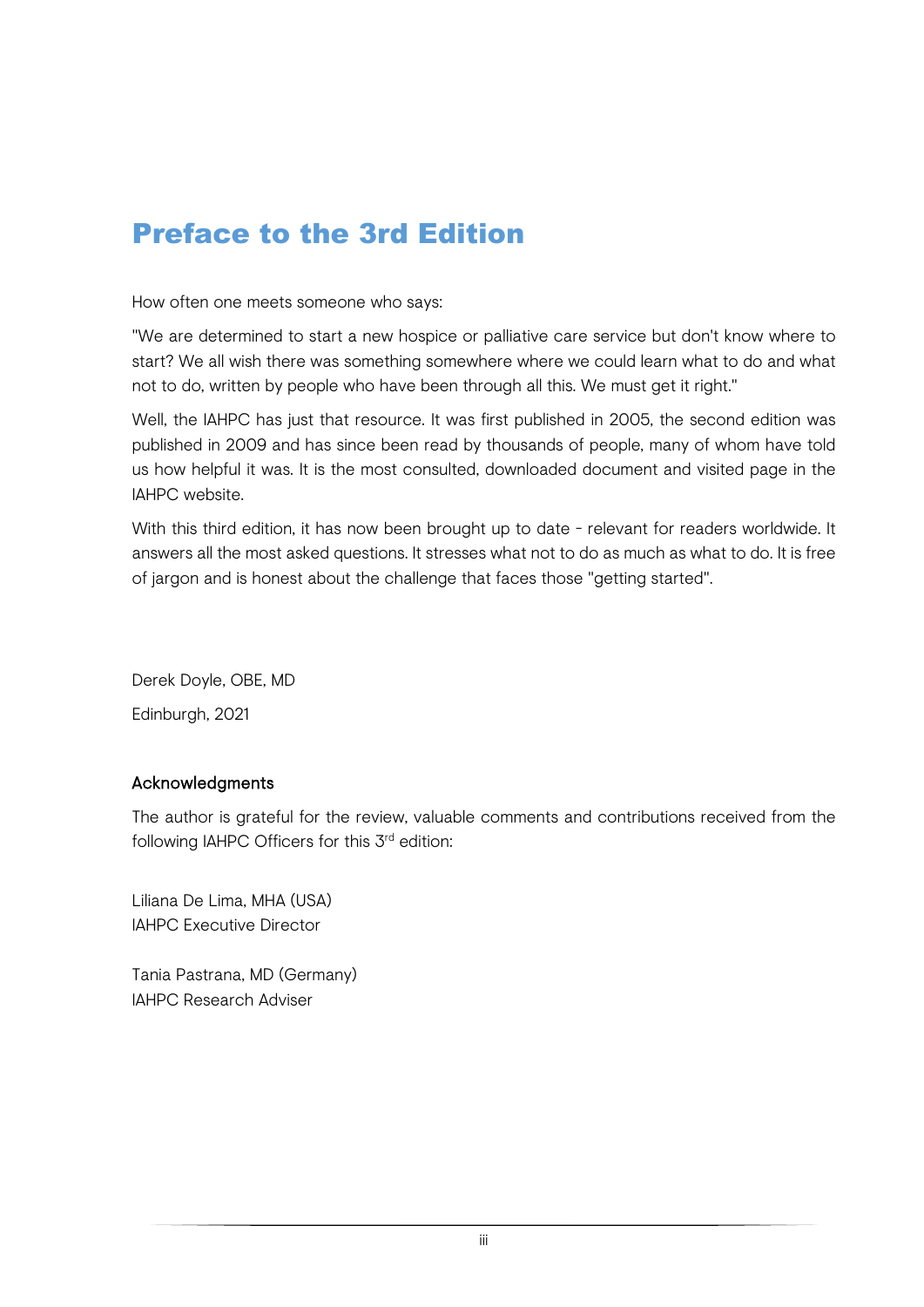# Preface to the 3rd Edition

How often one meets someone who says:

"We are determined to start a new hospice or palliative care service but don't know where to start? We all wish there was something somewhere where we could learn what to do and what not to do, written by people who have been through all this. We must get it right."

Well, the IAHPC has just that resource. It was first published in 2005, the second edition was published in 2009 and has since been read by thousands of people, many of whom have told us how helpful it was. It is the most consulted, downloaded document and visited page in the IAHPC website.

With this third edition, it has now been brought up to date - relevant for readers worldwide. It answers all the most asked questions. It stresses what not to do as much as what to do. It is free of jargon and is honest about the challenge that faces those "getting started".

Derek Doyle, OBE, MD

Edinburgh, 2021

## Acknowledgments

The author is grateful for the review, valuable comments and contributions received from the following IAHPC Officers for this 3rd edition:

Liliana De Lima, MHA (USA)
IAHPC Executive Director

Tania Pastrana, MD (Germany)
IAHPC Research Adviser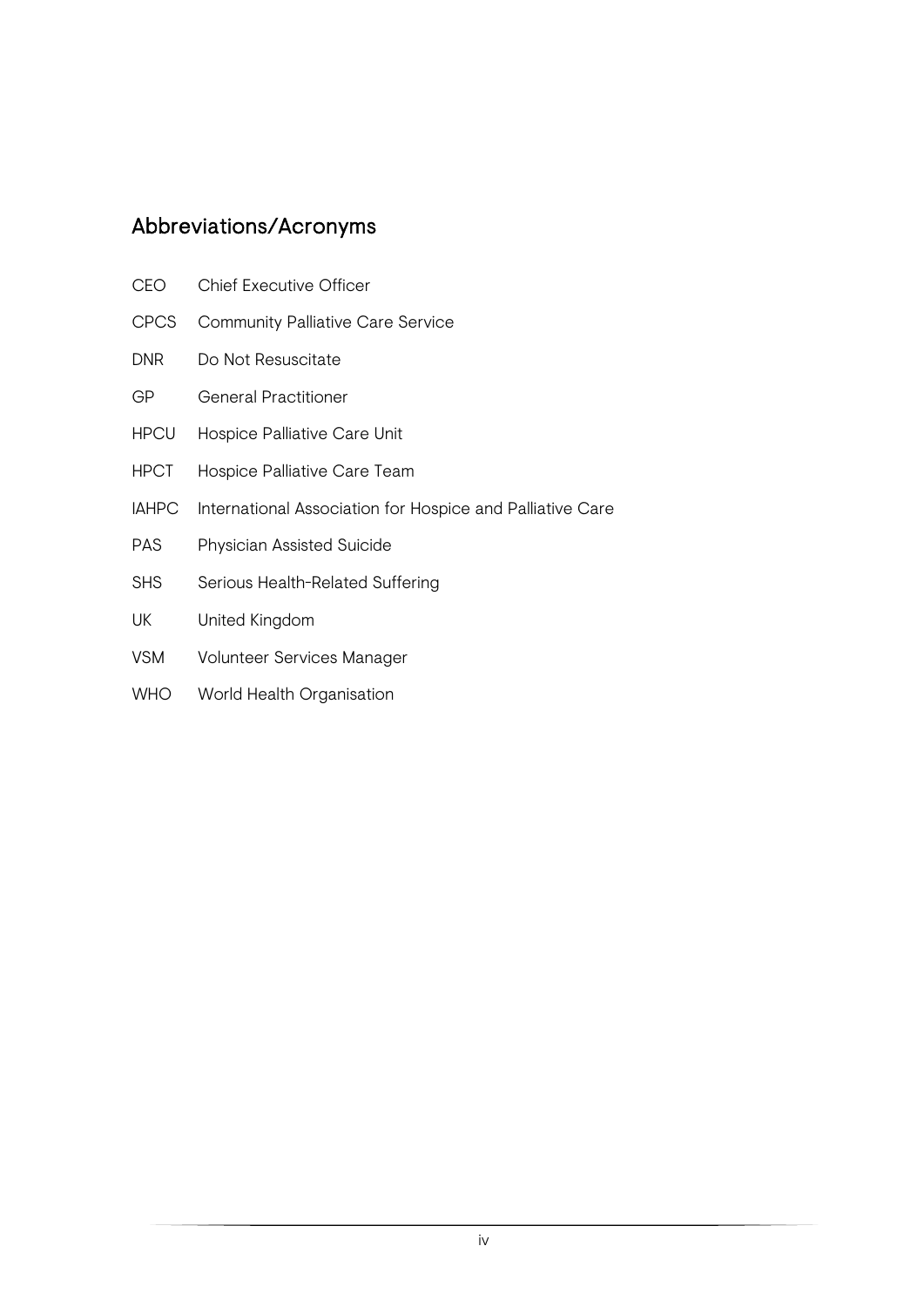## Abbreviations/Acronyms

| | |
|---|---|
| CEO | Chief Executive Officer |
| CPCS | Community Palliative Care Service |
| DNR | Do Not Resuscitate |
| GP | General Practitioner |
| HPCU | Hospice Palliative Care Unit |
| HPCT | Hospice Palliative Care Team |
| IAHPC | International Association for Hospice and Palliative Care |
| PAS | Physician Assisted Suicide |
| SHS | Serious Health-Related Suffering |
| UK | United Kingdom |
| VSM | Volunteer Services Manager |
| WHO | World Health Organisation |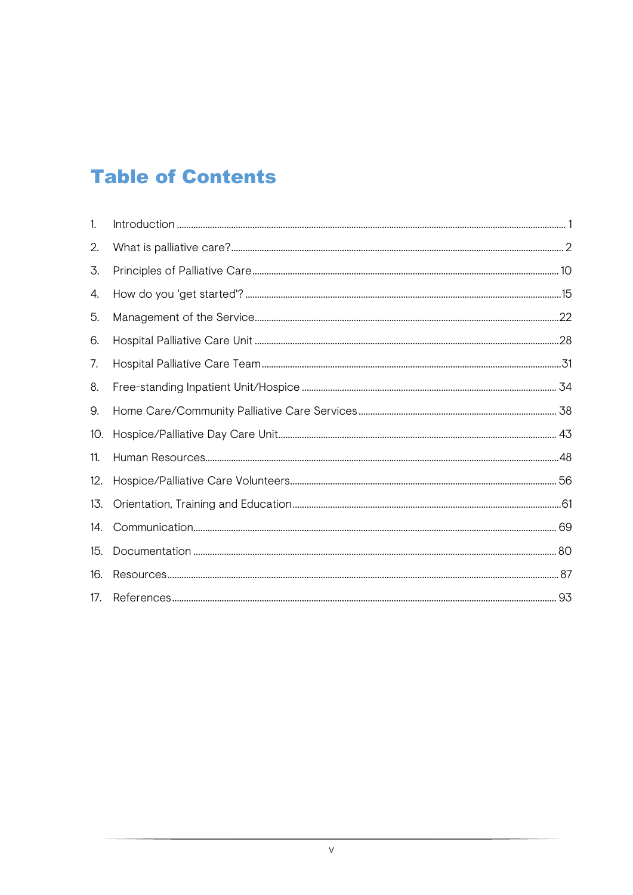# Table of Contents

1. Introduction ............................................................................................................................................. 1
2. What is palliative care? ......................................................................................................................... 2
3. Principles of Palliative Care ................................................................................................................ 10
4. How do you 'get started'? .................................................................................................................... 15
5. Management of the Service ................................................................................................................. 22
6. Hospital Palliative Care Unit ................................................................................................................ 28
7. Hospital Palliative Care Team .............................................................................................................. 31
8. Free-standing Inpatient Unit/Hospice ................................................................................................. 34
9. Home Care/Community Palliative Care Services .................................................................................. 38
10. Hospice/Palliative Day Care Unit ......................................................................................................... 43
11. Human Resources ................................................................................................................................ 48
12. Hospice/Palliative Care Volunteers ...................................................................................................... 56
13. Orientation, Training and Education .................................................................................................... 61
14. Communication .................................................................................................................................... 69
15. Documentation .................................................................................................................................... 80
16. Resources ............................................................................................................................................ 87
17. References ........................................................................................................................................... 93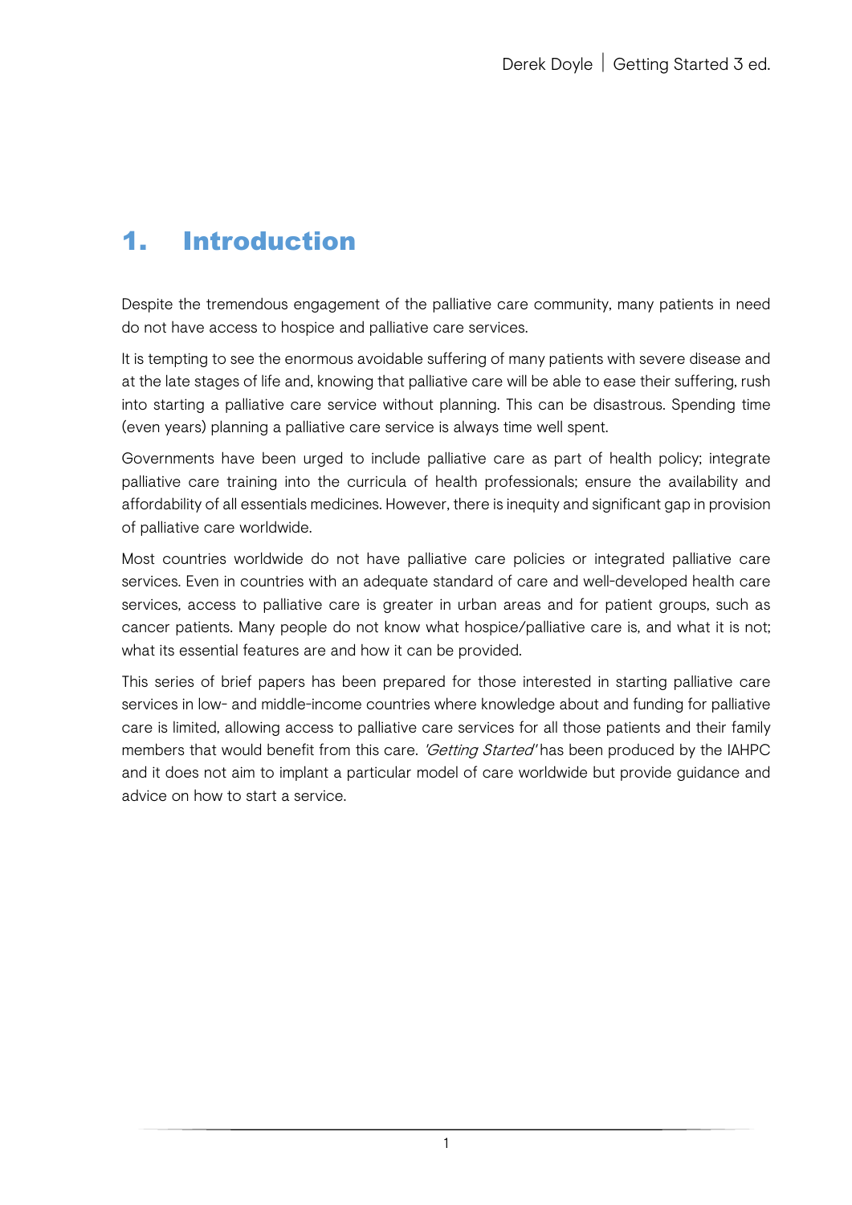# 1. Introduction

Despite the tremendous engagement of the palliative care community, many patients in need do not have access to hospice and palliative care services.

It is tempting to see the enormous avoidable suffering of many patients with severe disease and at the late stages of life and, knowing that palliative care will be able to ease their suffering, rush into starting a palliative care service without planning. This can be disastrous. Spending time (even years) planning a palliative care service is always time well spent.

Governments have been urged to include palliative care as part of health policy; integrate palliative care training into the curricula of health professionals; ensure the availability and affordability of all essentials medicines. However, there is inequity and significant gap in provision of palliative care worldwide.

Most countries worldwide do not have palliative care policies or integrated palliative care services. Even in countries with an adequate standard of care and well-developed health care services, access to palliative care is greater in urban areas and for patient groups, such as cancer patients. Many people do not know what hospice/palliative care is, and what it is not; what its essential features are and how it can be provided.

This series of brief papers has been prepared for those interested in starting palliative care services in low- and middle-income countries where knowledge about and funding for palliative care is limited, allowing access to palliative care services for all those patients and their family members that would benefit from this care. *'Getting Started'* has been produced by the IAHPC and it does not aim to implant a particular model of care worldwide but provide guidance and advice on how to start a service.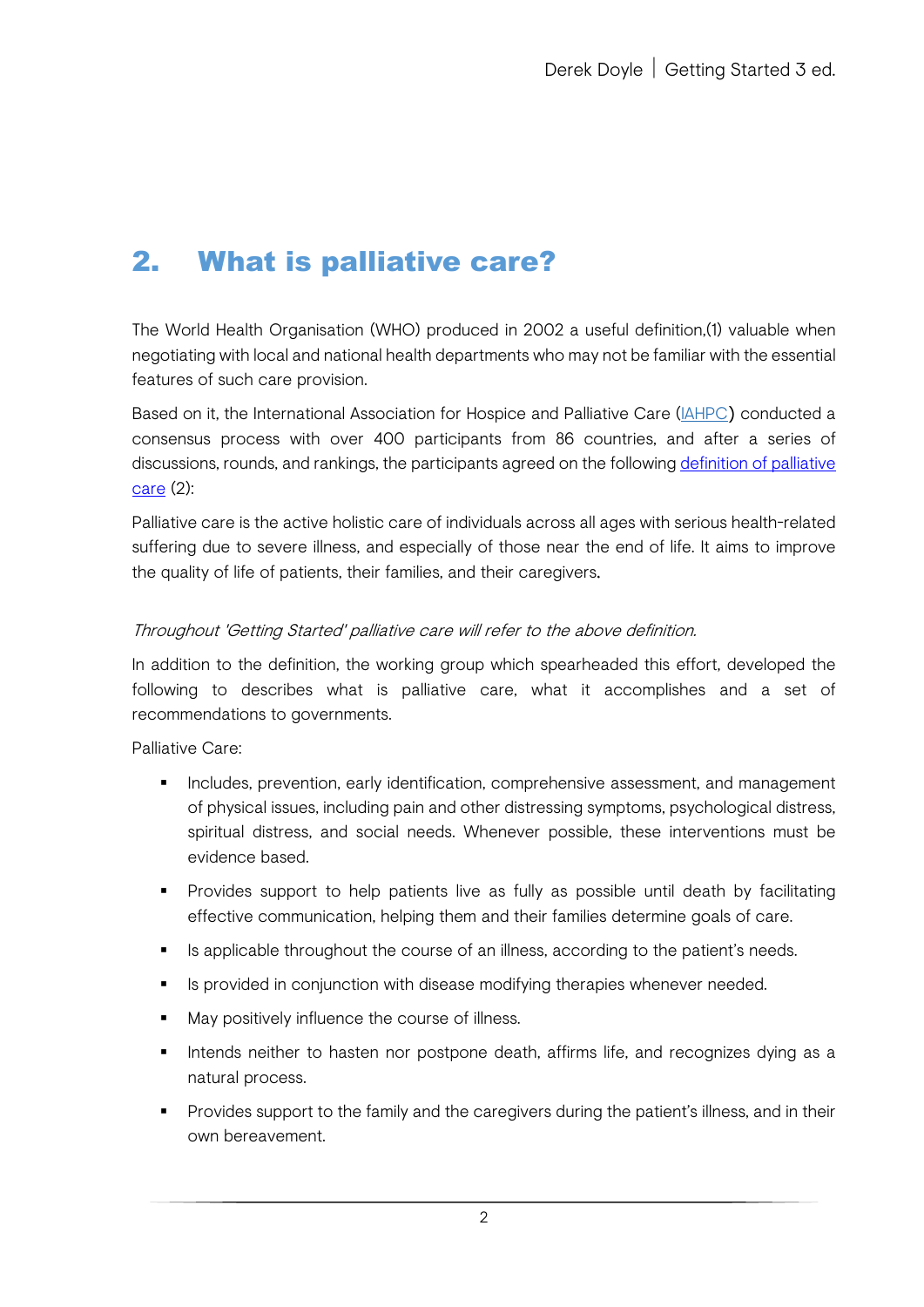## 2. What is palliative care?

The World Health Organisation (WHO) produced in 2002 a useful definition,(1) valuable when negotiating with local and national health departments who may not be familiar with the essential features of such care provision.

Based on it, the International Association for Hospice and Palliative Care (IAHPC) conducted a consensus process with over 400 participants from 86 countries, and after a series of discussions, rounds, and rankings, the participants agreed on the following definition of palliative care (2):

Palliative care is the active holistic care of individuals across all ages with serious health-related suffering due to severe illness, and especially of those near the end of life. It aims to improve the quality of life of patients, their families, and their caregivers.

*Throughout 'Getting Started' palliative care will refer to the above definition.*

In addition to the definition, the working group which spearheaded this effort, developed the following to describes what is palliative care, what it accomplishes and a set of recommendations to governments.

Palliative Care:

- Includes, prevention, early identification, comprehensive assessment, and management of physical issues, including pain and other distressing symptoms, psychological distress, spiritual distress, and social needs. Whenever possible, these interventions must be evidence based.
- Provides support to help patients live as fully as possible until death by facilitating effective communication, helping them and their families determine goals of care.
- Is applicable throughout the course of an illness, according to the patient's needs.
- Is provided in conjunction with disease modifying therapies whenever needed.
- May positively influence the course of illness.
- Intends neither to hasten nor postpone death, affirms life, and recognizes dying as a natural process.
- Provides support to the family and the caregivers during the patient's illness, and in their own bereavement.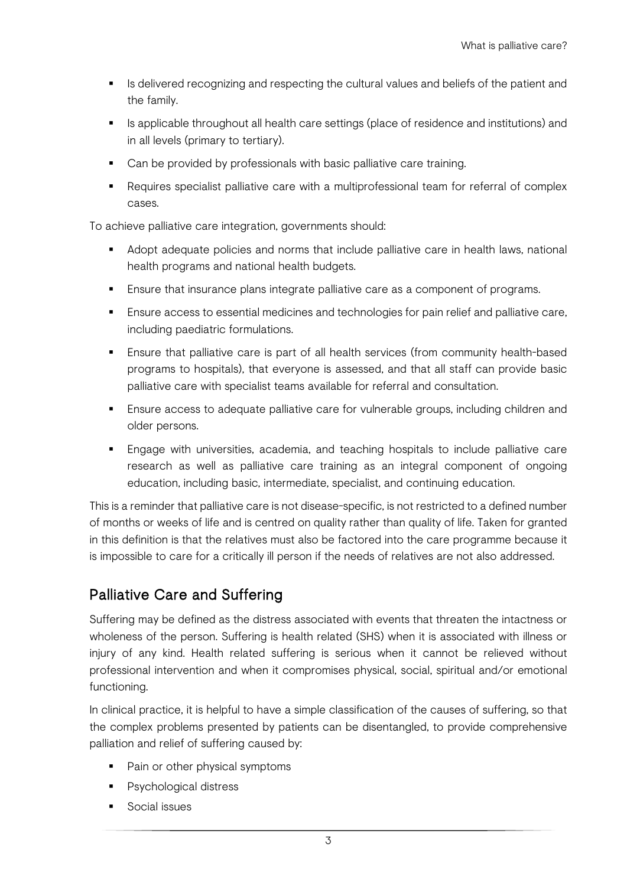- Is delivered recognizing and respecting the cultural values and beliefs of the patient and the family.
- Is applicable throughout all health care settings (place of residence and institutions) and in all levels (primary to tertiary).
- Can be provided by professionals with basic palliative care training.
- Requires specialist palliative care with a multiprofessional team for referral of complex cases.

To achieve palliative care integration, governments should:

- Adopt adequate policies and norms that include palliative care in health laws, national health programs and national health budgets.
- Ensure that insurance plans integrate palliative care as a component of programs.
- Ensure access to essential medicines and technologies for pain relief and palliative care, including paediatric formulations.
- Ensure that palliative care is part of all health services (from community health-based programs to hospitals), that everyone is assessed, and that all staff can provide basic palliative care with specialist teams available for referral and consultation.
- Ensure access to adequate palliative care for vulnerable groups, including children and older persons.
- Engage with universities, academia, and teaching hospitals to include palliative care research as well as palliative care training as an integral component of ongoing education, including basic, intermediate, specialist, and continuing education.

This is a reminder that palliative care is not disease-specific, is not restricted to a defined number of months or weeks of life and is centred on quality rather than quality of life. Taken for granted in this definition is that the relatives must also be factored into the care programme because it is impossible to care for a critically ill person if the needs of relatives are not also addressed.

## Palliative Care and Suffering

Suffering may be defined as the distress associated with events that threaten the intactness or wholeness of the person. Suffering is health related (SHS) when it is associated with illness or injury of any kind. Health related suffering is serious when it cannot be relieved without professional intervention and when it compromises physical, social, spiritual and/or emotional functioning.

In clinical practice, it is helpful to have a simple classification of the causes of suffering, so that the complex problems presented by patients can be disentangled, to provide comprehensive palliation and relief of suffering caused by:

- Pain or other physical symptoms
- Psychological distress
- Social issues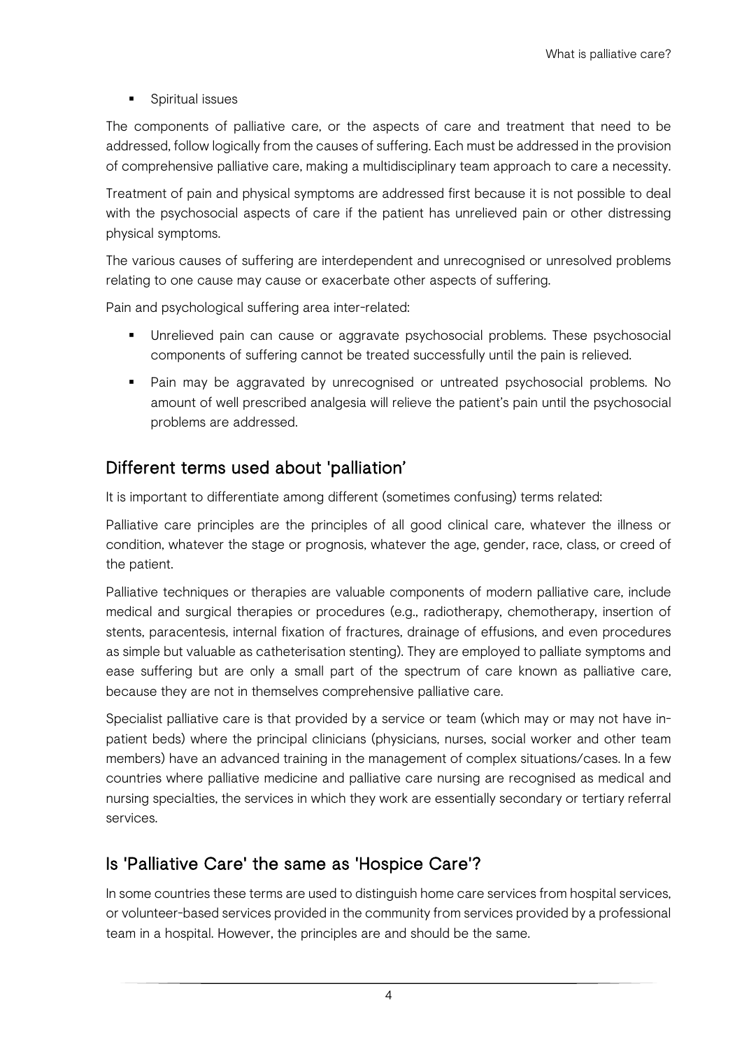- Spiritual issues

The components of palliative care, or the aspects of care and treatment that need to be addressed, follow logically from the causes of suffering. Each must be addressed in the provision of comprehensive palliative care, making a multidisciplinary team approach to care a necessity.

Treatment of pain and physical symptoms are addressed first because it is not possible to deal with the psychosocial aspects of care if the patient has unrelieved pain or other distressing physical symptoms.

The various causes of suffering are interdependent and unrecognised or unresolved problems relating to one cause may cause or exacerbate other aspects of suffering.

Pain and psychological suffering area inter-related:

- Unrelieved pain can cause or aggravate psychosocial problems. These psychosocial components of suffering cannot be treated successfully until the pain is relieved.
- Pain may be aggravated by unrecognised or untreated psychosocial problems. No amount of well prescribed analgesia will relieve the patient's pain until the psychosocial problems are addressed.

## Different terms used about 'palliation'

It is important to differentiate among different (sometimes confusing) terms related:

Palliative care principles are the principles of all good clinical care, whatever the illness or condition, whatever the stage or prognosis, whatever the age, gender, race, class, or creed of the patient.

Palliative techniques or therapies are valuable components of modern palliative care, include medical and surgical therapies or procedures (e.g., radiotherapy, chemotherapy, insertion of stents, paracentesis, internal fixation of fractures, drainage of effusions, and even procedures as simple but valuable as catheterisation stenting). They are employed to palliate symptoms and ease suffering but are only a small part of the spectrum of care known as palliative care, because they are not in themselves comprehensive palliative care.

Specialist palliative care is that provided by a service or team (which may or may not have in-patient beds) where the principal clinicians (physicians, nurses, social worker and other team members) have an advanced training in the management of complex situations/cases. In a few countries where palliative medicine and palliative care nursing are recognised as medical and nursing specialties, the services in which they work are essentially secondary or tertiary referral services.

## Is 'Palliative Care' the same as 'Hospice Care'?

In some countries these terms are used to distinguish home care services from hospital services, or volunteer-based services provided in the community from services provided by a professional team in a hospital. However, the principles are and should be the same.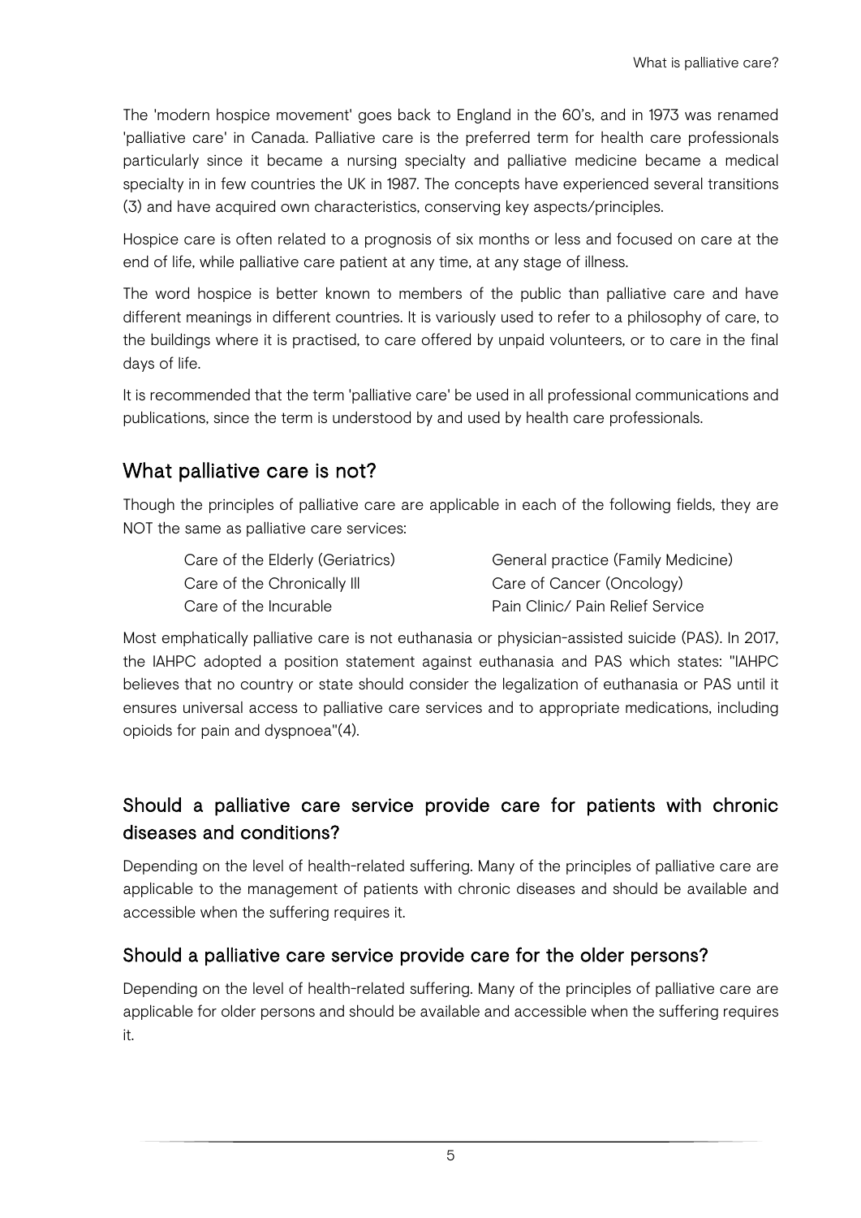The 'modern hospice movement' goes back to England in the 60's, and in 1973 was renamed 'palliative care' in Canada. Palliative care is the preferred term for health care professionals particularly since it became a nursing specialty and palliative medicine became a medical specialty in in few countries the UK in 1987. The concepts have experienced several transitions (3) and have acquired own characteristics, conserving key aspects/principles.

Hospice care is often related to a prognosis of six months or less and focused on care at the end of life, while palliative care patient at any time, at any stage of illness.

The word hospice is better known to members of the public than palliative care and have different meanings in different countries. It is variously used to refer to a philosophy of care, to the buildings where it is practised, to care offered by unpaid volunteers, or to care in the final days of life.

It is recommended that the term 'palliative care' be used in all professional communications and publications, since the term is understood by and used by health care professionals.

## What palliative care is not?

Though the principles of palliative care are applicable in each of the following fields, they are NOT the same as palliative care services:

- Care of the Elderly (Geriatrics)
- Care of the Chronically Ill
- Care of the Incurable
- General practice (Family Medicine)
- Care of Cancer (Oncology)
- Pain Clinic/ Pain Relief Service

Most emphatically palliative care is not euthanasia or physician-assisted suicide (PAS). In 2017, the IAHPC adopted a position statement against euthanasia and PAS which states: "IAHPC believes that no country or state should consider the legalization of euthanasia or PAS until it ensures universal access to palliative care services and to appropriate medications, including opioids for pain and dyspnoea"(4).

## Should a palliative care service provide care for patients with chronic diseases and conditions?

Depending on the level of health-related suffering. Many of the principles of palliative care are applicable to the management of patients with chronic diseases and should be available and accessible when the suffering requires it.

## Should a palliative care service provide care for the older persons?

Depending on the level of health-related suffering. Many of the principles of palliative care are applicable for older persons and should be available and accessible when the suffering requires it.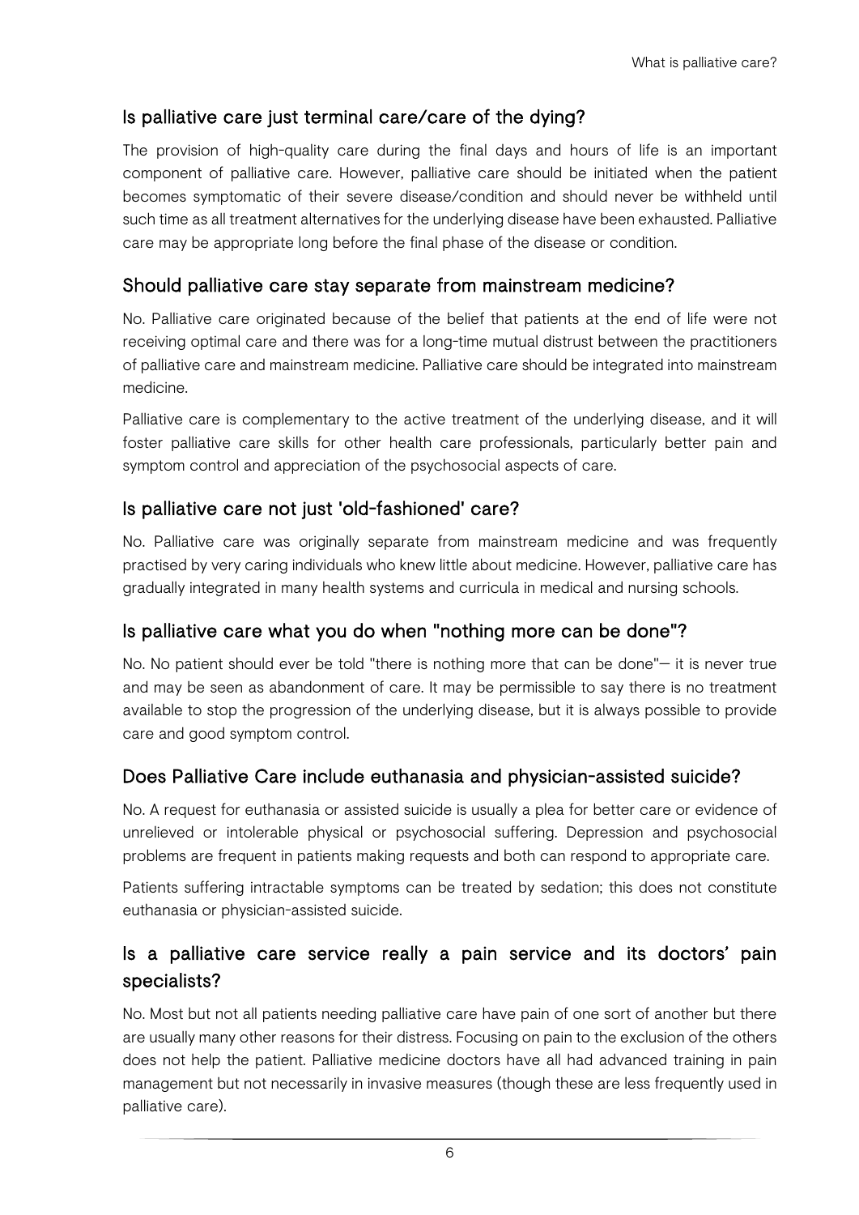## Is palliative care just terminal care/care of the dying?

The provision of high-quality care during the final days and hours of life is an important component of palliative care. However, palliative care should be initiated when the patient becomes symptomatic of their severe disease/condition and should never be withheld until such time as all treatment alternatives for the underlying disease have been exhausted. Palliative care may be appropriate long before the final phase of the disease or condition.

## Should palliative care stay separate from mainstream medicine?

No. Palliative care originated because of the belief that patients at the end of life were not receiving optimal care and there was for a long-time mutual distrust between the practitioners of palliative care and mainstream medicine. Palliative care should be integrated into mainstream medicine.

Palliative care is complementary to the active treatment of the underlying disease, and it will foster palliative care skills for other health care professionals, particularly better pain and symptom control and appreciation of the psychosocial aspects of care.

## Is palliative care not just 'old-fashioned' care?

No. Palliative care was originally separate from mainstream medicine and was frequently practised by very caring individuals who knew little about medicine. However, palliative care has gradually integrated in many health systems and curricula in medical and nursing schools.

## Is palliative care what you do when "nothing more can be done"?

No. No patient should ever be told "there is nothing more that can be done"— it is never true and may be seen as abandonment of care. It may be permissible to say there is no treatment available to stop the progression of the underlying disease, but it is always possible to provide care and good symptom control.

## Does Palliative Care include euthanasia and physician-assisted suicide?

No. A request for euthanasia or assisted suicide is usually a plea for better care or evidence of unrelieved or intolerable physical or psychosocial suffering. Depression and psychosocial problems are frequent in patients making requests and both can respond to appropriate care.

Patients suffering intractable symptoms can be treated by sedation; this does not constitute euthanasia or physician-assisted suicide.

## Is a palliative care service really a pain service and its doctors' pain specialists?

No. Most but not all patients needing palliative care have pain of one sort of another but there are usually many other reasons for their distress. Focusing on pain to the exclusion of the others does not help the patient. Palliative medicine doctors have all had advanced training in pain management but not necessarily in invasive measures (though these are less frequently used in palliative care).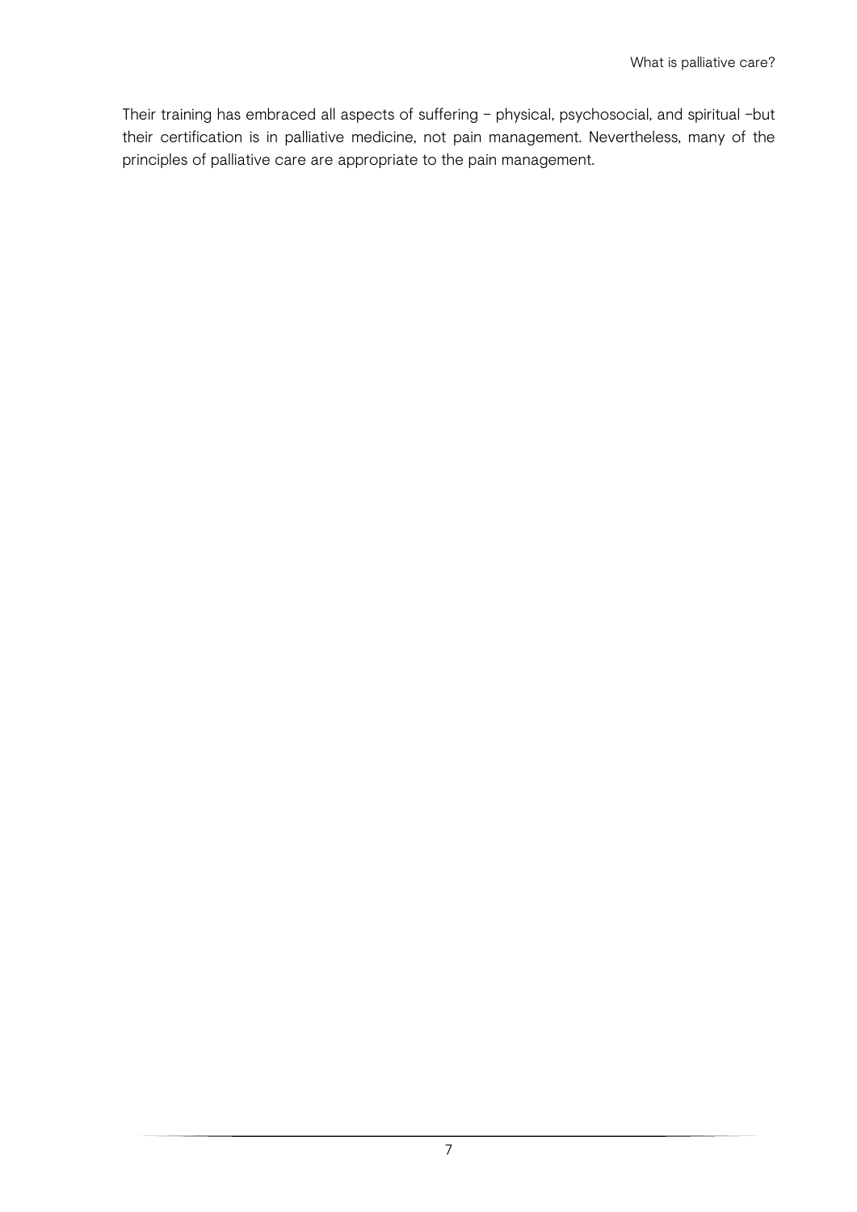Their training has embraced all aspects of suffering – physical, psychosocial, and spiritual –but their certification is in palliative medicine, not pain management. Nevertheless, many of the principles of palliative care are appropriate to the pain management.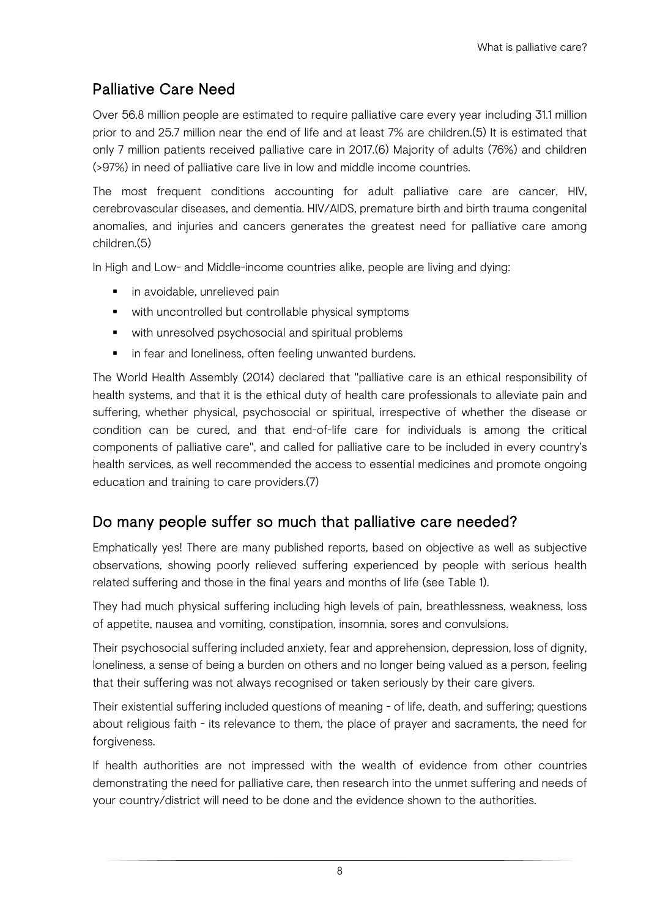## Palliative Care Need

Over 56.8 million people are estimated to require palliative care every year including 31.1 million prior to and 25.7 million near the end of life and at least 7% are children.(5) It is estimated that only 7 million patients received palliative care in 2017.(6) Majority of adults (76%) and children (>97%) in need of palliative care live in low and middle income countries.

The most frequent conditions accounting for adult palliative care are cancer, HIV, cerebrovascular diseases, and dementia. HIV/AIDS, premature birth and birth trauma congenital anomalies, and injuries and cancers generates the greatest need for palliative care among children.(5)

In High and Low- and Middle-income countries alike, people are living and dying:

- in avoidable, unrelieved pain
- with uncontrolled but controllable physical symptoms
- with unresolved psychosocial and spiritual problems
- in fear and loneliness, often feeling unwanted burdens.

The World Health Assembly (2014) declared that "palliative care is an ethical responsibility of health systems, and that it is the ethical duty of health care professionals to alleviate pain and suffering, whether physical, psychosocial or spiritual, irrespective of whether the disease or condition can be cured, and that end-of-life care for individuals is among the critical components of palliative care", and called for palliative care to be included in every country's health services, as well recommended the access to essential medicines and promote ongoing education and training to care providers.(7)

## Do many people suffer so much that palliative care needed?

Emphatically yes! There are many published reports, based on objective as well as subjective observations, showing poorly relieved suffering experienced by people with serious health related suffering and those in the final years and months of life (see Table 1).

They had much physical suffering including high levels of pain, breathlessness, weakness, loss of appetite, nausea and vomiting, constipation, insomnia, sores and convulsions.

Their psychosocial suffering included anxiety, fear and apprehension, depression, loss of dignity, loneliness, a sense of being a burden on others and no longer being valued as a person, feeling that their suffering was not always recognised or taken seriously by their care givers.

Their existential suffering included questions of meaning - of life, death, and suffering; questions about religious faith - its relevance to them, the place of prayer and sacraments, the need for forgiveness.

If health authorities are not impressed with the wealth of evidence from other countries demonstrating the need for palliative care, then research into the unmet suffering and needs of your country/district will need to be done and the evidence shown to the authorities.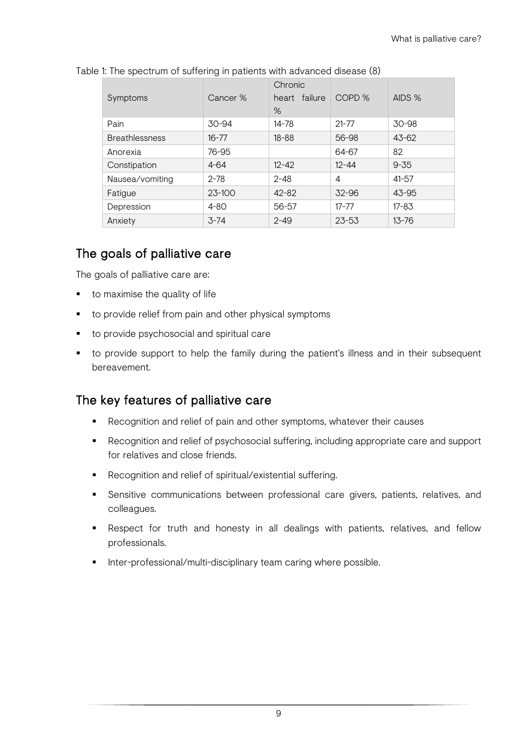Table 1: The spectrum of suffering in patients with advanced disease (8)

| Symptoms | Cancer % | Chronic heart failure % | COPD % | AIDS % |
|---|---|---|---|---|
| Pain | 30-94 | 14-78 | 21-77 | 30-98 |
| Breathlessness | 16-77 | 18-88 | 56-98 | 43-62 |
| Anorexia | 76-95 | | 64-67 | 82 |
| Constipation | 4-64 | 12-42 | 12-44 | 9-35 |
| Nausea/vomiting | 2-78 | 2-48 | 4 | 41-57 |
| Fatigue | 23-100 | 42-82 | 32-96 | 43-95 |
| Depression | 4-80 | 56-57 | 17-77 | 17-83 |
| Anxiety | 3-74 | 2-49 | 23-53 | 13-76 |

## The goals of palliative care

The goals of palliative care are:

- to maximise the quality of life
- to provide relief from pain and other physical symptoms
- to provide psychosocial and spiritual care
- to provide support to help the family during the patient's illness and in their subsequent bereavement.

## The key features of palliative care

- Recognition and relief of pain and other symptoms, whatever their causes
- Recognition and relief of psychosocial suffering, including appropriate care and support for relatives and close friends.
- Recognition and relief of spiritual/existential suffering.
- Sensitive communications between professional care givers, patients, relatives, and colleagues.
- Respect for truth and honesty in all dealings with patients, relatives, and fellow professionals.
- Inter-professional/multi-disciplinary team caring where possible.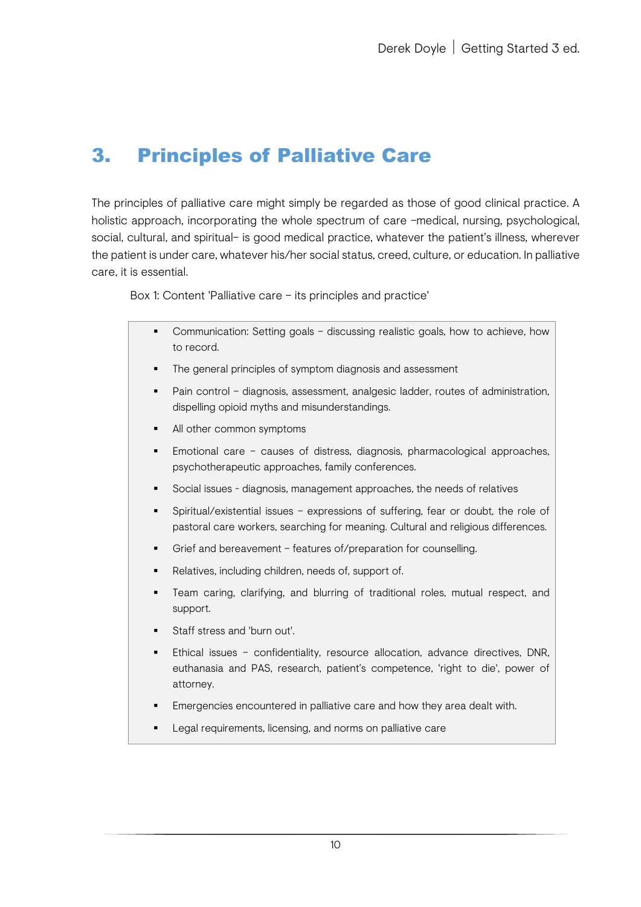# 3. Principles of Palliative Care

The principles of palliative care might simply be regarded as those of good clinical practice. A holistic approach, incorporating the whole spectrum of care –medical, nursing, psychological, social, cultural, and spiritual– is good medical practice, whatever the patient's illness, wherever the patient is under care, whatever his/her social status, creed, culture, or education. In palliative care, it is essential.

Box 1: Content 'Palliative care – its principles and practice'

- Communication: Setting goals – discussing realistic goals, how to achieve, how to record.
- The general principles of symptom diagnosis and assessment
- Pain control – diagnosis, assessment, analgesic ladder, routes of administration, dispelling opioid myths and misunderstandings.
- All other common symptoms
- Emotional care – causes of distress, diagnosis, pharmacological approaches, psychotherapeutic approaches, family conferences.
- Social issues - diagnosis, management approaches, the needs of relatives
- Spiritual/existential issues – expressions of suffering, fear or doubt, the role of pastoral care workers, searching for meaning. Cultural and religious differences.
- Grief and bereavement – features of/preparation for counselling.
- Relatives, including children, needs of, support of.
- Team caring, clarifying, and blurring of traditional roles, mutual respect, and support.
- Staff stress and 'burn out'.
- Ethical issues – confidentiality, resource allocation, advance directives, DNR, euthanasia and PAS, research, patient's competence, 'right to die', power of attorney.
- Emergencies encountered in palliative care and how they area dealt with.
- Legal requirements, licensing, and norms on palliative care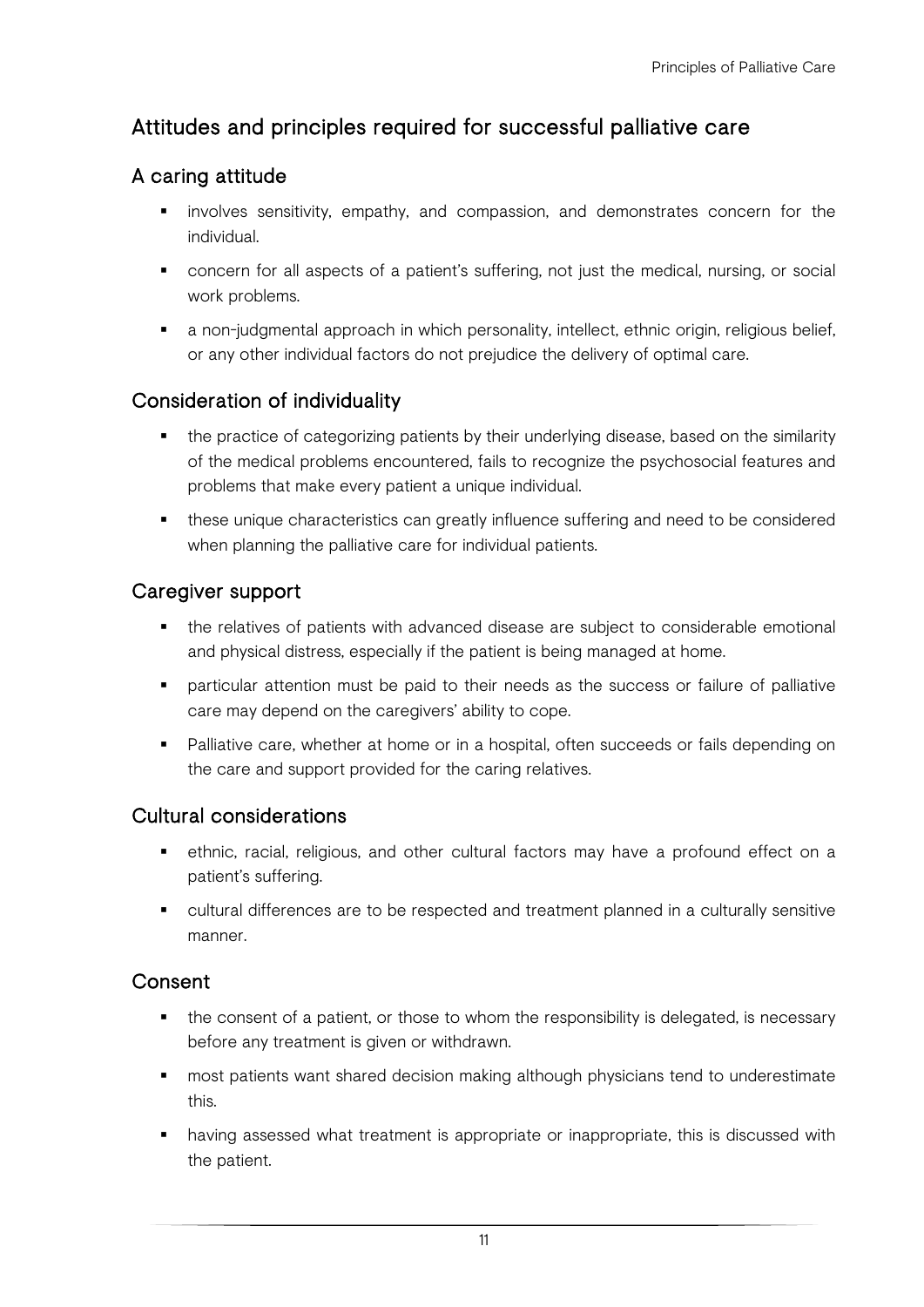## Attitudes and principles required for successful palliative care

### A caring attitude

- involves sensitivity, empathy, and compassion, and demonstrates concern for the individual.
- concern for all aspects of a patient's suffering, not just the medical, nursing, or social work problems.
- a non-judgmental approach in which personality, intellect, ethnic origin, religious belief, or any other individual factors do not prejudice the delivery of optimal care.

### Consideration of individuality

- the practice of categorizing patients by their underlying disease, based on the similarity of the medical problems encountered, fails to recognize the psychosocial features and problems that make every patient a unique individual.
- these unique characteristics can greatly influence suffering and need to be considered when planning the palliative care for individual patients.

### Caregiver support

- the relatives of patients with advanced disease are subject to considerable emotional and physical distress, especially if the patient is being managed at home.
- particular attention must be paid to their needs as the success or failure of palliative care may depend on the caregivers' ability to cope.
- Palliative care, whether at home or in a hospital, often succeeds or fails depending on the care and support provided for the caring relatives.

### Cultural considerations

- ethnic, racial, religious, and other cultural factors may have a profound effect on a patient's suffering.
- cultural differences are to be respected and treatment planned in a culturally sensitive manner.

### Consent

- the consent of a patient, or those to whom the responsibility is delegated, is necessary before any treatment is given or withdrawn.
- most patients want shared decision making although physicians tend to underestimate this.
- having assessed what treatment is appropriate or inappropriate, this is discussed with the patient.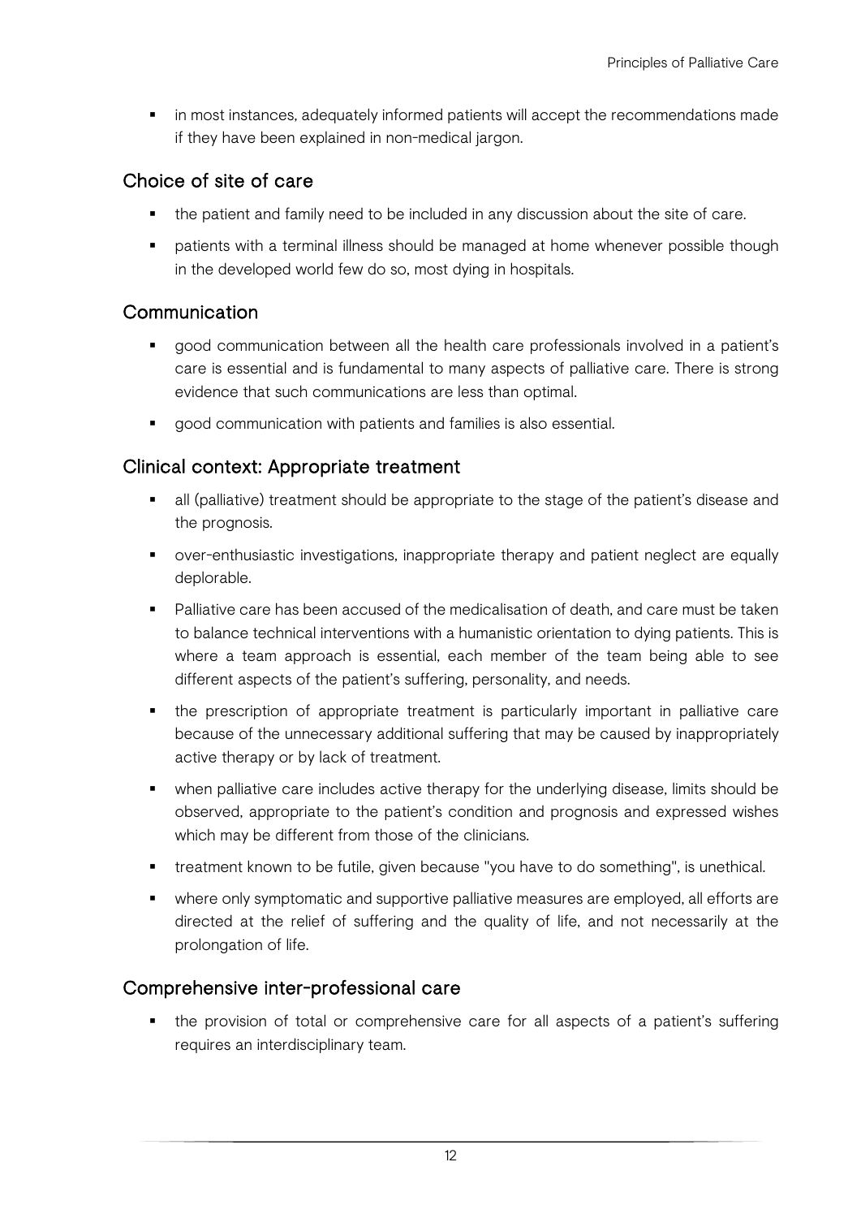- in most instances, adequately informed patients will accept the recommendations made if they have been explained in non-medical jargon.

## Choice of site of care

- the patient and family need to be included in any discussion about the site of care.
- patients with a terminal illness should be managed at home whenever possible though in the developed world few do so, most dying in hospitals.

## Communication

- good communication between all the health care professionals involved in a patient's care is essential and is fundamental to many aspects of palliative care. There is strong evidence that such communications are less than optimal.
- good communication with patients and families is also essential.

## Clinical context: Appropriate treatment

- all (palliative) treatment should be appropriate to the stage of the patient's disease and the prognosis.
- over-enthusiastic investigations, inappropriate therapy and patient neglect are equally deplorable.
- Palliative care has been accused of the medicalisation of death, and care must be taken to balance technical interventions with a humanistic orientation to dying patients. This is where a team approach is essential, each member of the team being able to see different aspects of the patient's suffering, personality, and needs.
- the prescription of appropriate treatment is particularly important in palliative care because of the unnecessary additional suffering that may be caused by inappropriately active therapy or by lack of treatment.
- when palliative care includes active therapy for the underlying disease, limits should be observed, appropriate to the patient's condition and prognosis and expressed wishes which may be different from those of the clinicians.
- treatment known to be futile, given because "you have to do something", is unethical.
- where only symptomatic and supportive palliative measures are employed, all efforts are directed at the relief of suffering and the quality of life, and not necessarily at the prolongation of life.

## Comprehensive inter-professional care

- the provision of total or comprehensive care for all aspects of a patient's suffering requires an interdisciplinary team.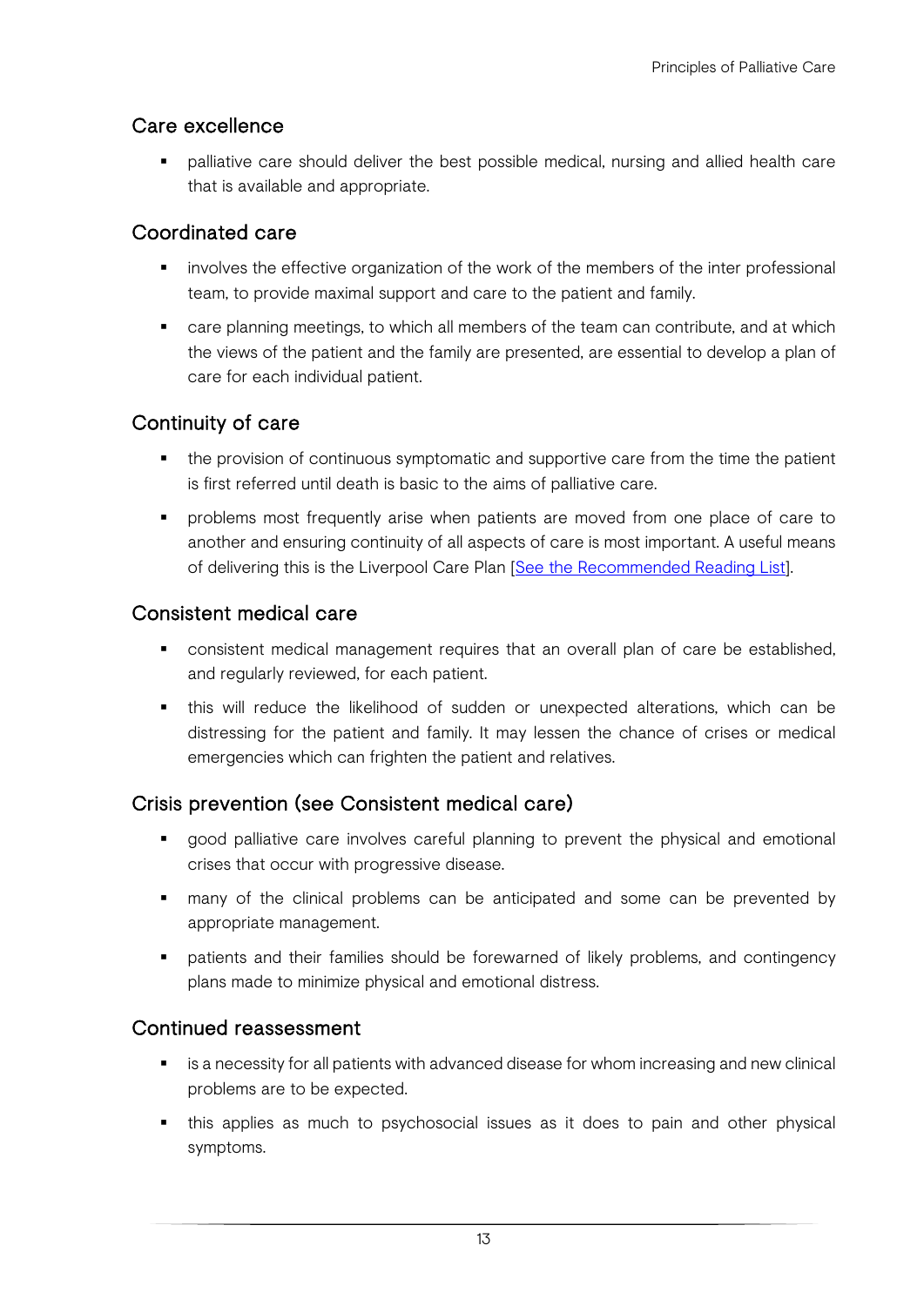## Care excellence

- palliative care should deliver the best possible medical, nursing and allied health care that is available and appropriate.

## Coordinated care

- involves the effective organization of the work of the members of the inter professional team, to provide maximal support and care to the patient and family.
- care planning meetings, to which all members of the team can contribute, and at which the views of the patient and the family are presented, are essential to develop a plan of care for each individual patient.

## Continuity of care

- the provision of continuous symptomatic and supportive care from the time the patient is first referred until death is basic to the aims of palliative care.
- problems most frequently arise when patients are moved from one place of care to another and ensuring continuity of all aspects of care is most important. A useful means of delivering this is the Liverpool Care Plan [See the Recommended Reading List].

## Consistent medical care

- consistent medical management requires that an overall plan of care be established, and regularly reviewed, for each patient.
- this will reduce the likelihood of sudden or unexpected alterations, which can be distressing for the patient and family. It may lessen the chance of crises or medical emergencies which can frighten the patient and relatives.

## Crisis prevention (see Consistent medical care)

- good palliative care involves careful planning to prevent the physical and emotional crises that occur with progressive disease.
- many of the clinical problems can be anticipated and some can be prevented by appropriate management.
- patients and their families should be forewarned of likely problems, and contingency plans made to minimize physical and emotional distress.

## Continued reassessment

- is a necessity for all patients with advanced disease for whom increasing and new clinical problems are to be expected.
- this applies as much to psychosocial issues as it does to pain and other physical symptoms.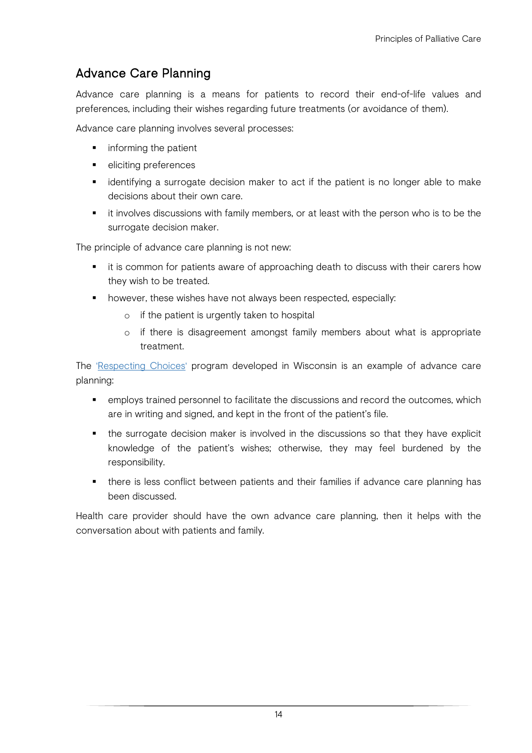## Advance Care Planning

Advance care planning is a means for patients to record their end-of-life values and preferences, including their wishes regarding future treatments (or avoidance of them).

Advance care planning involves several processes:

- informing the patient
- eliciting preferences
- identifying a surrogate decision maker to act if the patient is no longer able to make decisions about their own care.
- it involves discussions with family members, or at least with the person who is to be the surrogate decision maker.

The principle of advance care planning is not new:

- it is common for patients aware of approaching death to discuss with their carers how they wish to be treated.
- however, these wishes have not always been respected, especially:
  - if the patient is urgently taken to hospital
  - if there is disagreement amongst family members about what is appropriate treatment.

The ['Respecting Choices'] program developed in Wisconsin is an example of advance care planning:

- employs trained personnel to facilitate the discussions and record the outcomes, which are in writing and signed, and kept in the front of the patient's file.
- the surrogate decision maker is involved in the discussions so that they have explicit knowledge of the patient's wishes; otherwise, they may feel burdened by the responsibility.
- there is less conflict between patients and their families if advance care planning has been discussed.

Health care provider should have the own advance care planning, then it helps with the conversation about with patients and family.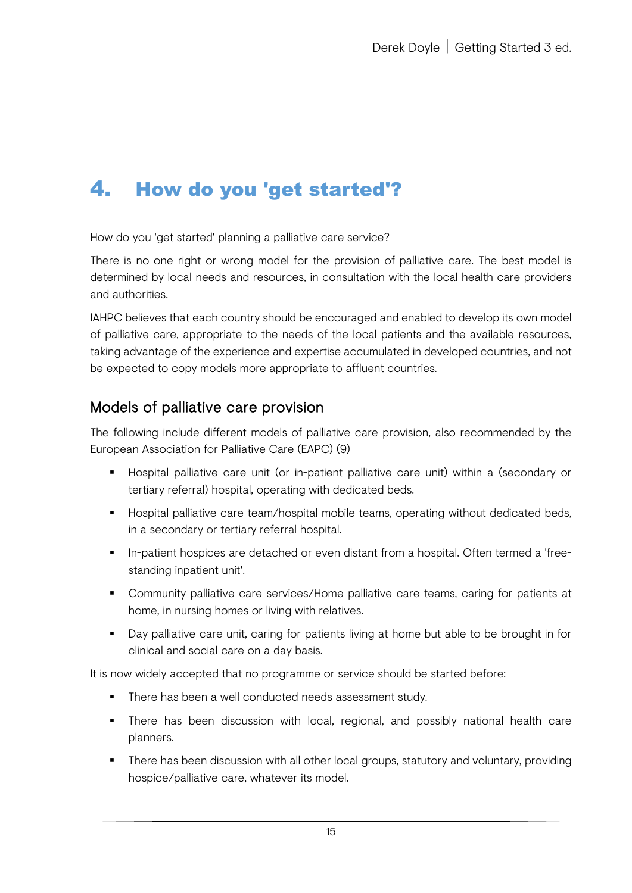# 4. How do you 'get started'?

How do you 'get started' planning a palliative care service?

There is no one right or wrong model for the provision of palliative care. The best model is determined by local needs and resources, in consultation with the local health care providers and authorities.

IAHPC believes that each country should be encouraged and enabled to develop its own model of palliative care, appropriate to the needs of the local patients and the available resources, taking advantage of the experience and expertise accumulated in developed countries, and not be expected to copy models more appropriate to affluent countries.

## Models of palliative care provision

The following include different models of palliative care provision, also recommended by the European Association for Palliative Care (EAPC) (9)

- Hospital palliative care unit (or in-patient palliative care unit) within a (secondary or tertiary referral) hospital, operating with dedicated beds.
- Hospital palliative care team/hospital mobile teams, operating without dedicated beds, in a secondary or tertiary referral hospital.
- In-patient hospices are detached or even distant from a hospital. Often termed a 'free-standing inpatient unit'.
- Community palliative care services/Home palliative care teams, caring for patients at home, in nursing homes or living with relatives.
- Day palliative care unit, caring for patients living at home but able to be brought in for clinical and social care on a day basis.

It is now widely accepted that no programme or service should be started before:

- There has been a well conducted needs assessment study.
- There has been discussion with local, regional, and possibly national health care planners.
- There has been discussion with all other local groups, statutory and voluntary, providing hospice/palliative care, whatever its model.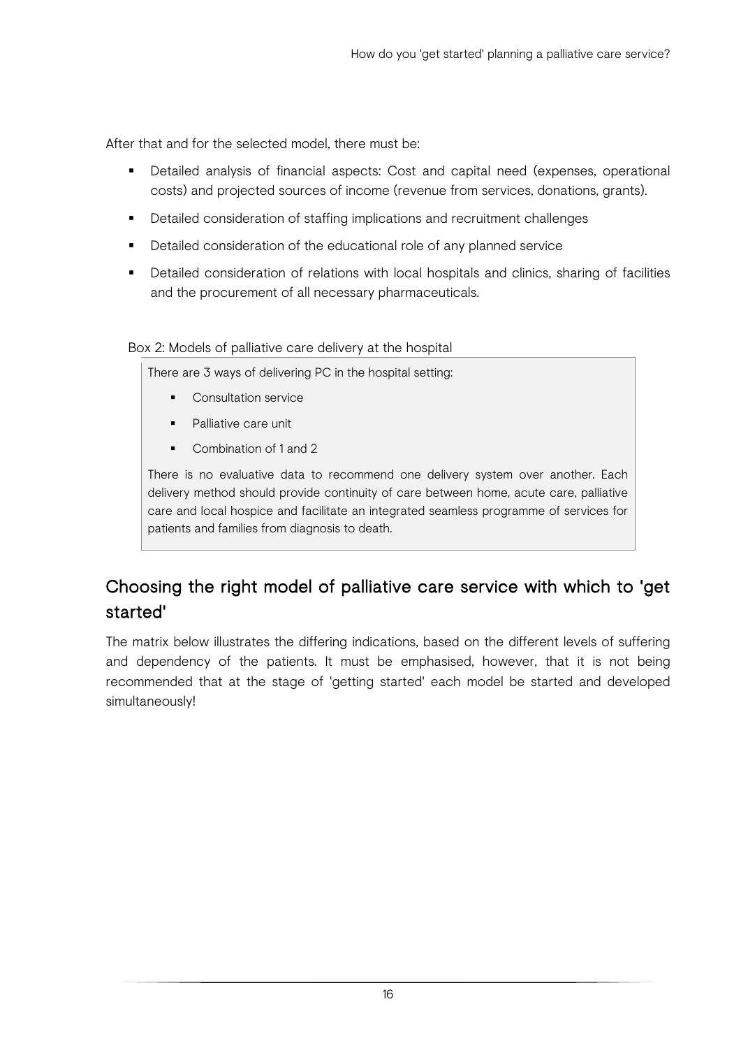After that and for the selected model, there must be:

- Detailed analysis of financial aspects: Cost and capital need (expenses, operational costs) and projected sources of income (revenue from services, donations, grants).
- Detailed consideration of staffing implications and recruitment challenges
- Detailed consideration of the educational role of any planned service
- Detailed consideration of relations with local hospitals and clinics, sharing of facilities and the procurement of all necessary pharmaceuticals.

Box 2: Models of palliative care delivery at the hospital

> There are 3 ways of delivering PC in the hospital setting:
>
> - Consultation service
> - Palliative care unit
> - Combination of 1 and 2
>
> There is no evaluative data to recommend one delivery system over another. Each delivery method should provide continuity of care between home, acute care, palliative care and local hospice and facilitate an integrated seamless programme of services for patients and families from diagnosis to death.

## Choosing the right model of palliative care service with which to 'get started'

The matrix below illustrates the differing indications, based on the different levels of suffering and dependency of the patients. It must be emphasised, however, that it is not being recommended that at the stage of 'getting started' each model be started and developed simultaneously!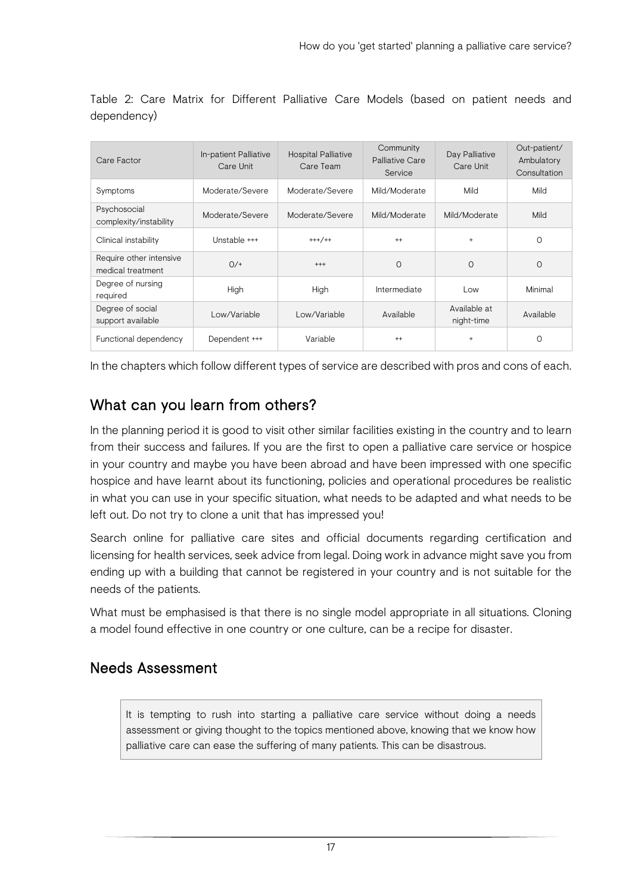Table 2: Care Matrix for Different Palliative Care Models (based on patient needs and dependency)

| Care Factor | In-patient Palliative Care Unit | Hospital Palliative Care Team | Community Palliative Care Service | Day Palliative Care Unit | Out-patient/ Ambulatory Consultation |
|---|---|---|---|---|---|
| Symptoms | Moderate/Severe | Moderate/Severe | Mild/Moderate | Mild | Mild |
| Psychosocial complexity/instability | Moderate/Severe | Moderate/Severe | Mild/Moderate | Mild/Moderate | Mild |
| Clinical instability | Unstable +++ | +++/++ | ++ | + | 0 |
| Require other intensive medical treatment | 0/+ | +++ | 0 | 0 | 0 |
| Degree of nursing required | High | High | Intermediate | Low | Minimal |
| Degree of social support available | Low/Variable | Low/Variable | Available | Available at night-time | Available |
| Functional dependency | Dependent +++ | Variable | ++ | + | 0 |

In the chapters which follow different types of service are described with pros and cons of each.

## What can you learn from others?

In the planning period it is good to visit other similar facilities existing in the country and to learn from their success and failures. If you are the first to open a palliative care service or hospice in your country and maybe you have been abroad and have been impressed with one specific hospice and have learnt about its functioning, policies and operational procedures be realistic in what you can use in your specific situation, what needs to be adapted and what needs to be left out. Do not try to clone a unit that has impressed you!

Search online for palliative care sites and official documents regarding certification and licensing for health services, seek advice from legal. Doing work in advance might save you from ending up with a building that cannot be registered in your country and is not suitable for the needs of the patients.

What must be emphasised is that there is no single model appropriate in all situations. Cloning a model found effective in one country or one culture, can be a recipe for disaster.

## Needs Assessment

> It is tempting to rush into starting a palliative care service without doing a needs assessment or giving thought to the topics mentioned above, knowing that we know how palliative care can ease the suffering of many patients. This can be disastrous.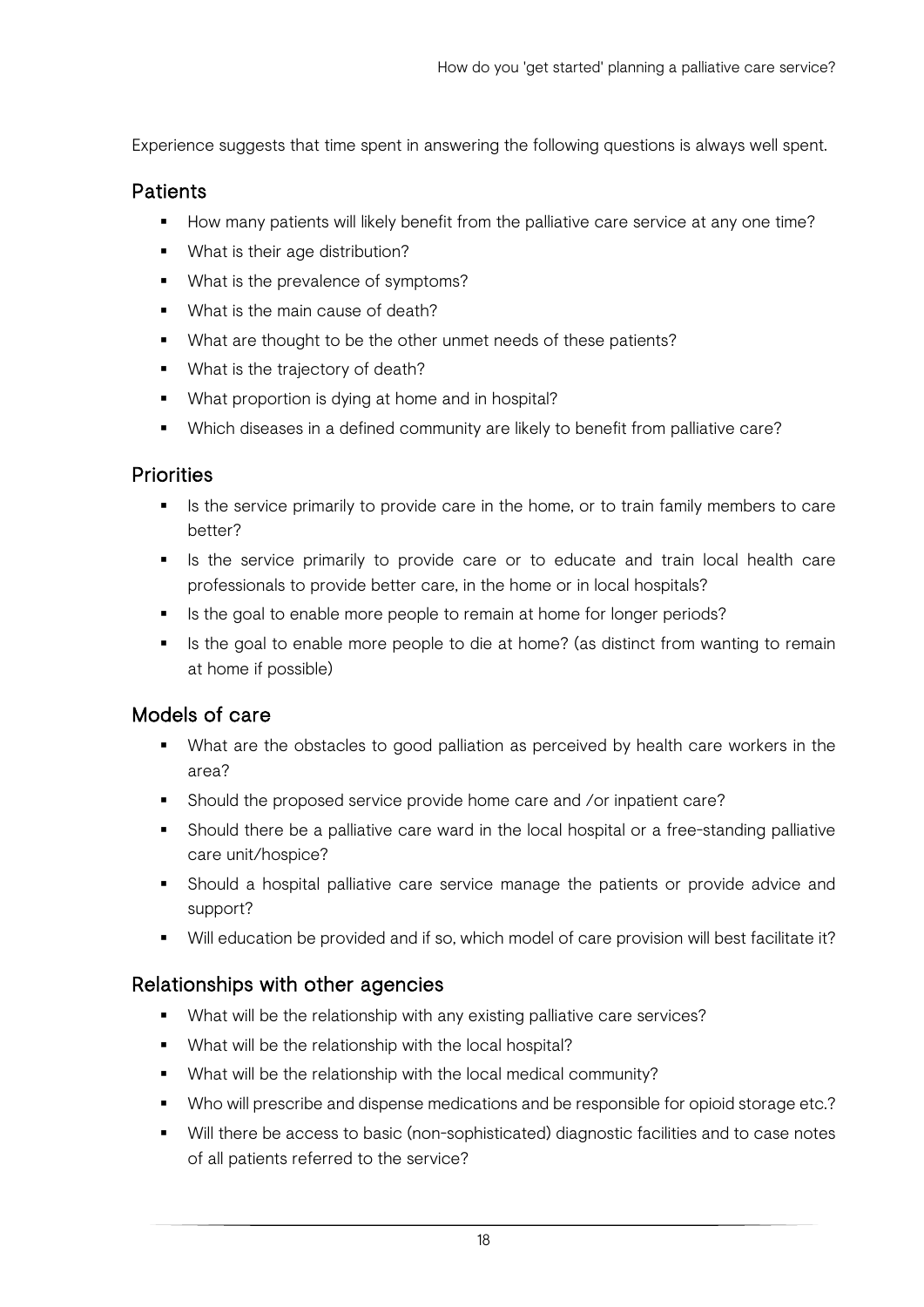Experience suggests that time spent in answering the following questions is always well spent.

## Patients

- How many patients will likely benefit from the palliative care service at any one time?
- What is their age distribution?
- What is the prevalence of symptoms?
- What is the main cause of death?
- What are thought to be the other unmet needs of these patients?
- What is the trajectory of death?
- What proportion is dying at home and in hospital?
- Which diseases in a defined community are likely to benefit from palliative care?

## Priorities

- Is the service primarily to provide care in the home, or to train family members to care better?
- Is the service primarily to provide care or to educate and train local health care professionals to provide better care, in the home or in local hospitals?
- Is the goal to enable more people to remain at home for longer periods?
- Is the goal to enable more people to die at home? (as distinct from wanting to remain at home if possible)

## Models of care

- What are the obstacles to good palliation as perceived by health care workers in the area?
- Should the proposed service provide home care and /or inpatient care?
- Should there be a palliative care ward in the local hospital or a free-standing palliative care unit/hospice?
- Should a hospital palliative care service manage the patients or provide advice and support?
- Will education be provided and if so, which model of care provision will best facilitate it?

## Relationships with other agencies

- What will be the relationship with any existing palliative care services?
- What will be the relationship with the local hospital?
- What will be the relationship with the local medical community?
- Who will prescribe and dispense medications and be responsible for opioid storage etc.?
- Will there be access to basic (non-sophisticated) diagnostic facilities and to case notes of all patients referred to the service?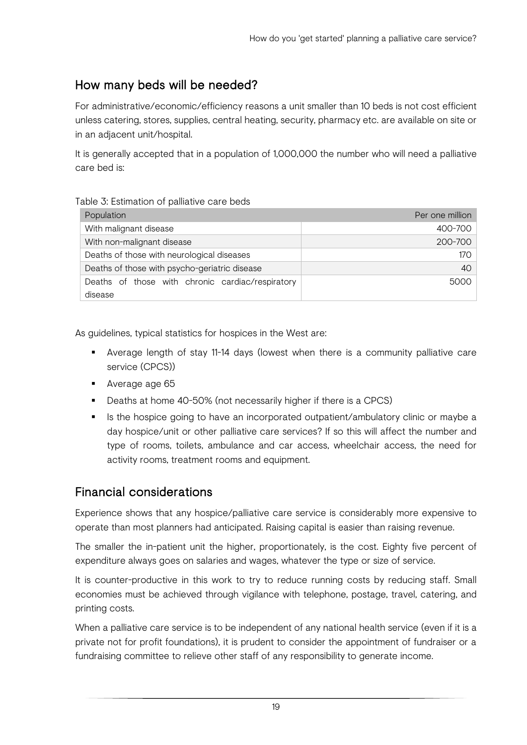## How many beds will be needed?

For administrative/economic/efficiency reasons a unit smaller than 10 beds is not cost efficient unless catering, stores, supplies, central heating, security, pharmacy etc. are available on site or in an adjacent unit/hospital.

It is generally accepted that in a population of 1,000,000 the number who will need a palliative care bed is:

Table 3: Estimation of palliative care beds

| Population | Per one million |
|---|---|
| With malignant disease | 400-700 |
| With non-malignant disease | 200-700 |
| Deaths of those with neurological diseases | 170 |
| Deaths of those with psycho-geriatric disease | 40 |
| Deaths of those with chronic cardiac/respiratory disease | 5000 |

As guidelines, typical statistics for hospices in the West are:

- Average length of stay 11-14 days (lowest when there is a community palliative care service (CPCS))
- Average age 65
- Deaths at home 40-50% (not necessarily higher if there is a CPCS)
- Is the hospice going to have an incorporated outpatient/ambulatory clinic or maybe a day hospice/unit or other palliative care services? If so this will affect the number and type of rooms, toilets, ambulance and car access, wheelchair access, the need for activity rooms, treatment rooms and equipment.

## Financial considerations

Experience shows that any hospice/palliative care service is considerably more expensive to operate than most planners had anticipated. Raising capital is easier than raising revenue.

The smaller the in-patient unit the higher, proportionately, is the cost. Eighty five percent of expenditure always goes on salaries and wages, whatever the type or size of service.

It is counter-productive in this work to try to reduce running costs by reducing staff. Small economies must be achieved through vigilance with telephone, postage, travel, catering, and printing costs.

When a palliative care service is to be independent of any national health service (even if it is a private not for profit foundations), it is prudent to consider the appointment of fundraiser or a fundraising committee to relieve other staff of any responsibility to generate income.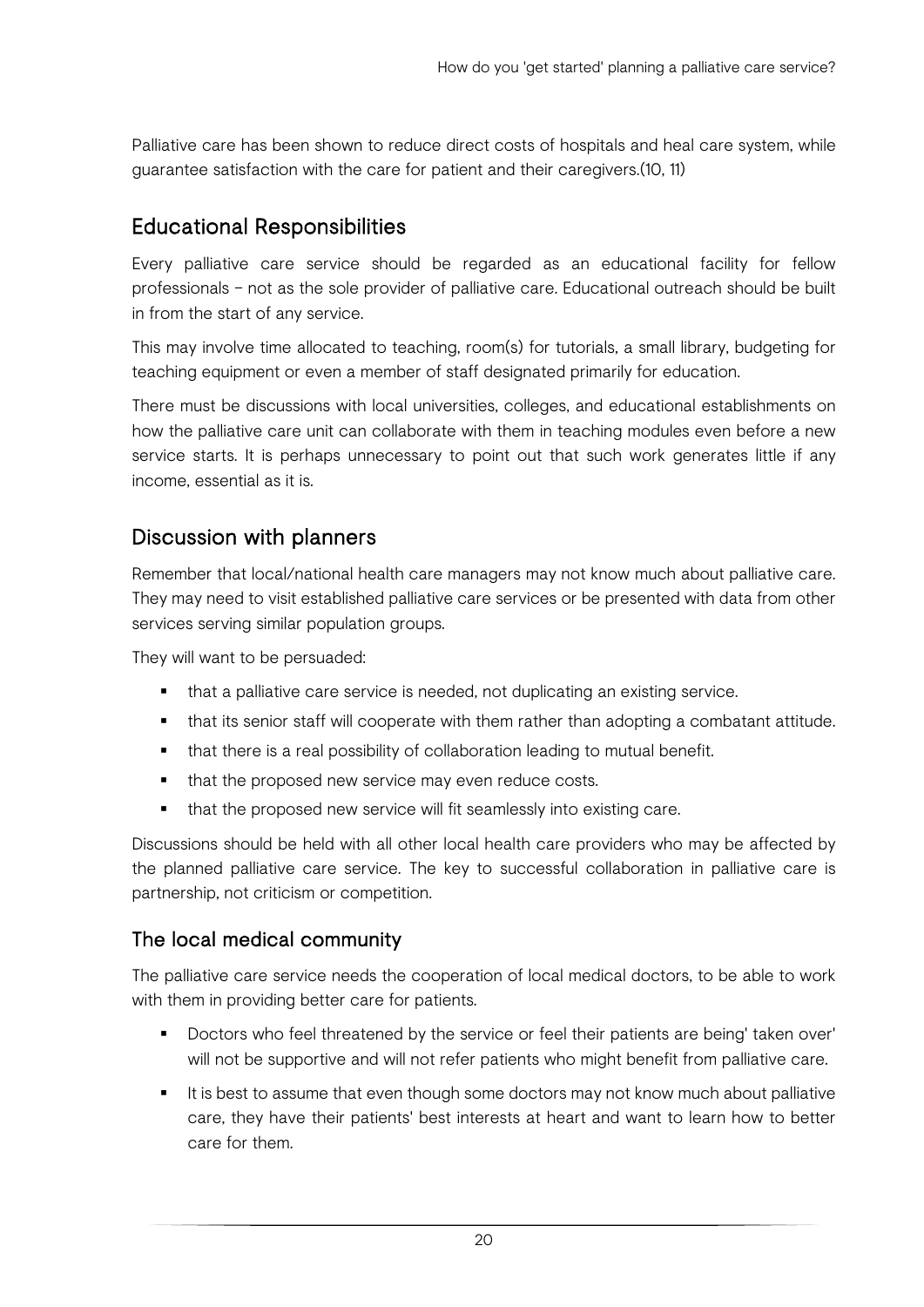Palliative care has been shown to reduce direct costs of hospitals and heal care system, while guarantee satisfaction with the care for patient and their caregivers.(10, 11)

## Educational Responsibilities

Every palliative care service should be regarded as an educational facility for fellow professionals – not as the sole provider of palliative care. Educational outreach should be built in from the start of any service.

This may involve time allocated to teaching, room(s) for tutorials, a small library, budgeting for teaching equipment or even a member of staff designated primarily for education.

There must be discussions with local universities, colleges, and educational establishments on how the palliative care unit can collaborate with them in teaching modules even before a new service starts. It is perhaps unnecessary to point out that such work generates little if any income, essential as it is.

## Discussion with planners

Remember that local/national health care managers may not know much about palliative care. They may need to visit established palliative care services or be presented with data from other services serving similar population groups.

They will want to be persuaded:

- that a palliative care service is needed, not duplicating an existing service.
- that its senior staff will cooperate with them rather than adopting a combatant attitude.
- that there is a real possibility of collaboration leading to mutual benefit.
- that the proposed new service may even reduce costs.
- that the proposed new service will fit seamlessly into existing care.

Discussions should be held with all other local health care providers who may be affected by the planned palliative care service. The key to successful collaboration in palliative care is partnership, not criticism or competition.

### The local medical community

The palliative care service needs the cooperation of local medical doctors, to be able to work with them in providing better care for patients.

- Doctors who feel threatened by the service or feel their patients are being' taken over' will not be supportive and will not refer patients who might benefit from palliative care.
- It is best to assume that even though some doctors may not know much about palliative care, they have their patients' best interests at heart and want to learn how to better care for them.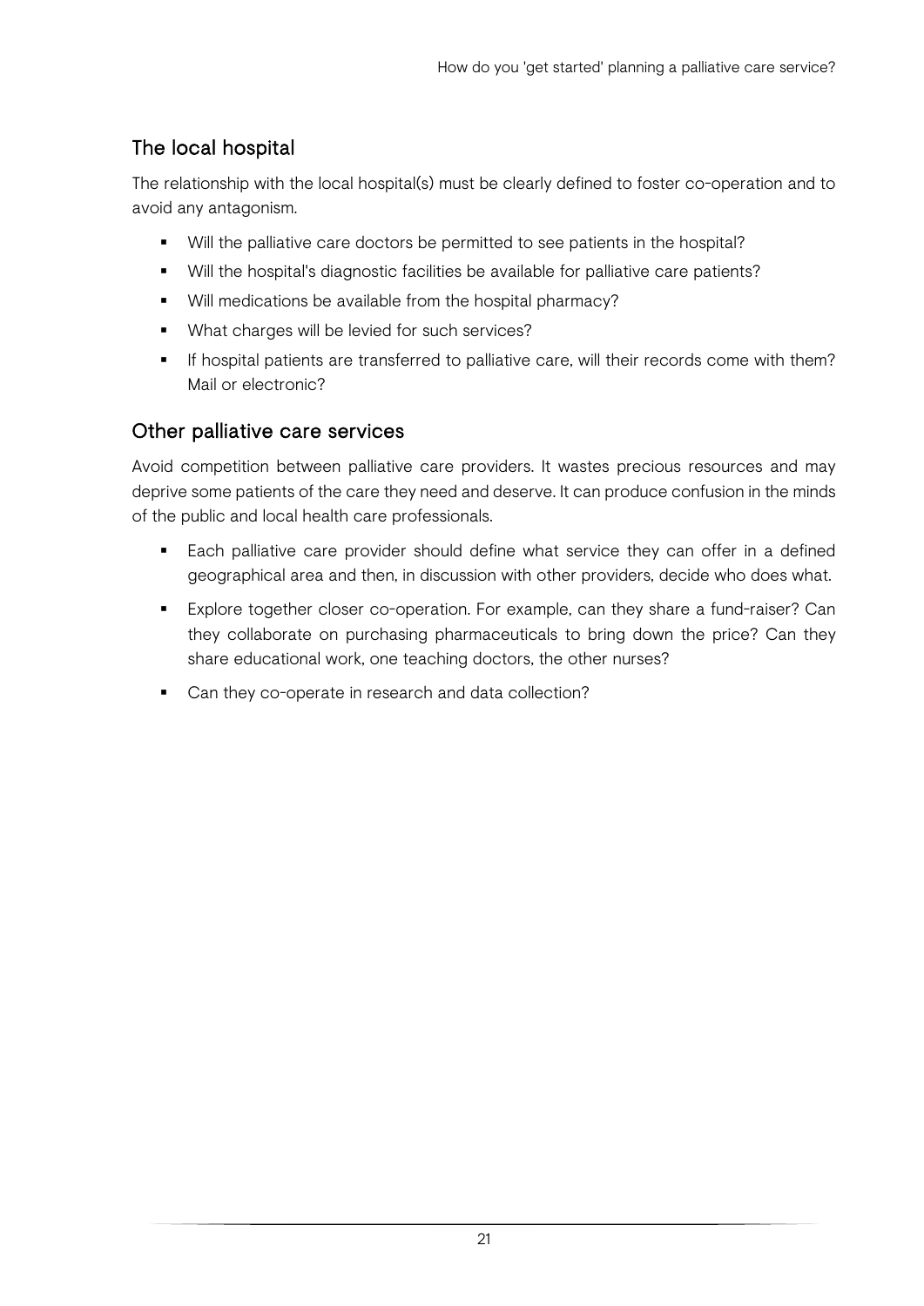## The local hospital

The relationship with the local hospital(s) must be clearly defined to foster co-operation and to avoid any antagonism.

- Will the palliative care doctors be permitted to see patients in the hospital?
- Will the hospital's diagnostic facilities be available for palliative care patients?
- Will medications be available from the hospital pharmacy?
- What charges will be levied for such services?
- If hospital patients are transferred to palliative care, will their records come with them? Mail or electronic?

## Other palliative care services

Avoid competition between palliative care providers. It wastes precious resources and may deprive some patients of the care they need and deserve. It can produce confusion in the minds of the public and local health care professionals.

- Each palliative care provider should define what service they can offer in a defined geographical area and then, in discussion with other providers, decide who does what.
- Explore together closer co-operation. For example, can they share a fund-raiser? Can they collaborate on purchasing pharmaceuticals to bring down the price? Can they share educational work, one teaching doctors, the other nurses?
- Can they co-operate in research and data collection?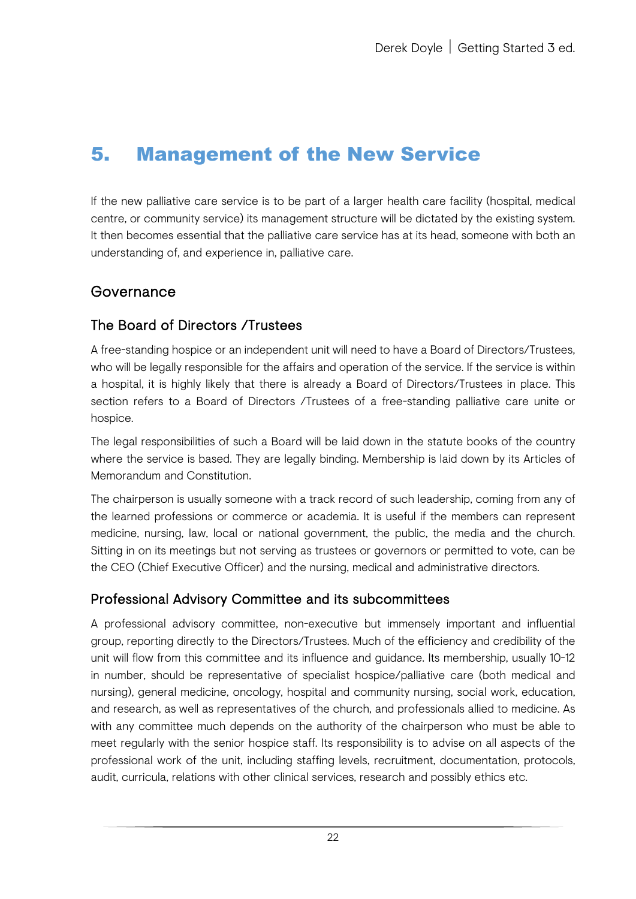# 5. Management of the New Service

If the new palliative care service is to be part of a larger health care facility (hospital, medical centre, or community service) its management structure will be dictated by the existing system. It then becomes essential that the palliative care service has at its head, someone with both an understanding of, and experience in, palliative care.

## Governance

### The Board of Directors /Trustees

A free-standing hospice or an independent unit will need to have a Board of Directors/Trustees, who will be legally responsible for the affairs and operation of the service. If the service is within a hospital, it is highly likely that there is already a Board of Directors/Trustees in place. This section refers to a Board of Directors /Trustees of a free-standing palliative care unite or hospice.

The legal responsibilities of such a Board will be laid down in the statute books of the country where the service is based. They are legally binding. Membership is laid down by its Articles of Memorandum and Constitution.

The chairperson is usually someone with a track record of such leadership, coming from any of the learned professions or commerce or academia. It is useful if the members can represent medicine, nursing, law, local or national government, the public, the media and the church. Sitting in on its meetings but not serving as trustees or governors or permitted to vote, can be the CEO (Chief Executive Officer) and the nursing, medical and administrative directors.

### Professional Advisory Committee and its subcommittees

A professional advisory committee, non-executive but immensely important and influential group, reporting directly to the Directors/Trustees. Much of the efficiency and credibility of the unit will flow from this committee and its influence and guidance. Its membership, usually 10-12 in number, should be representative of specialist hospice/palliative care (both medical and nursing), general medicine, oncology, hospital and community nursing, social work, education, and research, as well as representatives of the church, and professionals allied to medicine. As with any committee much depends on the authority of the chairperson who must be able to meet regularly with the senior hospice staff. Its responsibility is to advise on all aspects of the professional work of the unit, including staffing levels, recruitment, documentation, protocols, audit, curricula, relations with other clinical services, research and possibly ethics etc.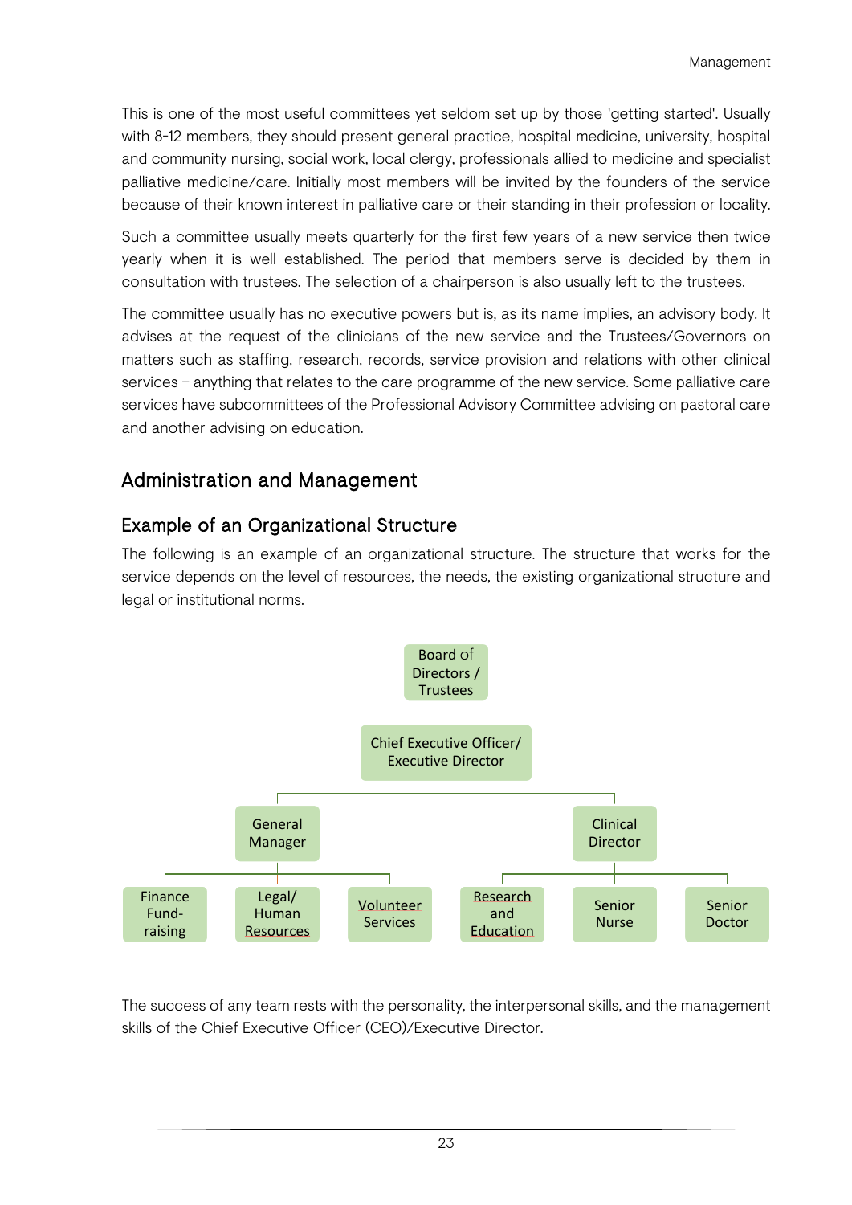This is one of the most useful committees yet seldom set up by those 'getting started'. Usually with 8-12 members, they should present general practice, hospital medicine, university, hospital and community nursing, social work, local clergy, professionals allied to medicine and specialist palliative medicine/care. Initially most members will be invited by the founders of the service because of their known interest in palliative care or their standing in their profession or locality.

Such a committee usually meets quarterly for the first few years of a new service then twice yearly when it is well established. The period that members serve is decided by them in consultation with trustees. The selection of a chairperson is also usually left to the trustees.

The committee usually has no executive powers but is, as its name implies, an advisory body. It advises at the request of the clinicians of the new service and the Trustees/Governors on matters such as staffing, research, records, service provision and relations with other clinical services – anything that relates to the care programme of the new service. Some palliative care services have subcommittees of the Professional Advisory Committee advising on pastoral care and another advising on education.

## Administration and Management

### Example of an Organizational Structure

The following is an example of an organizational structure. The structure that works for the service depends on the level of resources, the needs, the existing organizational structure and legal or institutional norms.

- Board of Directors / Trustees
  - Chief Executive Officer/ Executive Director
    - General Manager
      - Finance Fund-raising
      - Legal/ Human Resources
      - Volunteer Services
    - Clinical Director
      - Research and Education
      - Senior Nurse
      - Senior Doctor

The success of any team rests with the personality, the interpersonal skills, and the management skills of the Chief Executive Officer (CEO)/Executive Director.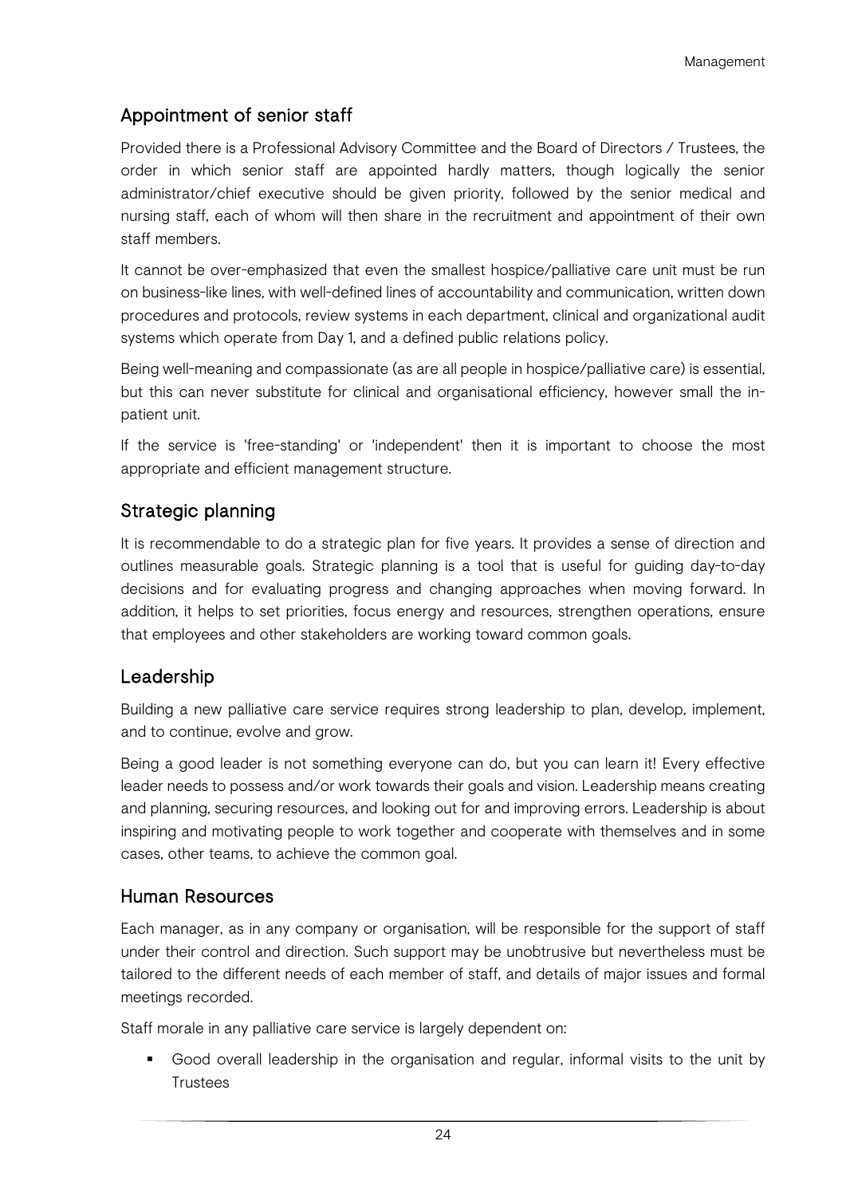## Appointment of senior staff

Provided there is a Professional Advisory Committee and the Board of Directors / Trustees, the order in which senior staff are appointed hardly matters, though logically the senior administrator/chief executive should be given priority, followed by the senior medical and nursing staff, each of whom will then share in the recruitment and appointment of their own staff members.

It cannot be over-emphasized that even the smallest hospice/palliative care unit must be run on business-like lines, with well-defined lines of accountability and communication, written down procedures and protocols, review systems in each department, clinical and organizational audit systems which operate from Day 1, and a defined public relations policy.

Being well-meaning and compassionate (as are all people in hospice/palliative care) is essential, but this can never substitute for clinical and organisational efficiency, however small the in-patient unit.

If the service is 'free-standing' or 'independent' then it is important to choose the most appropriate and efficient management structure.

## Strategic planning

It is recommendable to do a strategic plan for five years. It provides a sense of direction and outlines measurable goals. Strategic planning is a tool that is useful for guiding day-to-day decisions and for evaluating progress and changing approaches when moving forward. In addition, it helps to set priorities, focus energy and resources, strengthen operations, ensure that employees and other stakeholders are working toward common goals.

## Leadership

Building a new palliative care service requires strong leadership to plan, develop, implement, and to continue, evolve and grow.

Being a good leader is not something everyone can do, but you can learn it! Every effective leader needs to possess and/or work towards their goals and vision. Leadership means creating and planning, securing resources, and looking out for and improving errors. Leadership is about inspiring and motivating people to work together and cooperate with themselves and in some cases, other teams, to achieve the common goal.

## Human Resources

Each manager, as in any company or organisation, will be responsible for the support of staff under their control and direction. Such support may be unobtrusive but nevertheless must be tailored to the different needs of each member of staff, and details of major issues and formal meetings recorded.

Staff morale in any palliative care service is largely dependent on:

- Good overall leadership in the organisation and regular, informal visits to the unit by Trustees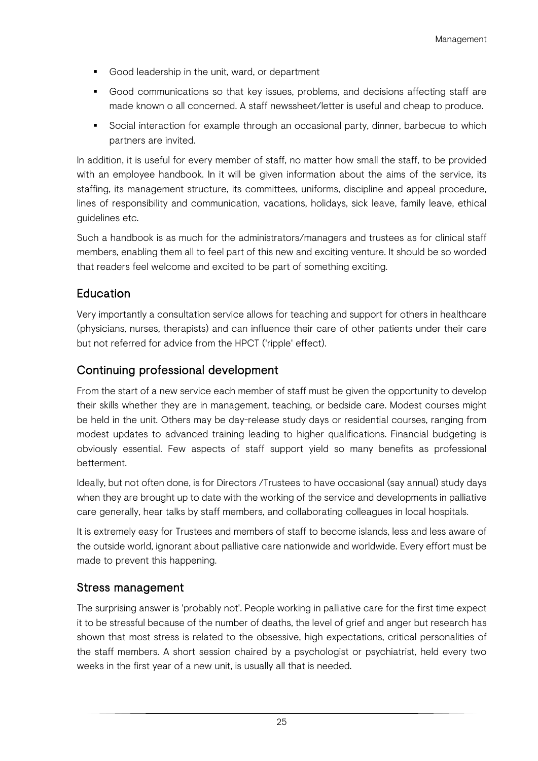- Good leadership in the unit, ward, or department
- Good communications so that key issues, problems, and decisions affecting staff are made known o all concerned. A staff newssheet/letter is useful and cheap to produce.
- Social interaction for example through an occasional party, dinner, barbecue to which partners are invited.

In addition, it is useful for every member of staff, no matter how small the staff, to be provided with an employee handbook. In it will be given information about the aims of the service, its staffing, its management structure, its committees, uniforms, discipline and appeal procedure, lines of responsibility and communication, vacations, holidays, sick leave, family leave, ethical guidelines etc.

Such a handbook is as much for the administrators/managers and trustees as for clinical staff members, enabling them all to feel part of this new and exciting venture. It should be so worded that readers feel welcome and excited to be part of something exciting.

## Education

Very importantly a consultation service allows for teaching and support for others in healthcare (physicians, nurses, therapists) and can influence their care of other patients under their care but not referred for advice from the HPCT ('ripple' effect).

## Continuing professional development

From the start of a new service each member of staff must be given the opportunity to develop their skills whether they are in management, teaching, or bedside care. Modest courses might be held in the unit. Others may be day-release study days or residential courses, ranging from modest updates to advanced training leading to higher qualifications. Financial budgeting is obviously essential. Few aspects of staff support yield so many benefits as professional betterment.

Ideally, but not often done, is for Directors /Trustees to have occasional (say annual) study days when they are brought up to date with the working of the service and developments in palliative care generally, hear talks by staff members, and collaborating colleagues in local hospitals.

It is extremely easy for Trustees and members of staff to become islands, less and less aware of the outside world, ignorant about palliative care nationwide and worldwide. Every effort must be made to prevent this happening.

## Stress management

The surprising answer is 'probably not'. People working in palliative care for the first time expect it to be stressful because of the number of deaths, the level of grief and anger but research has shown that most stress is related to the obsessive, high expectations, critical personalities of the staff members. A short session chaired by a psychologist or psychiatrist, held every two weeks in the first year of a new unit, is usually all that is needed.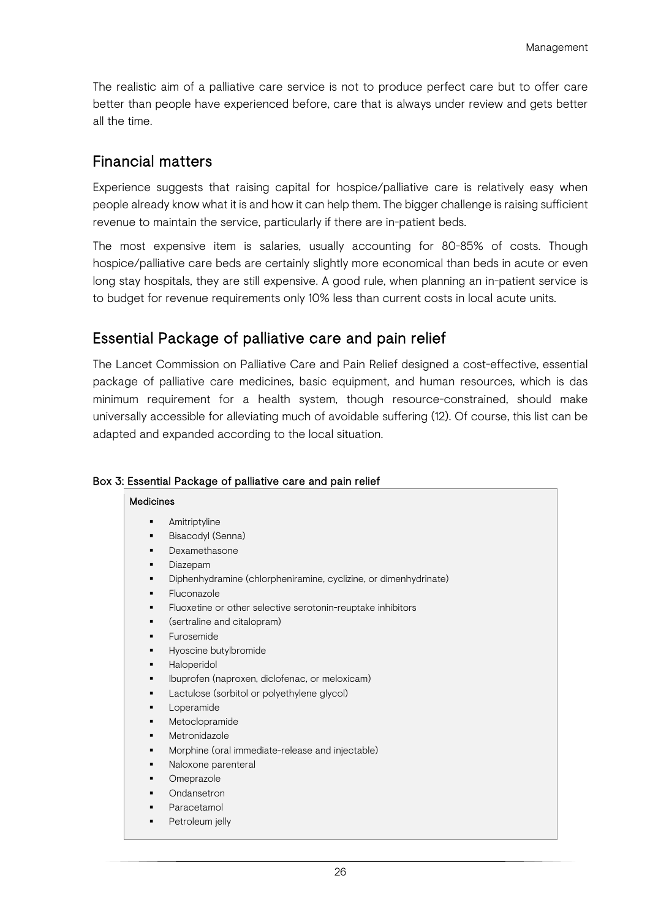The realistic aim of a palliative care service is not to produce perfect care but to offer care better than people have experienced before, care that is always under review and gets better all the time.

## Financial matters

Experience suggests that raising capital for hospice/palliative care is relatively easy when people already know what it is and how it can help them. The bigger challenge is raising sufficient revenue to maintain the service, particularly if there are in-patient beds.

The most expensive item is salaries, usually accounting for 80-85% of costs. Though hospice/palliative care beds are certainly slightly more economical than beds in acute or even long stay hospitals, they are still expensive. A good rule, when planning an in-patient service is to budget for revenue requirements only 10% less than current costs in local acute units.

## Essential Package of palliative care and pain relief

The Lancet Commission on Palliative Care and Pain Relief designed a cost-effective, essential package of palliative care medicines, basic equipment, and human resources, which is das minimum requirement for a health system, though resource-constrained, should make universally accessible for alleviating much of avoidable suffering (12). Of course, this list can be adapted and expanded according to the local situation.

**Box 3: Essential Package of palliative care and pain relief**

**Medicines**

- Amitriptyline
- Bisacodyl (Senna)
- Dexamethasone
- Diazepam
- Diphenhydramine (chlorpheniramine, cyclizine, or dimenhydrinate)
- Fluconazole
- Fluoxetine or other selective serotonin-reuptake inhibitors
- (sertraline and citalopram)
- Furosemide
- Hyoscine butylbromide
- Haloperidol
- Ibuprofen (naproxen, diclofenac, or meloxicam)
- Lactulose (sorbitol or polyethylene glycol)
- Loperamide
- Metoclopramide
- Metronidazole
- Morphine (oral immediate-release and injectable)
- Naloxone parenteral
- Omeprazole
- Ondansetron
- Paracetamol
- Petroleum jelly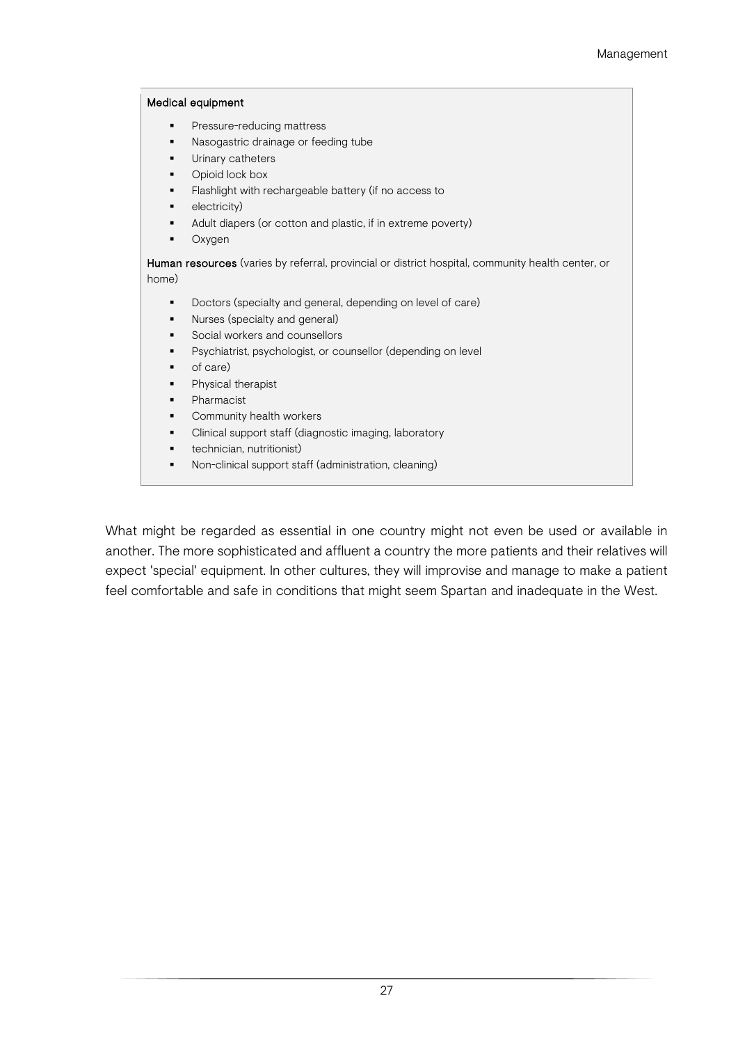**Medical equipment**

- Pressure-reducing mattress
- Nasogastric drainage or feeding tube
- Urinary catheters
- Opioid lock box
- Flashlight with rechargeable battery (if no access to
- electricity)
- Adult diapers (or cotton and plastic, if in extreme poverty)
- Oxygen

**Human resources** (varies by referral, provincial or district hospital, community health center, or home)

- Doctors (specialty and general, depending on level of care)
- Nurses (specialty and general)
- Social workers and counsellors
- Psychiatrist, psychologist, or counsellor (depending on level
- of care)
- Physical therapist
- Pharmacist
- Community health workers
- Clinical support staff (diagnostic imaging, laboratory
- technician, nutritionist)
- Non-clinical support staff (administration, cleaning)

What might be regarded as essential in one country might not even be used or available in another. The more sophisticated and affluent a country the more patients and their relatives will expect 'special' equipment. In other cultures, they will improvise and manage to make a patient feel comfortable and safe in conditions that might seem Spartan and inadequate in the West.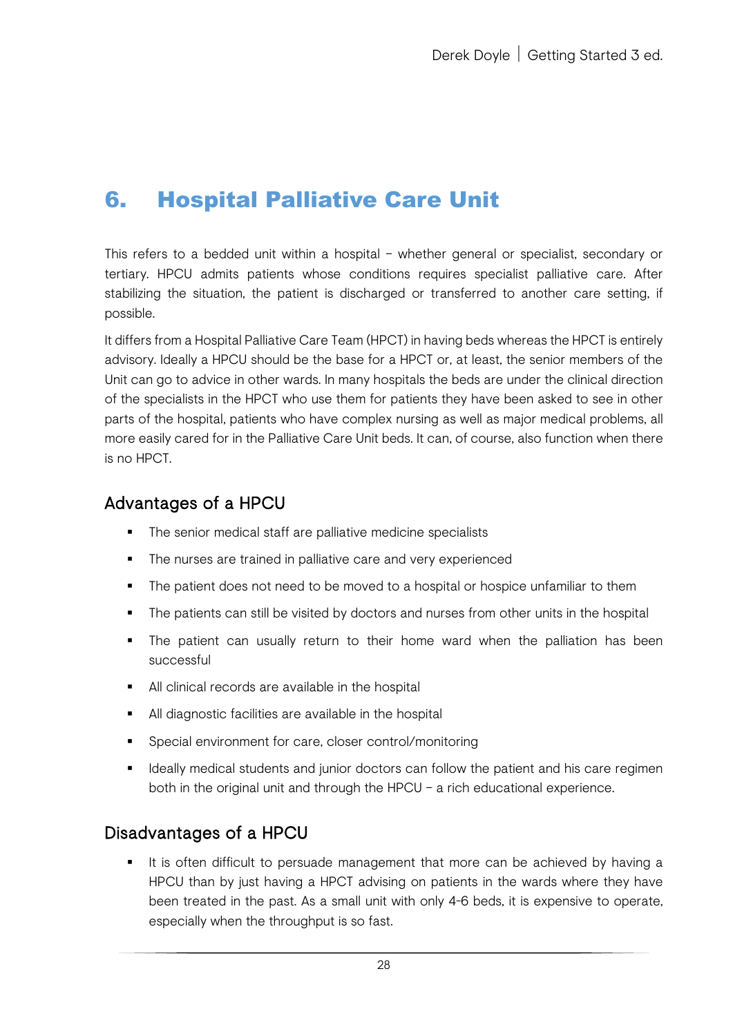# 6. Hospital Palliative Care Unit

This refers to a bedded unit within a hospital – whether general or specialist, secondary or tertiary. HPCU admits patients whose conditions requires specialist palliative care. After stabilizing the situation, the patient is discharged or transferred to another care setting, if possible.

It differs from a Hospital Palliative Care Team (HPCT) in having beds whereas the HPCT is entirely advisory. Ideally a HPCU should be the base for a HPCT or, at least, the senior members of the Unit can go to advice in other wards. In many hospitals the beds are under the clinical direction of the specialists in the HPCT who use them for patients they have been asked to see in other parts of the hospital, patients who have complex nursing as well as major medical problems, all more easily cared for in the Palliative Care Unit beds. It can, of course, also function when there is no HPCT.

## Advantages of a HPCU

- The senior medical staff are palliative medicine specialists
- The nurses are trained in palliative care and very experienced
- The patient does not need to be moved to a hospital or hospice unfamiliar to them
- The patients can still be visited by doctors and nurses from other units in the hospital
- The patient can usually return to their home ward when the palliation has been successful
- All clinical records are available in the hospital
- All diagnostic facilities are available in the hospital
- Special environment for care, closer control/monitoring
- Ideally medical students and junior doctors can follow the patient and his care regimen both in the original unit and through the HPCU – a rich educational experience.

## Disadvantages of a HPCU

- It is often difficult to persuade management that more can be achieved by having a HPCU than by just having a HPCT advising on patients in the wards where they have been treated in the past. As a small unit with only 4-6 beds, it is expensive to operate, especially when the throughput is so fast.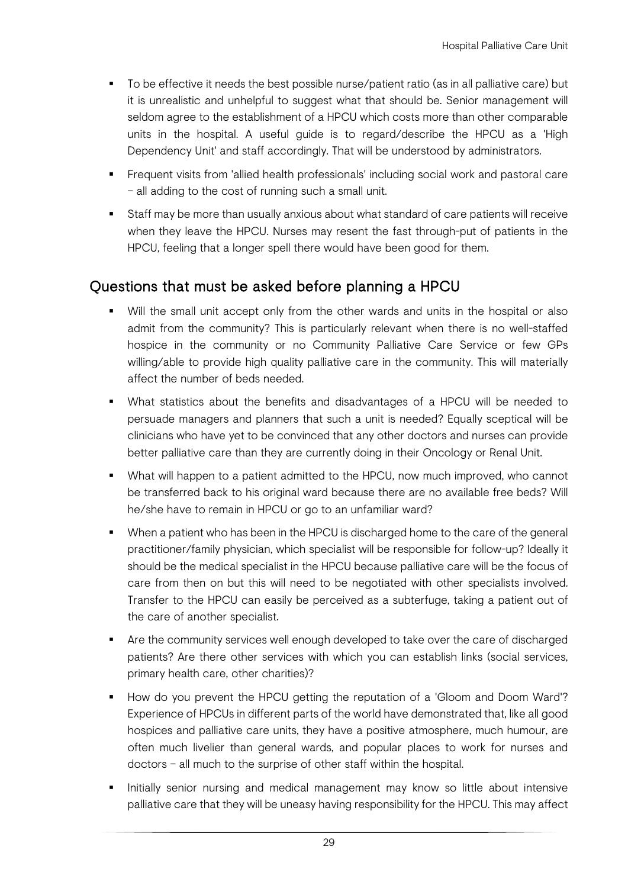- To be effective it needs the best possible nurse/patient ratio (as in all palliative care) but it is unrealistic and unhelpful to suggest what that should be. Senior management will seldom agree to the establishment of a HPCU which costs more than other comparable units in the hospital. A useful guide is to regard/describe the HPCU as a 'High Dependency Unit' and staff accordingly. That will be understood by administrators.
- Frequent visits from 'allied health professionals' including social work and pastoral care – all adding to the cost of running such a small unit.
- Staff may be more than usually anxious about what standard of care patients will receive when they leave the HPCU. Nurses may resent the fast through-put of patients in the HPCU, feeling that a longer spell there would have been good for them.

## Questions that must be asked before planning a HPCU

- Will the small unit accept only from the other wards and units in the hospital or also admit from the community? This is particularly relevant when there is no well-staffed hospice in the community or no Community Palliative Care Service or few GPs willing/able to provide high quality palliative care in the community. This will materially affect the number of beds needed.
- What statistics about the benefits and disadvantages of a HPCU will be needed to persuade managers and planners that such a unit is needed? Equally sceptical will be clinicians who have yet to be convinced that any other doctors and nurses can provide better palliative care than they are currently doing in their Oncology or Renal Unit.
- What will happen to a patient admitted to the HPCU, now much improved, who cannot be transferred back to his original ward because there are no available free beds? Will he/she have to remain in HPCU or go to an unfamiliar ward?
- When a patient who has been in the HPCU is discharged home to the care of the general practitioner/family physician, which specialist will be responsible for follow-up? Ideally it should be the medical specialist in the HPCU because palliative care will be the focus of care from then on but this will need to be negotiated with other specialists involved. Transfer to the HPCU can easily be perceived as a subterfuge, taking a patient out of the care of another specialist.
- Are the community services well enough developed to take over the care of discharged patients? Are there other services with which you can establish links (social services, primary health care, other charities)?
- How do you prevent the HPCU getting the reputation of a 'Gloom and Doom Ward'? Experience of HPCUs in different parts of the world have demonstrated that, like all good hospices and palliative care units, they have a positive atmosphere, much humour, are often much livelier than general wards, and popular places to work for nurses and doctors – all much to the surprise of other staff within the hospital.
- Initially senior nursing and medical management may know so little about intensive palliative care that they will be uneasy having responsibility for the HPCU. This may affect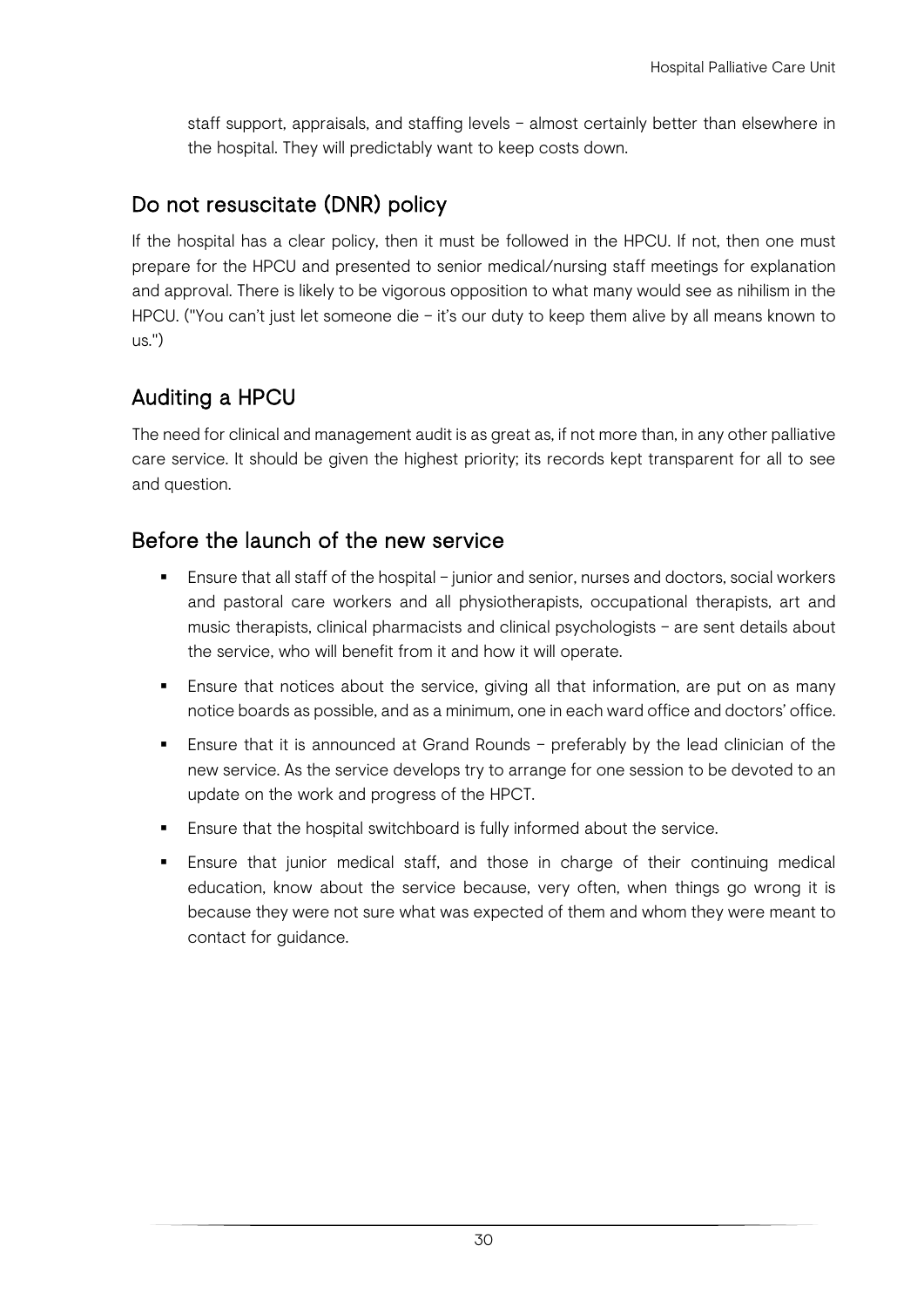staff support, appraisals, and staffing levels – almost certainly better than elsewhere in the hospital. They will predictably want to keep costs down.

## Do not resuscitate (DNR) policy

If the hospital has a clear policy, then it must be followed in the HPCU. If not, then one must prepare for the HPCU and presented to senior medical/nursing staff meetings for explanation and approval. There is likely to be vigorous opposition to what many would see as nihilism in the HPCU. ("You can't just let someone die – it's our duty to keep them alive by all means known to us.")

## Auditing a HPCU

The need for clinical and management audit is as great as, if not more than, in any other palliative care service. It should be given the highest priority; its records kept transparent for all to see and question.

## Before the launch of the new service

- Ensure that all staff of the hospital – junior and senior, nurses and doctors, social workers and pastoral care workers and all physiotherapists, occupational therapists, art and music therapists, clinical pharmacists and clinical psychologists – are sent details about the service, who will benefit from it and how it will operate.
- Ensure that notices about the service, giving all that information, are put on as many notice boards as possible, and as a minimum, one in each ward office and doctors' office.
- Ensure that it is announced at Grand Rounds – preferably by the lead clinician of the new service. As the service develops try to arrange for one session to be devoted to an update on the work and progress of the HPCT.
- Ensure that the hospital switchboard is fully informed about the service.
- Ensure that junior medical staff, and those in charge of their continuing medical education, know about the service because, very often, when things go wrong it is because they were not sure what was expected of them and whom they were meant to contact for guidance.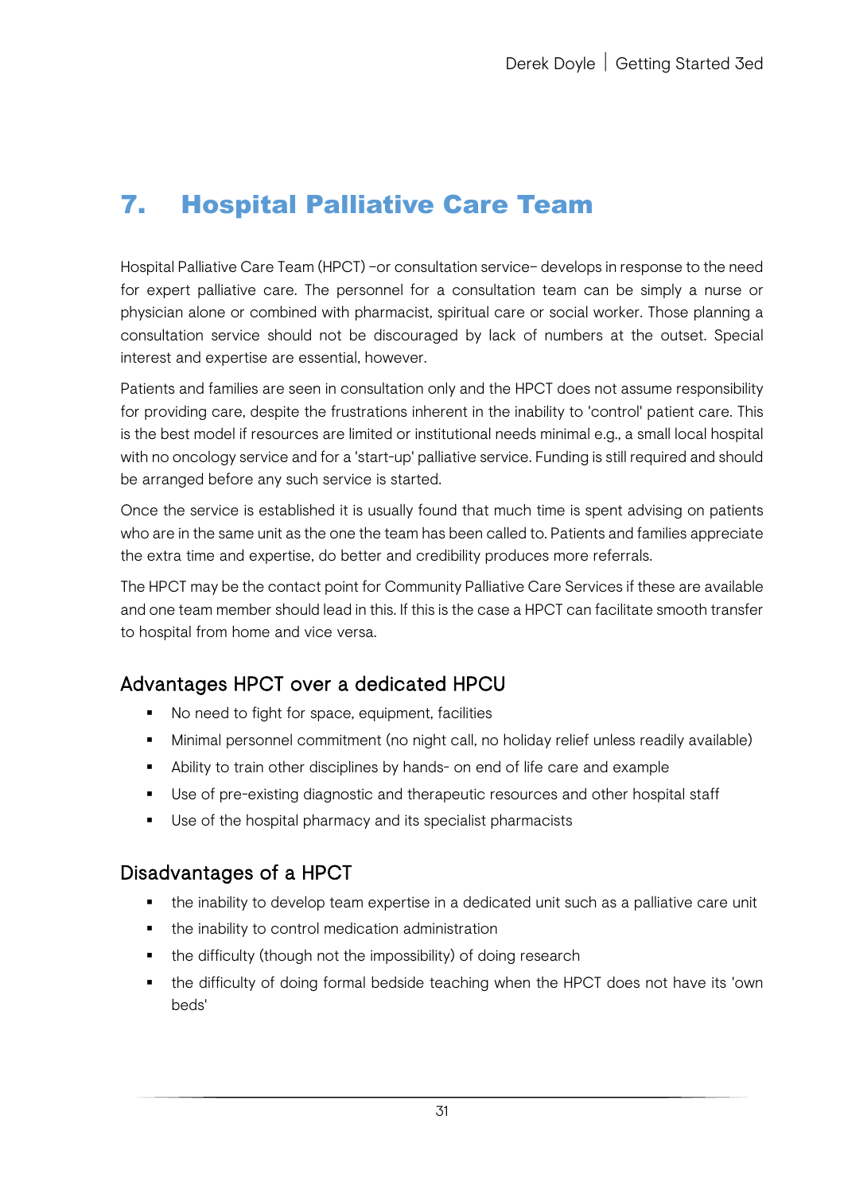# 7. Hospital Palliative Care Team

Hospital Palliative Care Team (HPCT) –or consultation service– develops in response to the need for expert palliative care. The personnel for a consultation team can be simply a nurse or physician alone or combined with pharmacist, spiritual care or social worker. Those planning a consultation service should not be discouraged by lack of numbers at the outset. Special interest and expertise are essential, however.

Patients and families are seen in consultation only and the HPCT does not assume responsibility for providing care, despite the frustrations inherent in the inability to 'control' patient care. This is the best model if resources are limited or institutional needs minimal e.g., a small local hospital with no oncology service and for a 'start-up' palliative service. Funding is still required and should be arranged before any such service is started.

Once the service is established it is usually found that much time is spent advising on patients who are in the same unit as the one the team has been called to. Patients and families appreciate the extra time and expertise, do better and credibility produces more referrals.

The HPCT may be the contact point for Community Palliative Care Services if these are available and one team member should lead in this. If this is the case a HPCT can facilitate smooth transfer to hospital from home and vice versa.

## Advantages HPCT over a dedicated HPCU

- No need to fight for space, equipment, facilities
- Minimal personnel commitment (no night call, no holiday relief unless readily available)
- Ability to train other disciplines by hands- on end of life care and example
- Use of pre-existing diagnostic and therapeutic resources and other hospital staff
- Use of the hospital pharmacy and its specialist pharmacists

## Disadvantages of a HPCT

- the inability to develop team expertise in a dedicated unit such as a palliative care unit
- the inability to control medication administration
- the difficulty (though not the impossibility) of doing research
- the difficulty of doing formal bedside teaching when the HPCT does not have its 'own beds'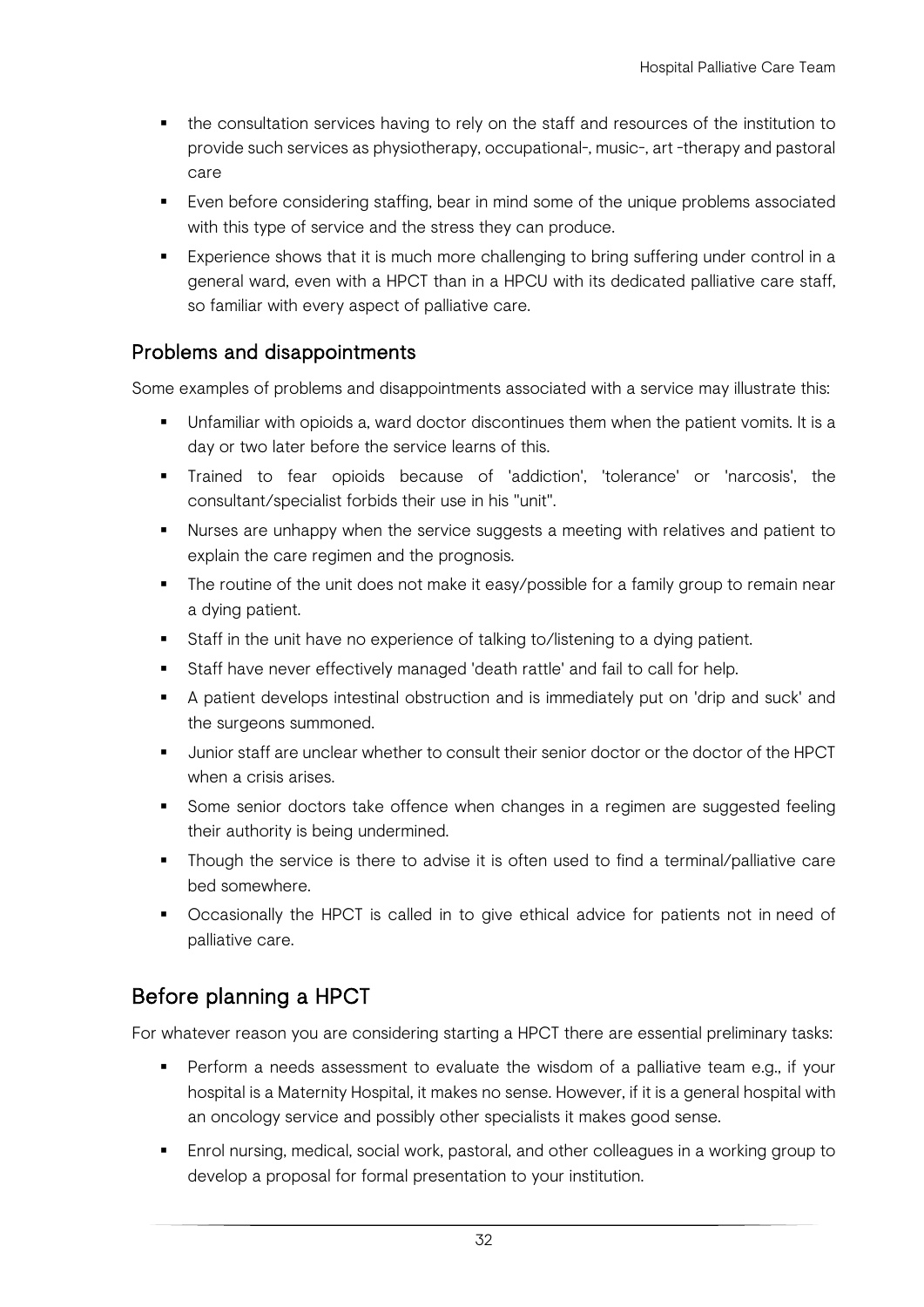- the consultation services having to rely on the staff and resources of the institution to provide such services as physiotherapy, occupational-, music-, art -therapy and pastoral care
- Even before considering staffing, bear in mind some of the unique problems associated with this type of service and the stress they can produce.
- Experience shows that it is much more challenging to bring suffering under control in a general ward, even with a HPCT than in a HPCU with its dedicated palliative care staff, so familiar with every aspect of palliative care.

### Problems and disappointments

Some examples of problems and disappointments associated with a service may illustrate this:

- Unfamiliar with opioids a, ward doctor discontinues them when the patient vomits. It is a day or two later before the service learns of this.
- Trained to fear opioids because of 'addiction', 'tolerance' or 'narcosis', the consultant/specialist forbids their use in his "unit".
- Nurses are unhappy when the service suggests a meeting with relatives and patient to explain the care regimen and the prognosis.
- The routine of the unit does not make it easy/possible for a family group to remain near a dying patient.
- Staff in the unit have no experience of talking to/listening to a dying patient.
- Staff have never effectively managed 'death rattle' and fail to call for help.
- A patient develops intestinal obstruction and is immediately put on 'drip and suck' and the surgeons summoned.
- Junior staff are unclear whether to consult their senior doctor or the doctor of the HPCT when a crisis arises.
- Some senior doctors take offence when changes in a regimen are suggested feeling their authority is being undermined.
- Though the service is there to advise it is often used to find a terminal/palliative care bed somewhere.
- Occasionally the HPCT is called in to give ethical advice for patients not in need of palliative care.

## Before planning a HPCT

For whatever reason you are considering starting a HPCT there are essential preliminary tasks:

- Perform a needs assessment to evaluate the wisdom of a palliative team e.g., if your hospital is a Maternity Hospital, it makes no sense. However, if it is a general hospital with an oncology service and possibly other specialists it makes good sense.
- Enrol nursing, medical, social work, pastoral, and other colleagues in a working group to develop a proposal for formal presentation to your institution.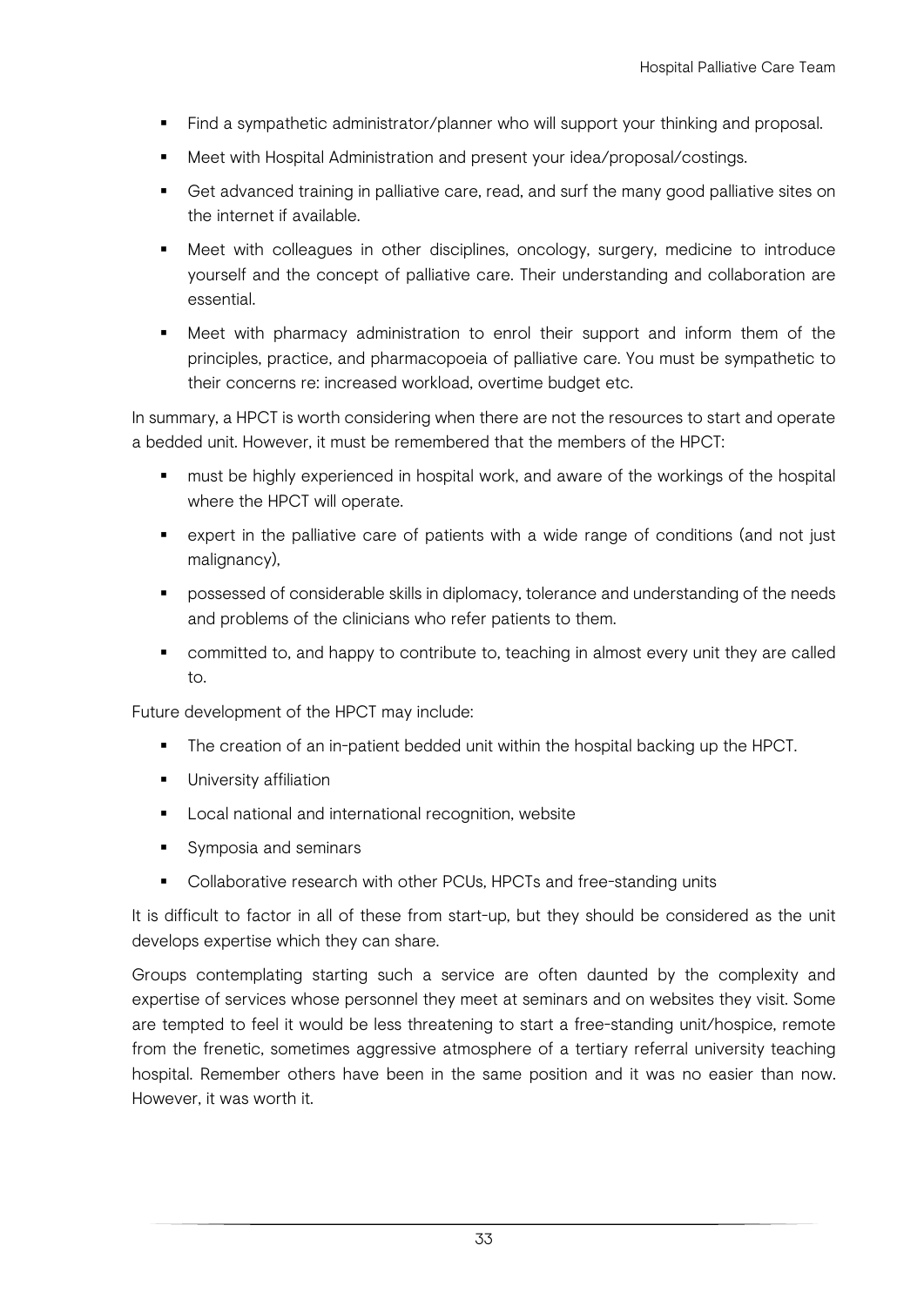- Find a sympathetic administrator/planner who will support your thinking and proposal.
- Meet with Hospital Administration and present your idea/proposal/costings.
- Get advanced training in palliative care, read, and surf the many good palliative sites on the internet if available.
- Meet with colleagues in other disciplines, oncology, surgery, medicine to introduce yourself and the concept of palliative care. Their understanding and collaboration are essential.
- Meet with pharmacy administration to enrol their support and inform them of the principles, practice, and pharmacopoeia of palliative care. You must be sympathetic to their concerns re: increased workload, overtime budget etc.

In summary, a HPCT is worth considering when there are not the resources to start and operate a bedded unit. However, it must be remembered that the members of the HPCT:

- must be highly experienced in hospital work, and aware of the workings of the hospital where the HPCT will operate.
- expert in the palliative care of patients with a wide range of conditions (and not just malignancy),
- possessed of considerable skills in diplomacy, tolerance and understanding of the needs and problems of the clinicians who refer patients to them.
- committed to, and happy to contribute to, teaching in almost every unit they are called to.

Future development of the HPCT may include:

- The creation of an in-patient bedded unit within the hospital backing up the HPCT.
- University affiliation
- Local national and international recognition, website
- Symposia and seminars
- Collaborative research with other PCUs, HPCTs and free-standing units

It is difficult to factor in all of these from start-up, but they should be considered as the unit develops expertise which they can share.

Groups contemplating starting such a service are often daunted by the complexity and expertise of services whose personnel they meet at seminars and on websites they visit. Some are tempted to feel it would be less threatening to start a free-standing unit/hospice, remote from the frenetic, sometimes aggressive atmosphere of a tertiary referral university teaching hospital. Remember others have been in the same position and it was no easier than now. However, it was worth it.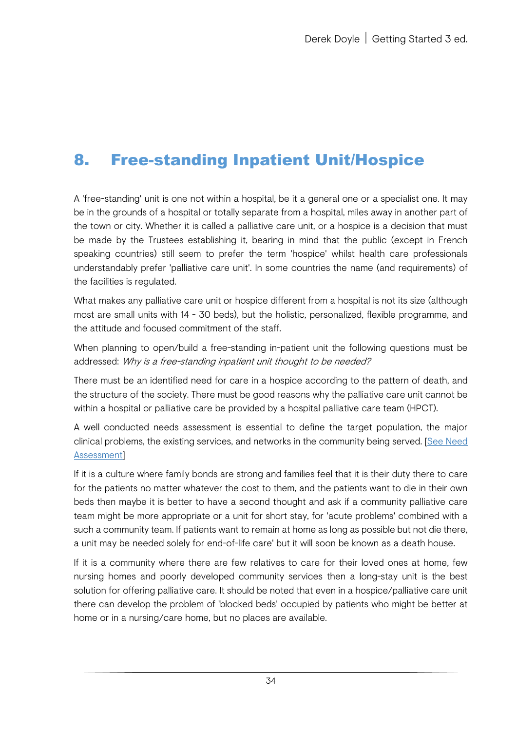# 8. Free-standing Inpatient Unit/Hospice

A 'free-standing' unit is one not within a hospital, be it a general one or a specialist one. It may be in the grounds of a hospital or totally separate from a hospital, miles away in another part of the town or city. Whether it is called a palliative care unit, or a hospice is a decision that must be made by the Trustees establishing it, bearing in mind that the public (except in French speaking countries) still seem to prefer the term 'hospice' whilst health care professionals understandably prefer 'palliative care unit'. In some countries the name (and requirements) of the facilities is regulated.

What makes any palliative care unit or hospice different from a hospital is not its size (although most are small units with 14 - 30 beds), but the holistic, personalized, flexible programme, and the attitude and focused commitment of the staff.

When planning to open/build a free-standing in-patient unit the following questions must be addressed: *Why is a free-standing inpatient unit thought to be needed?*

There must be an identified need for care in a hospice according to the pattern of death, and the structure of the society. There must be good reasons why the palliative care unit cannot be within a hospital or palliative care be provided by a hospital palliative care team (HPCT).

A well conducted needs assessment is essential to define the target population, the major clinical problems, the existing services, and networks in the community being served. [See Need Assessment]

If it is a culture where family bonds are strong and families feel that it is their duty there to care for the patients no matter whatever the cost to them, and the patients want to die in their own beds then maybe it is better to have a second thought and ask if a community palliative care team might be more appropriate or a unit for short stay, for 'acute problems' combined with a such a community team. If patients want to remain at home as long as possible but not die there, a unit may be needed solely for end-of-life care' but it will soon be known as a death house.

If it is a community where there are few relatives to care for their loved ones at home, few nursing homes and poorly developed community services then a long-stay unit is the best solution for offering palliative care. It should be noted that even in a hospice/palliative care unit there can develop the problem of 'blocked beds' occupied by patients who might be better at home or in a nursing/care home, but no places are available.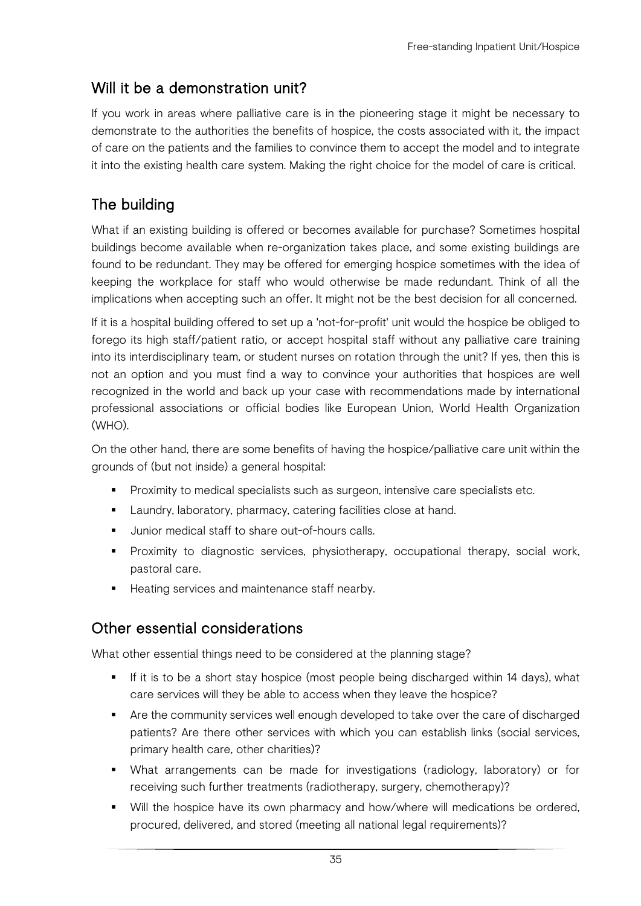## Will it be a demonstration unit?

If you work in areas where palliative care is in the pioneering stage it might be necessary to demonstrate to the authorities the benefits of hospice, the costs associated with it, the impact of care on the patients and the families to convince them to accept the model and to integrate it into the existing health care system. Making the right choice for the model of care is critical.

## The building

What if an existing building is offered or becomes available for purchase? Sometimes hospital buildings become available when re-organization takes place, and some existing buildings are found to be redundant. They may be offered for emerging hospice sometimes with the idea of keeping the workplace for staff who would otherwise be made redundant. Think of all the implications when accepting such an offer. It might not be the best decision for all concerned.

If it is a hospital building offered to set up a 'not-for-profit' unit would the hospice be obliged to forego its high staff/patient ratio, or accept hospital staff without any palliative care training into its interdisciplinary team, or student nurses on rotation through the unit? If yes, then this is not an option and you must find a way to convince your authorities that hospices are well recognized in the world and back up your case with recommendations made by international professional associations or official bodies like European Union, World Health Organization (WHO).

On the other hand, there are some benefits of having the hospice/palliative care unit within the grounds of (but not inside) a general hospital:

- Proximity to medical specialists such as surgeon, intensive care specialists etc.
- Laundry, laboratory, pharmacy, catering facilities close at hand.
- Junior medical staff to share out-of-hours calls.
- Proximity to diagnostic services, physiotherapy, occupational therapy, social work, pastoral care.
- Heating services and maintenance staff nearby.

## Other essential considerations

What other essential things need to be considered at the planning stage?

- If it is to be a short stay hospice (most people being discharged within 14 days), what care services will they be able to access when they leave the hospice?
- Are the community services well enough developed to take over the care of discharged patients? Are there other services with which you can establish links (social services, primary health care, other charities)?
- What arrangements can be made for investigations (radiology, laboratory) or for receiving such further treatments (radiotherapy, surgery, chemotherapy)?
- Will the hospice have its own pharmacy and how/where will medications be ordered, procured, delivered, and stored (meeting all national legal requirements)?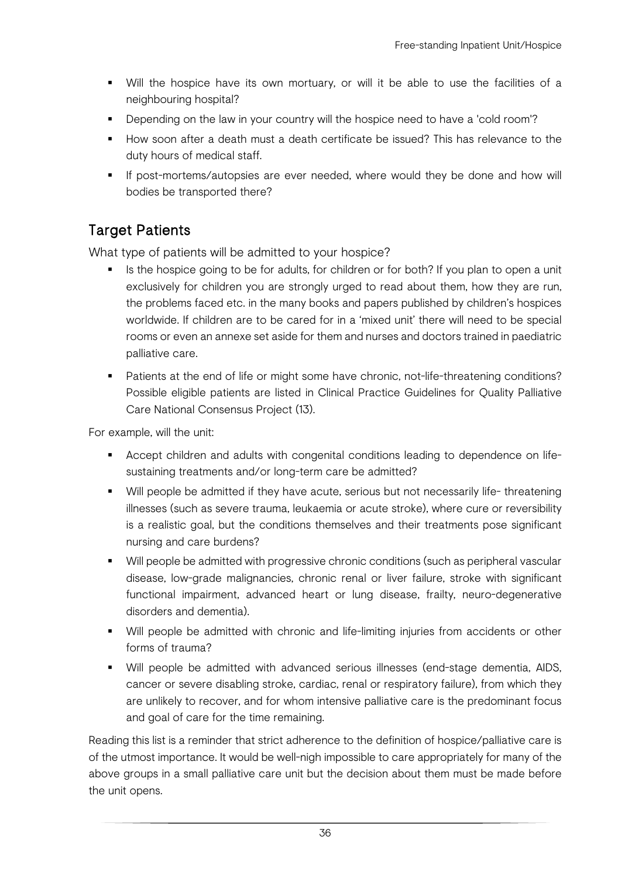- Will the hospice have its own mortuary, or will it be able to use the facilities of a neighbouring hospital?
- Depending on the law in your country will the hospice need to have a 'cold room'?
- How soon after a death must a death certificate be issued? This has relevance to the duty hours of medical staff.
- If post-mortems/autopsies are ever needed, where would they be done and how will bodies be transported there?

## Target Patients

What type of patients will be admitted to your hospice?

- Is the hospice going to be for adults, for children or for both? If you plan to open a unit exclusively for children you are strongly urged to read about them, how they are run, the problems faced etc. in the many books and papers published by children's hospices worldwide. If children are to be cared for in a 'mixed unit' there will need to be special rooms or even an annexe set aside for them and nurses and doctors trained in paediatric palliative care.
- Patients at the end of life or might some have chronic, not-life-threatening conditions? Possible eligible patients are listed in Clinical Practice Guidelines for Quality Palliative Care National Consensus Project (13).

For example, will the unit:

- Accept children and adults with congenital conditions leading to dependence on life-sustaining treatments and/or long-term care be admitted?
- Will people be admitted if they have acute, serious but not necessarily life- threatening illnesses (such as severe trauma, leukaemia or acute stroke), where cure or reversibility is a realistic goal, but the conditions themselves and their treatments pose significant nursing and care burdens?
- Will people be admitted with progressive chronic conditions (such as peripheral vascular disease, low-grade malignancies, chronic renal or liver failure, stroke with significant functional impairment, advanced heart or lung disease, frailty, neuro-degenerative disorders and dementia).
- Will people be admitted with chronic and life-limiting injuries from accidents or other forms of trauma?
- Will people be admitted with advanced serious illnesses (end-stage dementia, AIDS, cancer or severe disabling stroke, cardiac, renal or respiratory failure), from which they are unlikely to recover, and for whom intensive palliative care is the predominant focus and goal of care for the time remaining.

Reading this list is a reminder that strict adherence to the definition of hospice/palliative care is of the utmost importance. It would be well-nigh impossible to care appropriately for many of the above groups in a small palliative care unit but the decision about them must be made before the unit opens.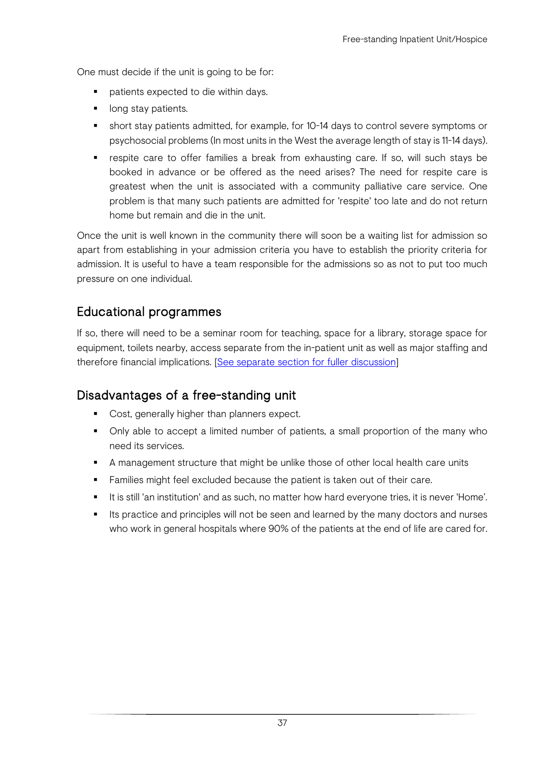One must decide if the unit is going to be for:

- patients expected to die within days.
- long stay patients.
- short stay patients admitted, for example, for 10-14 days to control severe symptoms or psychosocial problems (In most units in the West the average length of stay is 11-14 days).
- respite care to offer families a break from exhausting care. If so, will such stays be booked in advance or be offered as the need arises? The need for respite care is greatest when the unit is associated with a community palliative care service. One problem is that many such patients are admitted for 'respite' too late and do not return home but remain and die in the unit.

Once the unit is well known in the community there will soon be a waiting list for admission so apart from establishing in your admission criteria you have to establish the priority criteria for admission. It is useful to have a team responsible for the admissions so as not to put too much pressure on one individual.

## Educational programmes

If so, there will need to be a seminar room for teaching, space for a library, storage space for equipment, toilets nearby, access separate from the in-patient unit as well as major staffing and therefore financial implications. [See separate section for fuller discussion]

## Disadvantages of a free-standing unit

- Cost, generally higher than planners expect.
- Only able to accept a limited number of patients, a small proportion of the many who need its services.
- A management structure that might be unlike those of other local health care units
- Families might feel excluded because the patient is taken out of their care.
- It is still 'an institution' and as such, no matter how hard everyone tries, it is never 'Home'.
- Its practice and principles will not be seen and learned by the many doctors and nurses who work in general hospitals where 90% of the patients at the end of life are cared for.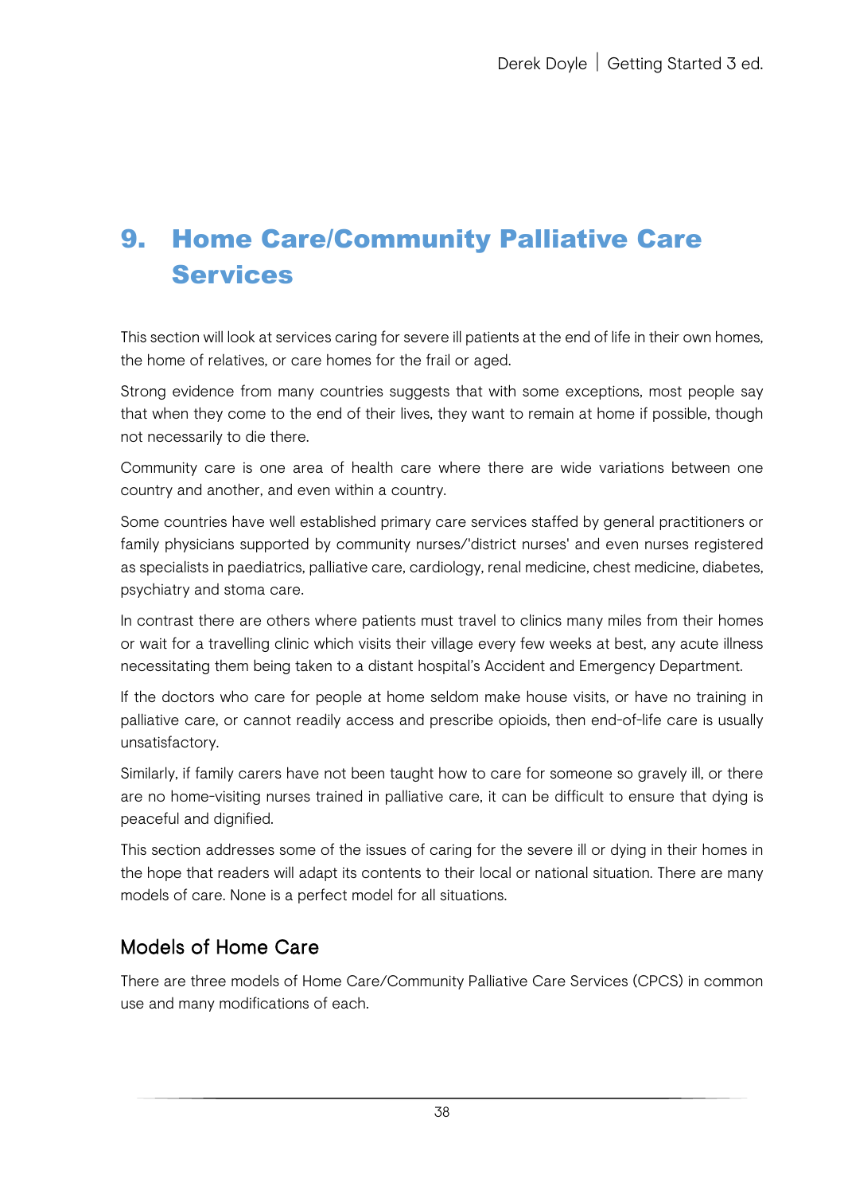# 9. Home Care/Community Palliative Care Services

This section will look at services caring for severe ill patients at the end of life in their own homes, the home of relatives, or care homes for the frail or aged.

Strong evidence from many countries suggests that with some exceptions, most people say that when they come to the end of their lives, they want to remain at home if possible, though not necessarily to die there.

Community care is one area of health care where there are wide variations between one country and another, and even within a country.

Some countries have well established primary care services staffed by general practitioners or family physicians supported by community nurses/'district nurses' and even nurses registered as specialists in paediatrics, palliative care, cardiology, renal medicine, chest medicine, diabetes, psychiatry and stoma care.

In contrast there are others where patients must travel to clinics many miles from their homes or wait for a travelling clinic which visits their village every few weeks at best, any acute illness necessitating them being taken to a distant hospital's Accident and Emergency Department.

If the doctors who care for people at home seldom make house visits, or have no training in palliative care, or cannot readily access and prescribe opioids, then end-of-life care is usually unsatisfactory.

Similarly, if family carers have not been taught how to care for someone so gravely ill, or there are no home-visiting nurses trained in palliative care, it can be difficult to ensure that dying is peaceful and dignified.

This section addresses some of the issues of caring for the severe ill or dying in their homes in the hope that readers will adapt its contents to their local or national situation. There are many models of care. None is a perfect model for all situations.

## Models of Home Care

There are three models of Home Care/Community Palliative Care Services (CPCS) in common use and many modifications of each.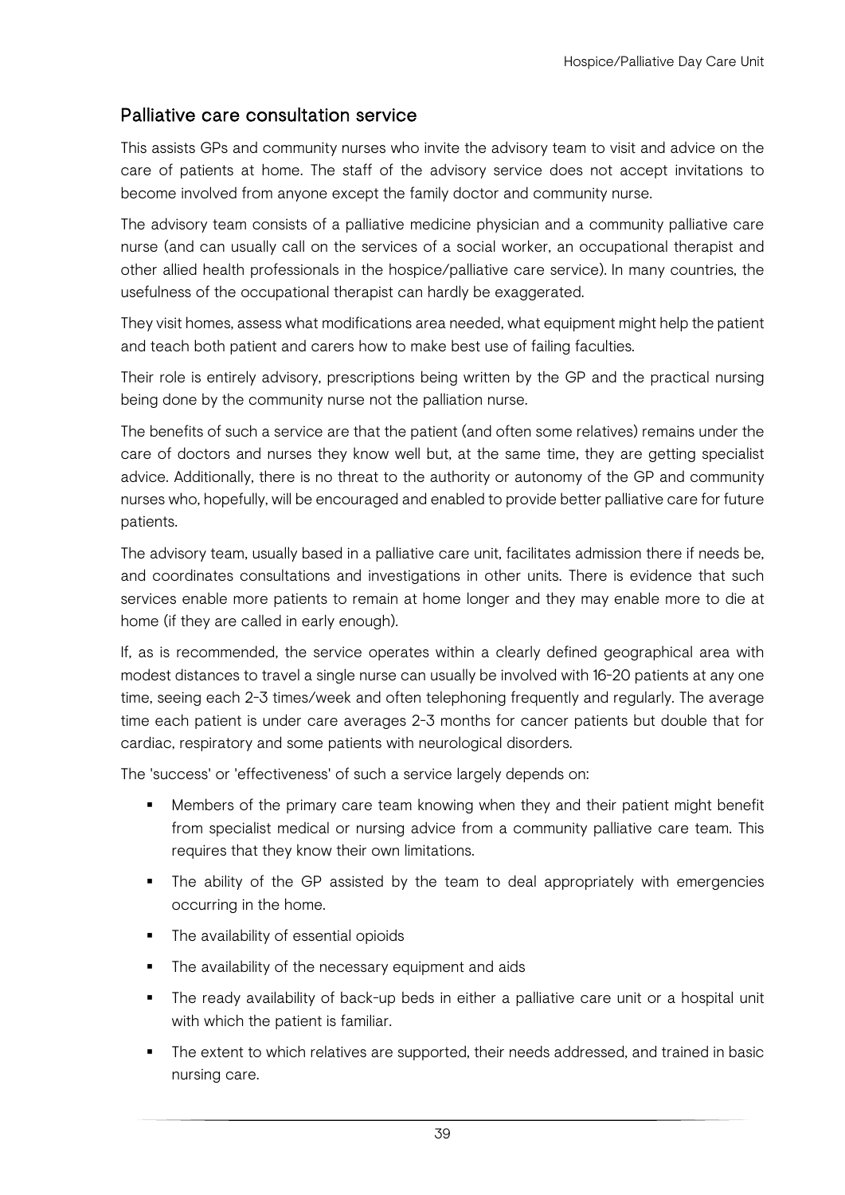## Palliative care consultation service

This assists GPs and community nurses who invite the advisory team to visit and advice on the care of patients at home. The staff of the advisory service does not accept invitations to become involved from anyone except the family doctor and community nurse.

The advisory team consists of a palliative medicine physician and a community palliative care nurse (and can usually call on the services of a social worker, an occupational therapist and other allied health professionals in the hospice/palliative care service). In many countries, the usefulness of the occupational therapist can hardly be exaggerated.

They visit homes, assess what modifications area needed, what equipment might help the patient and teach both patient and carers how to make best use of failing faculties.

Their role is entirely advisory, prescriptions being written by the GP and the practical nursing being done by the community nurse not the palliation nurse.

The benefits of such a service are that the patient (and often some relatives) remains under the care of doctors and nurses they know well but, at the same time, they are getting specialist advice. Additionally, there is no threat to the authority or autonomy of the GP and community nurses who, hopefully, will be encouraged and enabled to provide better palliative care for future patients.

The advisory team, usually based in a palliative care unit, facilitates admission there if needs be, and coordinates consultations and investigations in other units. There is evidence that such services enable more patients to remain at home longer and they may enable more to die at home (if they are called in early enough).

If, as is recommended, the service operates within a clearly defined geographical area with modest distances to travel a single nurse can usually be involved with 16-20 patients at any one time, seeing each 2-3 times/week and often telephoning frequently and regularly. The average time each patient is under care averages 2-3 months for cancer patients but double that for cardiac, respiratory and some patients with neurological disorders.

The 'success' or 'effectiveness' of such a service largely depends on:

- Members of the primary care team knowing when they and their patient might benefit from specialist medical or nursing advice from a community palliative care team. This requires that they know their own limitations.
- The ability of the GP assisted by the team to deal appropriately with emergencies occurring in the home.
- The availability of essential opioids
- The availability of the necessary equipment and aids
- The ready availability of back-up beds in either a palliative care unit or a hospital unit with which the patient is familiar.
- The extent to which relatives are supported, their needs addressed, and trained in basic nursing care.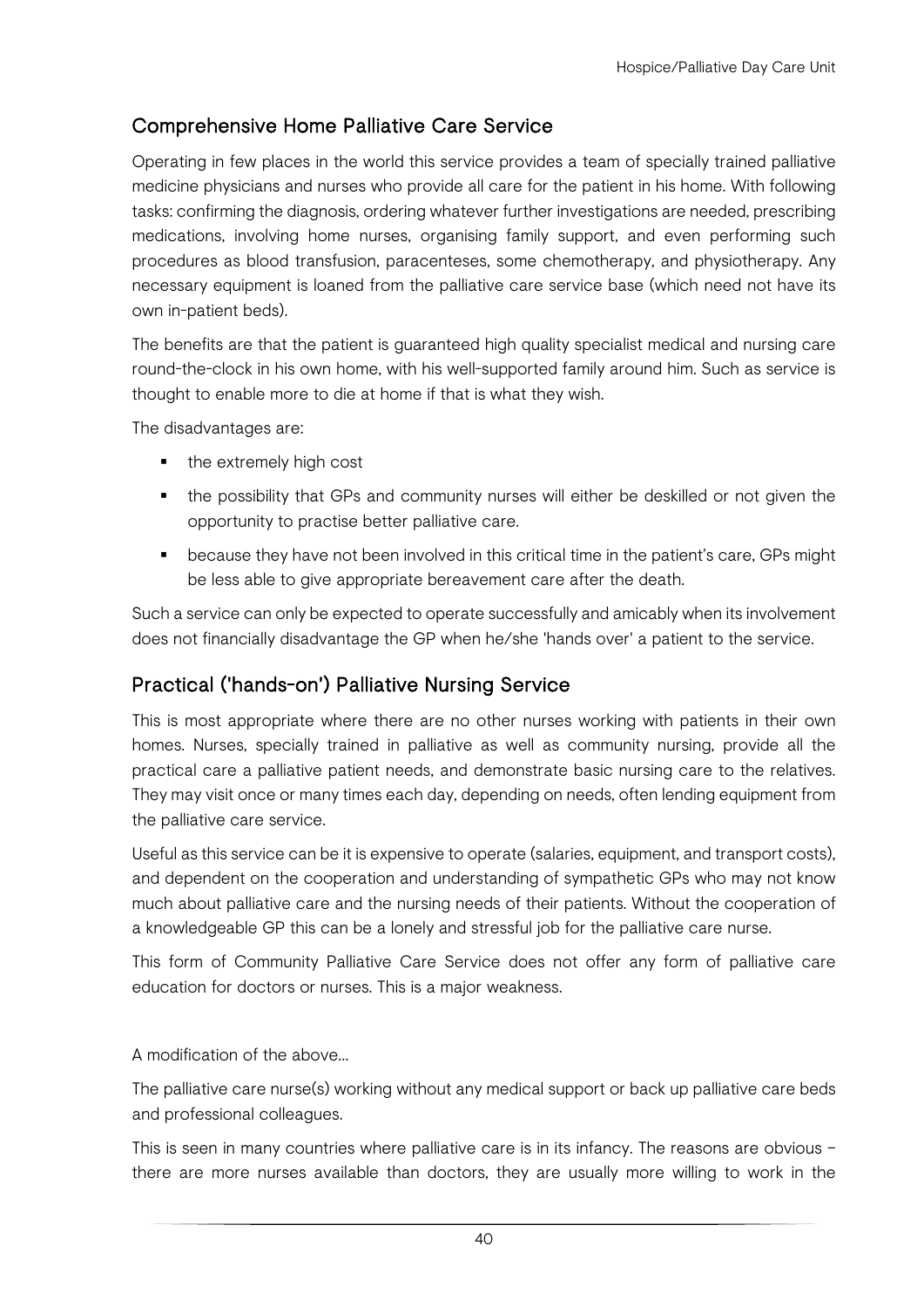## Comprehensive Home Palliative Care Service

Operating in few places in the world this service provides a team of specially trained palliative medicine physicians and nurses who provide all care for the patient in his home. With following tasks: confirming the diagnosis, ordering whatever further investigations are needed, prescribing medications, involving home nurses, organising family support, and even performing such procedures as blood transfusion, paracenteses, some chemotherapy, and physiotherapy. Any necessary equipment is loaned from the palliative care service base (which need not have its own in-patient beds).

The benefits are that the patient is guaranteed high quality specialist medical and nursing care round-the-clock in his own home, with his well-supported family around him. Such as service is thought to enable more to die at home if that is what they wish.

The disadvantages are:

- the extremely high cost
- the possibility that GPs and community nurses will either be deskilled or not given the opportunity to practise better palliative care.
- because they have not been involved in this critical time in the patient's care, GPs might be less able to give appropriate bereavement care after the death.

Such a service can only be expected to operate successfully and amicably when its involvement does not financially disadvantage the GP when he/she 'hands over' a patient to the service.

## Practical ('hands-on') Palliative Nursing Service

This is most appropriate where there are no other nurses working with patients in their own homes. Nurses, specially trained in palliative as well as community nursing, provide all the practical care a palliative patient needs, and demonstrate basic nursing care to the relatives. They may visit once or many times each day, depending on needs, often lending equipment from the palliative care service.

Useful as this service can be it is expensive to operate (salaries, equipment, and transport costs), and dependent on the cooperation and understanding of sympathetic GPs who may not know much about palliative care and the nursing needs of their patients. Without the cooperation of a knowledgeable GP this can be a lonely and stressful job for the palliative care nurse.

This form of Community Palliative Care Service does not offer any form of palliative care education for doctors or nurses. This is a major weakness.

A modification of the above...

The palliative care nurse(s) working without any medical support or back up palliative care beds and professional colleagues.

This is seen in many countries where palliative care is in its infancy. The reasons are obvious – there are more nurses available than doctors, they are usually more willing to work in the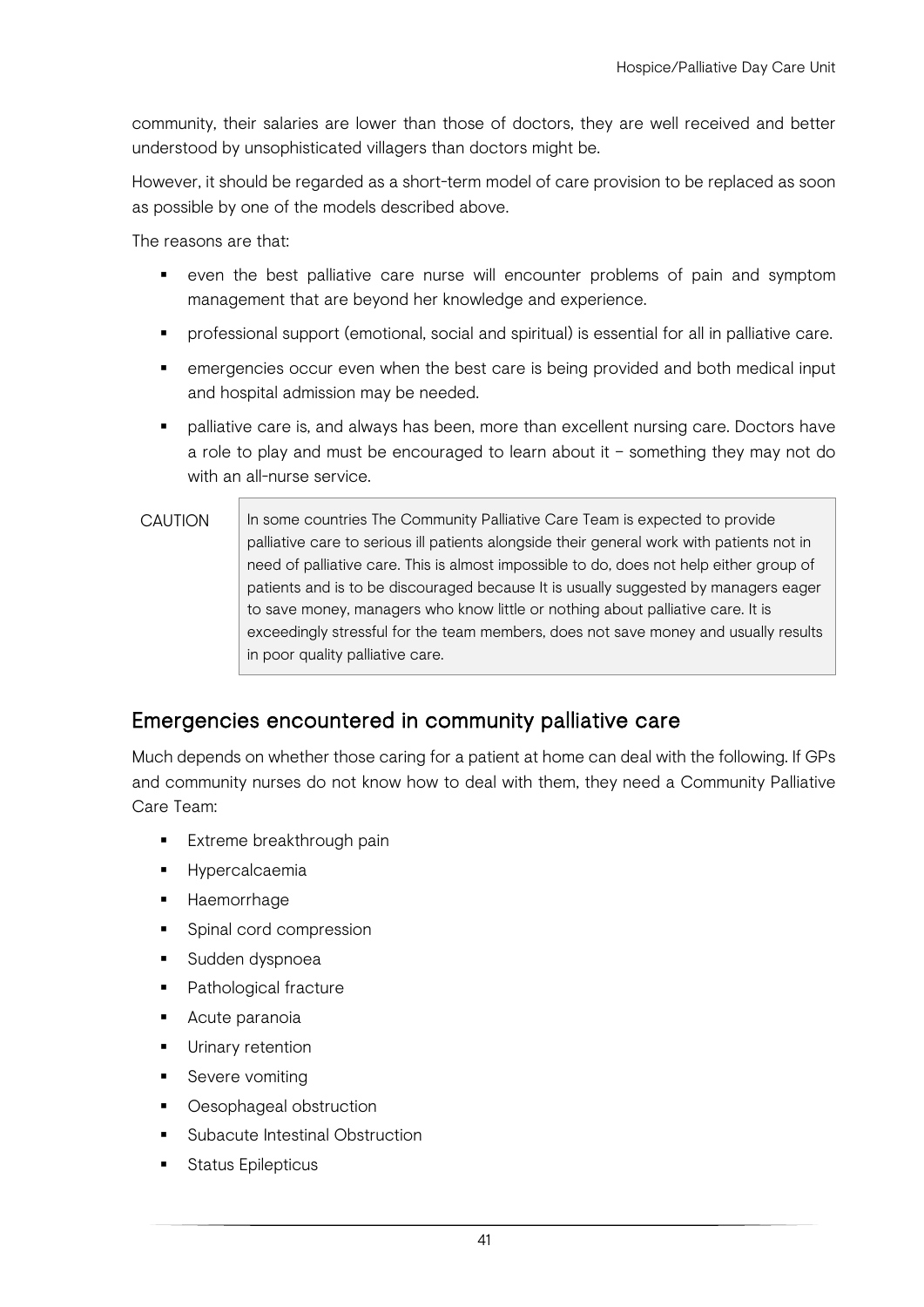community, their salaries are lower than those of doctors, they are well received and better understood by unsophisticated villagers than doctors might be.

However, it should be regarded as a short-term model of care provision to be replaced as soon as possible by one of the models described above.

The reasons are that:

- even the best palliative care nurse will encounter problems of pain and symptom management that are beyond her knowledge and experience.
- professional support (emotional, social and spiritual) is essential for all in palliative care.
- emergencies occur even when the best care is being provided and both medical input and hospital admission may be needed.
- palliative care is, and always has been, more than excellent nursing care. Doctors have a role to play and must be encouraged to learn about it – something they may not do with an all-nurse service.

CAUTION

> In some countries The Community Palliative Care Team is expected to provide palliative care to serious ill patients alongside their general work with patients not in need of palliative care. This is almost impossible to do, does not help either group of patients and is to be discouraged because It is usually suggested by managers eager to save money, managers who know little or nothing about palliative care. It is exceedingly stressful for the team members, does not save money and usually results in poor quality palliative care.

## Emergencies encountered in community palliative care

Much depends on whether those caring for a patient at home can deal with the following. If GPs and community nurses do not know how to deal with them, they need a Community Palliative Care Team:

- Extreme breakthrough pain
- Hypercalcaemia
- Haemorrhage
- Spinal cord compression
- Sudden dyspnoea
- Pathological fracture
- Acute paranoia
- Urinary retention
- Severe vomiting
- Oesophageal obstruction
- Subacute Intestinal Obstruction
- Status Epilepticus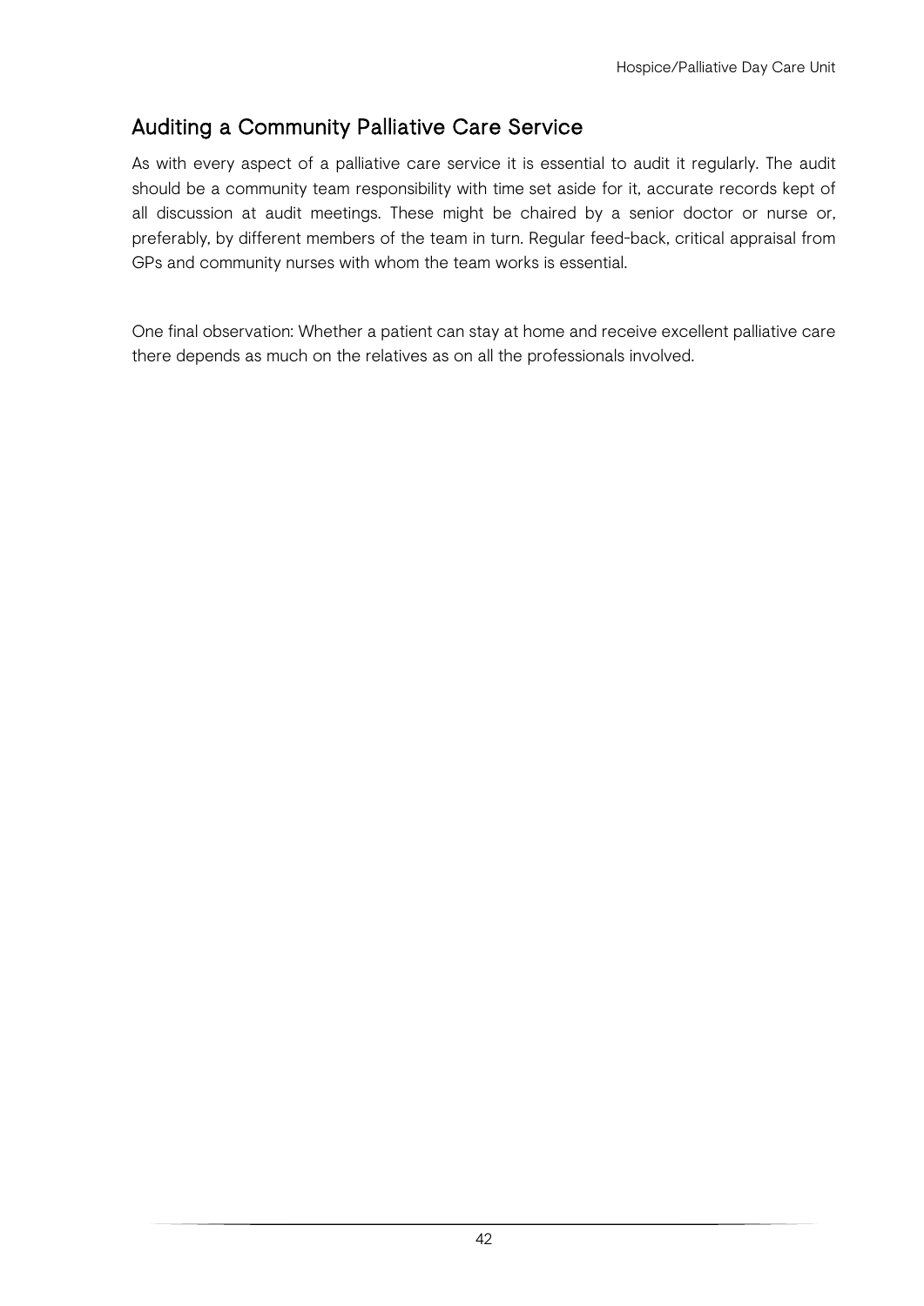## Auditing a Community Palliative Care Service

As with every aspect of a palliative care service it is essential to audit it regularly. The audit should be a community team responsibility with time set aside for it, accurate records kept of all discussion at audit meetings. These might be chaired by a senior doctor or nurse or, preferably, by different members of the team in turn. Regular feed-back, critical appraisal from GPs and community nurses with whom the team works is essential.

One final observation: Whether a patient can stay at home and receive excellent palliative care there depends as much on the relatives as on all the professionals involved.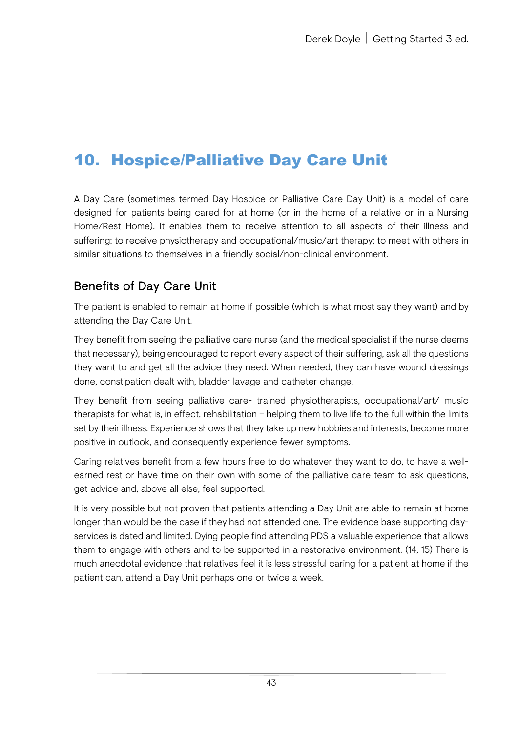# 10. Hospice/Palliative Day Care Unit

A Day Care (sometimes termed Day Hospice or Palliative Care Day Unit) is a model of care designed for patients being cared for at home (or in the home of a relative or in a Nursing Home/Rest Home). It enables them to receive attention to all aspects of their illness and suffering; to receive physiotherapy and occupational/music/art therapy; to meet with others in similar situations to themselves in a friendly social/non-clinical environment.

## Benefits of Day Care Unit

The patient is enabled to remain at home if possible (which is what most say they want) and by attending the Day Care Unit.

They benefit from seeing the palliative care nurse (and the medical specialist if the nurse deems that necessary), being encouraged to report every aspect of their suffering, ask all the questions they want to and get all the advice they need. When needed, they can have wound dressings done, constipation dealt with, bladder lavage and catheter change.

They benefit from seeing palliative care- trained physiotherapists, occupational/art/ music therapists for what is, in effect, rehabilitation – helping them to live life to the full within the limits set by their illness. Experience shows that they take up new hobbies and interests, become more positive in outlook, and consequently experience fewer symptoms.

Caring relatives benefit from a few hours free to do whatever they want to do, to have a well-earned rest or have time on their own with some of the palliative care team to ask questions, get advice and, above all else, feel supported.

It is very possible but not proven that patients attending a Day Unit are able to remain at home longer than would be the case if they had not attended one. The evidence base supporting day-services is dated and limited. Dying people find attending PDS a valuable experience that allows them to engage with others and to be supported in a restorative environment. (14, 15) There is much anecdotal evidence that relatives feel it is less stressful caring for a patient at home if the patient can, attend a Day Unit perhaps one or twice a week.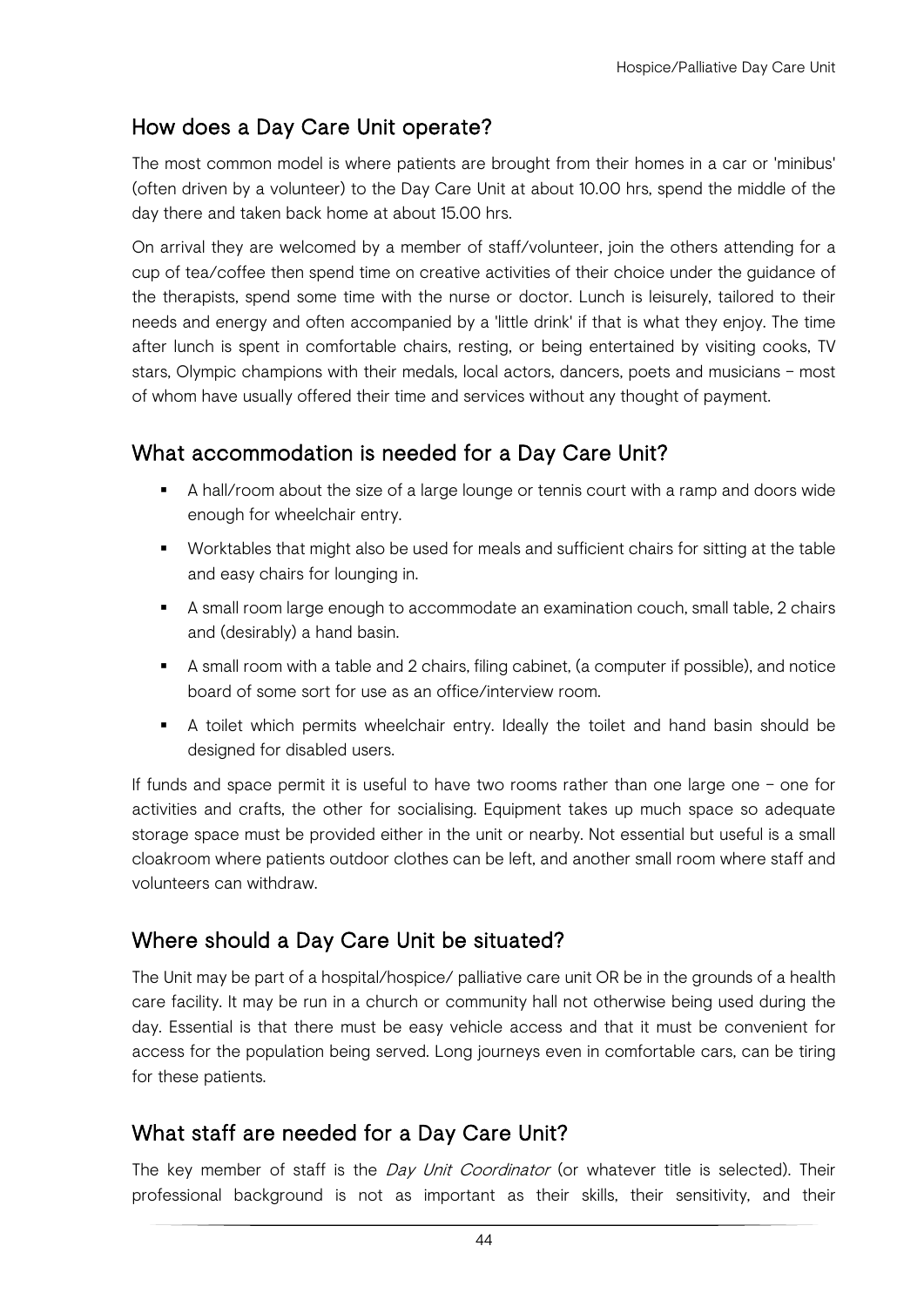## How does a Day Care Unit operate?

The most common model is where patients are brought from their homes in a car or 'minibus' (often driven by a volunteer) to the Day Care Unit at about 10.00 hrs, spend the middle of the day there and taken back home at about 15.00 hrs.

On arrival they are welcomed by a member of staff/volunteer, join the others attending for a cup of tea/coffee then spend time on creative activities of their choice under the guidance of the therapists, spend some time with the nurse or doctor. Lunch is leisurely, tailored to their needs and energy and often accompanied by a 'little drink' if that is what they enjoy. The time after lunch is spent in comfortable chairs, resting, or being entertained by visiting cooks, TV stars, Olympic champions with their medals, local actors, dancers, poets and musicians – most of whom have usually offered their time and services without any thought of payment.

## What accommodation is needed for a Day Care Unit?

- A hall/room about the size of a large lounge or tennis court with a ramp and doors wide enough for wheelchair entry.
- Worktables that might also be used for meals and sufficient chairs for sitting at the table and easy chairs for lounging in.
- A small room large enough to accommodate an examination couch, small table, 2 chairs and (desirably) a hand basin.
- A small room with a table and 2 chairs, filing cabinet, (a computer if possible), and notice board of some sort for use as an office/interview room.
- A toilet which permits wheelchair entry. Ideally the toilet and hand basin should be designed for disabled users.

If funds and space permit it is useful to have two rooms rather than one large one – one for activities and crafts, the other for socialising. Equipment takes up much space so adequate storage space must be provided either in the unit or nearby. Not essential but useful is a small cloakroom where patients outdoor clothes can be left, and another small room where staff and volunteers can withdraw.

## Where should a Day Care Unit be situated?

The Unit may be part of a hospital/hospice/ palliative care unit OR be in the grounds of a health care facility. It may be run in a church or community hall not otherwise being used during the day. Essential is that there must be easy vehicle access and that it must be convenient for access for the population being served. Long journeys even in comfortable cars, can be tiring for these patients.

## What staff are needed for a Day Care Unit?

The key member of staff is the *Day Unit Coordinator* (or whatever title is selected). Their professional background is not as important as their skills, their sensitivity, and their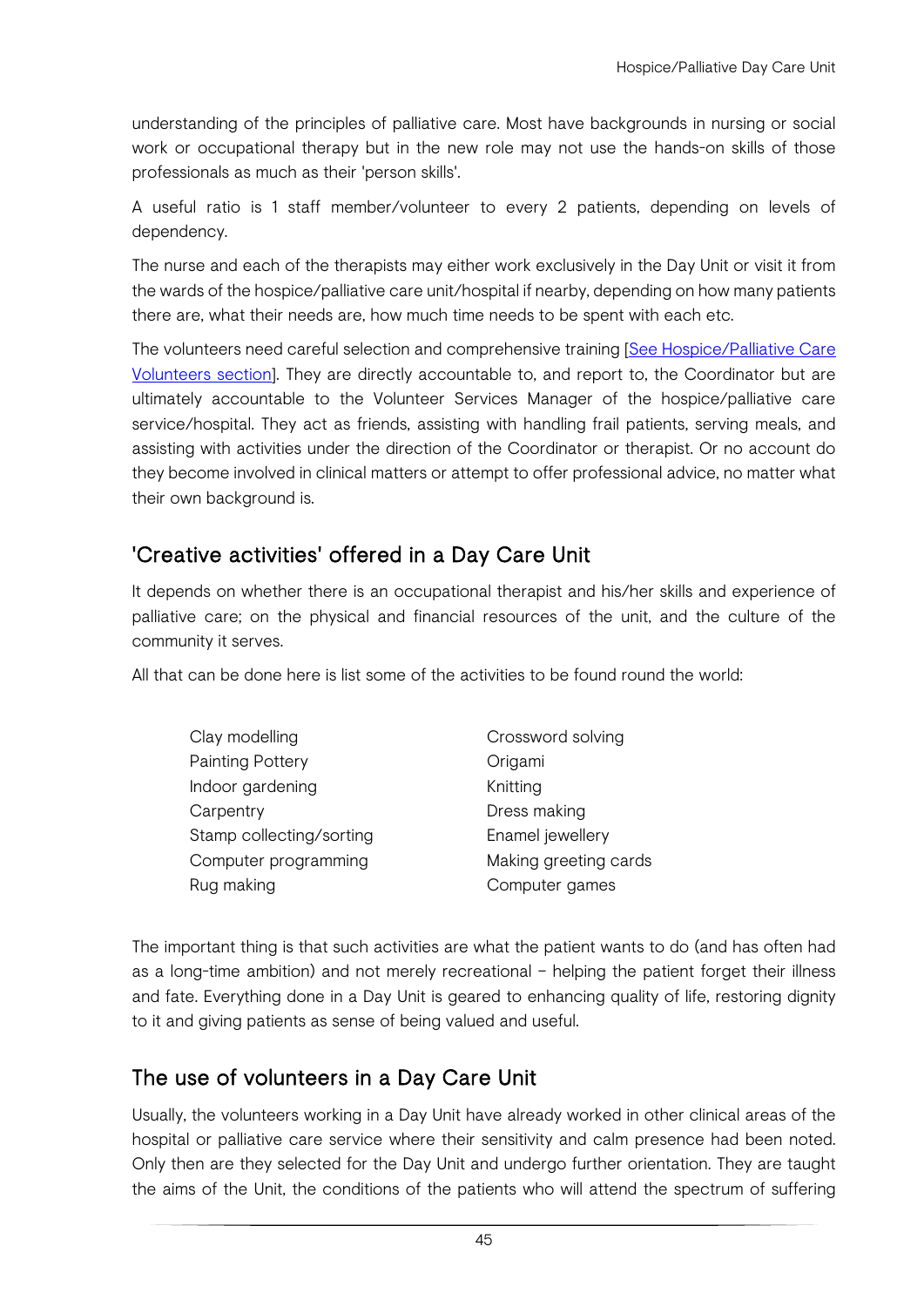understanding of the principles of palliative care. Most have backgrounds in nursing or social work or occupational therapy but in the new role may not use the hands-on skills of those professionals as much as their 'person skills'.

A useful ratio is 1 staff member/volunteer to every 2 patients, depending on levels of dependency.

The nurse and each of the therapists may either work exclusively in the Day Unit or visit it from the wards of the hospice/palliative care unit/hospital if nearby, depending on how many patients there are, what their needs are, how much time needs to be spent with each etc.

The volunteers need careful selection and comprehensive training [See Hospice/Palliative Care Volunteers section]. They are directly accountable to, and report to, the Coordinator but are ultimately accountable to the Volunteer Services Manager of the hospice/palliative care service/hospital. They act as friends, assisting with handling frail patients, serving meals, and assisting with activities under the direction of the Coordinator or therapist. Or no account do they become involved in clinical matters or attempt to offer professional advice, no matter what their own background is.

## 'Creative activities' offered in a Day Care Unit

It depends on whether there is an occupational therapist and his/her skills and experience of palliative care; on the physical and financial resources of the unit, and the culture of the community it serves.

All that can be done here is list some of the activities to be found round the world:

- Clay modelling
- Painting Pottery
- Indoor gardening
- Carpentry
- Stamp collecting/sorting
- Computer programming
- Rug making
- Crossword solving
- Origami
- Knitting
- Dress making
- Enamel jewellery
- Making greeting cards
- Computer games

The important thing is that such activities are what the patient wants to do (and has often had as a long-time ambition) and not merely recreational – helping the patient forget their illness and fate. Everything done in a Day Unit is geared to enhancing quality of life, restoring dignity to it and giving patients as sense of being valued and useful.

## The use of volunteers in a Day Care Unit

Usually, the volunteers working in a Day Unit have already worked in other clinical areas of the hospital or palliative care service where their sensitivity and calm presence had been noted. Only then are they selected for the Day Unit and undergo further orientation. They are taught the aims of the Unit, the conditions of the patients who will attend the spectrum of suffering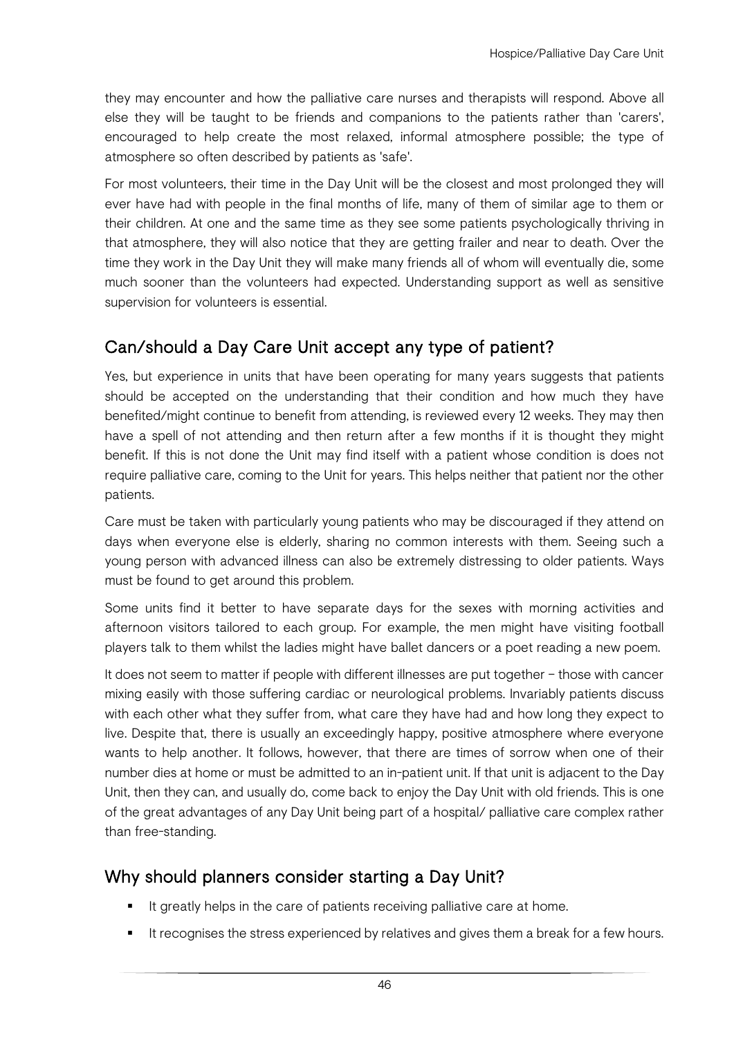they may encounter and how the palliative care nurses and therapists will respond. Above all else they will be taught to be friends and companions to the patients rather than 'carers', encouraged to help create the most relaxed, informal atmosphere possible; the type of atmosphere so often described by patients as 'safe'.

For most volunteers, their time in the Day Unit will be the closest and most prolonged they will ever have had with people in the final months of life, many of them of similar age to them or their children. At one and the same time as they see some patients psychologically thriving in that atmosphere, they will also notice that they are getting frailer and near to death. Over the time they work in the Day Unit they will make many friends all of whom will eventually die, some much sooner than the volunteers had expected. Understanding support as well as sensitive supervision for volunteers is essential.

## Can/should a Day Care Unit accept any type of patient?

Yes, but experience in units that have been operating for many years suggests that patients should be accepted on the understanding that their condition and how much they have benefited/might continue to benefit from attending, is reviewed every 12 weeks. They may then have a spell of not attending and then return after a few months if it is thought they might benefit. If this is not done the Unit may find itself with a patient whose condition is does not require palliative care, coming to the Unit for years. This helps neither that patient nor the other patients.

Care must be taken with particularly young patients who may be discouraged if they attend on days when everyone else is elderly, sharing no common interests with them. Seeing such a young person with advanced illness can also be extremely distressing to older patients. Ways must be found to get around this problem.

Some units find it better to have separate days for the sexes with morning activities and afternoon visitors tailored to each group. For example, the men might have visiting football players talk to them whilst the ladies might have ballet dancers or a poet reading a new poem.

It does not seem to matter if people with different illnesses are put together – those with cancer mixing easily with those suffering cardiac or neurological problems. Invariably patients discuss with each other what they suffer from, what care they have had and how long they expect to live. Despite that, there is usually an exceedingly happy, positive atmosphere where everyone wants to help another. It follows, however, that there are times of sorrow when one of their number dies at home or must be admitted to an in-patient unit. If that unit is adjacent to the Day Unit, then they can, and usually do, come back to enjoy the Day Unit with old friends. This is one of the great advantages of any Day Unit being part of a hospital/ palliative care complex rather than free-standing.

## Why should planners consider starting a Day Unit?

- It greatly helps in the care of patients receiving palliative care at home.
- It recognises the stress experienced by relatives and gives them a break for a few hours.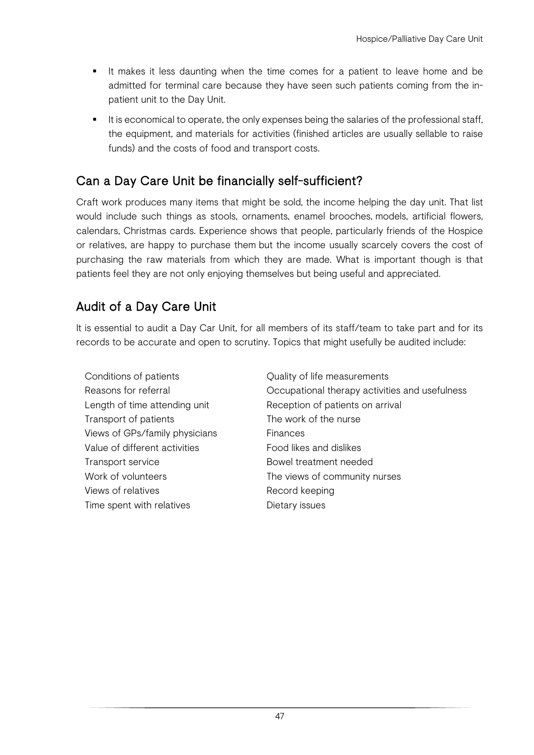- It makes it less daunting when the time comes for a patient to leave home and be admitted for terminal care because they have seen such patients coming from the in-patient unit to the Day Unit.
- It is economical to operate, the only expenses being the salaries of the professional staff, the equipment, and materials for activities (finished articles are usually sellable to raise funds) and the costs of food and transport costs.

## Can a Day Care Unit be financially self-sufficient?

Craft work produces many items that might be sold, the income helping the day unit. That list would include such things as stools, ornaments, enamel brooches, models, artificial flowers, calendars, Christmas cards. Experience shows that people, particularly friends of the Hospice or relatives, are happy to purchase them but the income usually scarcely covers the cost of purchasing the raw materials from which they are made. What is important though is that patients feel they are not only enjoying themselves but being useful and appreciated.

## Audit of a Day Care Unit

It is essential to audit a Day Car Unit, for all members of its staff/team to take part and for its records to be accurate and open to scrutiny. Topics that might usefully be audited include:

- Conditions of patients
- Reasons for referral
- Length of time attending unit
- Transport of patients
- Views of GPs/family physicians
- Value of different activities
- Transport service
- Work of volunteers
- Views of relatives
- Time spent with relatives
- Quality of life measurements
- Occupational therapy activities and usefulness
- Reception of patients on arrival
- The work of the nurse
- Finances
- Food likes and dislikes
- Bowel treatment needed
- The views of community nurses
- Record keeping
- Dietary issues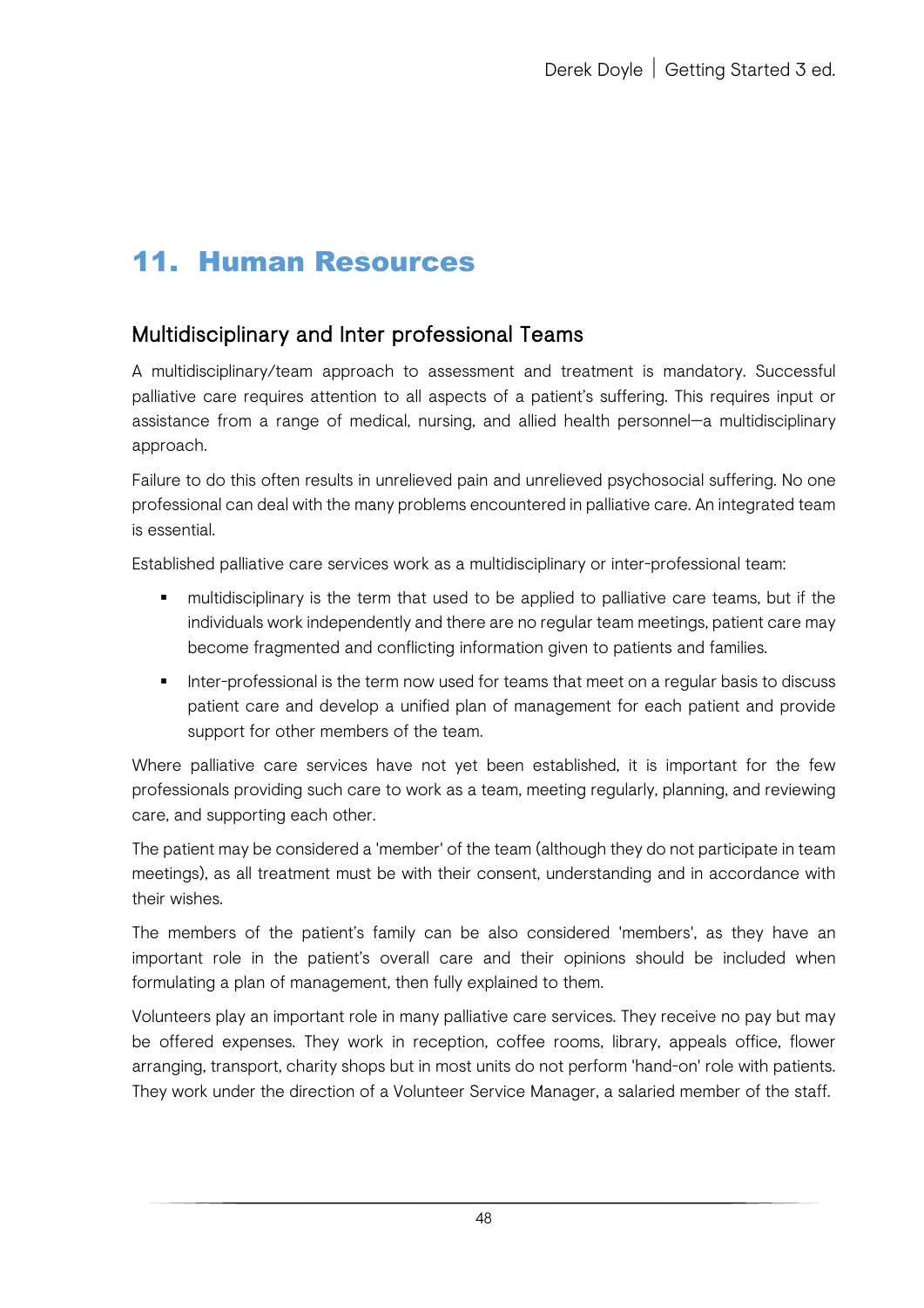# 11. Human Resources

## Multidisciplinary and Inter professional Teams

A multidisciplinary/team approach to assessment and treatment is mandatory. Successful palliative care requires attention to all aspects of a patient's suffering. This requires input or assistance from a range of medical, nursing, and allied health personnel—a multidisciplinary approach.

Failure to do this often results in unrelieved pain and unrelieved psychosocial suffering. No one professional can deal with the many problems encountered in palliative care. An integrated team is essential.

Established palliative care services work as a multidisciplinary or inter-professional team:

- multidisciplinary is the term that used to be applied to palliative care teams, but if the individuals work independently and there are no regular team meetings, patient care may become fragmented and conflicting information given to patients and families.
- Inter-professional is the term now used for teams that meet on a regular basis to discuss patient care and develop a unified plan of management for each patient and provide support for other members of the team.

Where palliative care services have not yet been established, it is important for the few professionals providing such care to work as a team, meeting regularly, planning, and reviewing care, and supporting each other.

The patient may be considered a 'member' of the team (although they do not participate in team meetings), as all treatment must be with their consent, understanding and in accordance with their wishes.

The members of the patient's family can be also considered 'members', as they have an important role in the patient's overall care and their opinions should be included when formulating a plan of management, then fully explained to them.

Volunteers play an important role in many palliative care services. They receive no pay but may be offered expenses. They work in reception, coffee rooms, library, appeals office, flower arranging, transport, charity shops but in most units do not perform 'hand-on' role with patients. They work under the direction of a Volunteer Service Manager, a salaried member of the staff.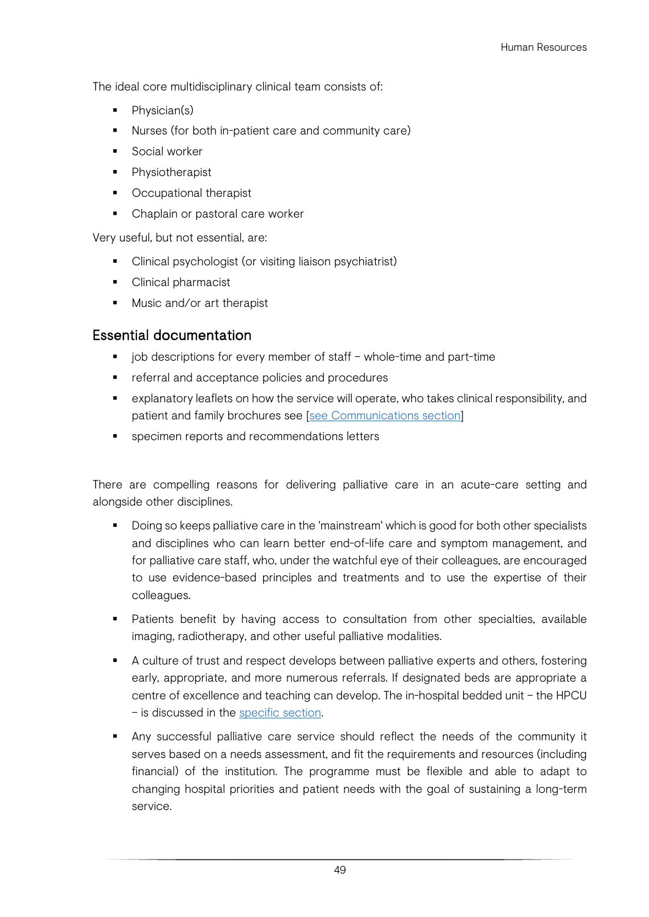The ideal core multidisciplinary clinical team consists of:

- Physician(s)
- Nurses (for both in-patient care and community care)
- Social worker
- Physiotherapist
- Occupational therapist
- Chaplain or pastoral care worker

Very useful, but not essential, are:

- Clinical psychologist (or visiting liaison psychiatrist)
- Clinical pharmacist
- Music and/or art therapist

## Essential documentation

- job descriptions for every member of staff – whole-time and part-time
- referral and acceptance policies and procedures
- explanatory leaflets on how the service will operate, who takes clinical responsibility, and patient and family brochures see [see Communications section]
- specimen reports and recommendations letters

There are compelling reasons for delivering palliative care in an acute-care setting and alongside other disciplines.

- Doing so keeps palliative care in the 'mainstream' which is good for both other specialists and disciplines who can learn better end-of-life care and symptom management, and for palliative care staff, who, under the watchful eye of their colleagues, are encouraged to use evidence-based principles and treatments and to use the expertise of their colleagues.
- Patients benefit by having access to consultation from other specialties, available imaging, radiotherapy, and other useful palliative modalities.
- A culture of trust and respect develops between palliative experts and others, fostering early, appropriate, and more numerous referrals. If designated beds are appropriate a centre of excellence and teaching can develop. The in-hospital bedded unit – the HPCU – is discussed in the specific section.
- Any successful palliative care service should reflect the needs of the community it serves based on a needs assessment, and fit the requirements and resources (including financial) of the institution. The programme must be flexible and able to adapt to changing hospital priorities and patient needs with the goal of sustaining a long-term service.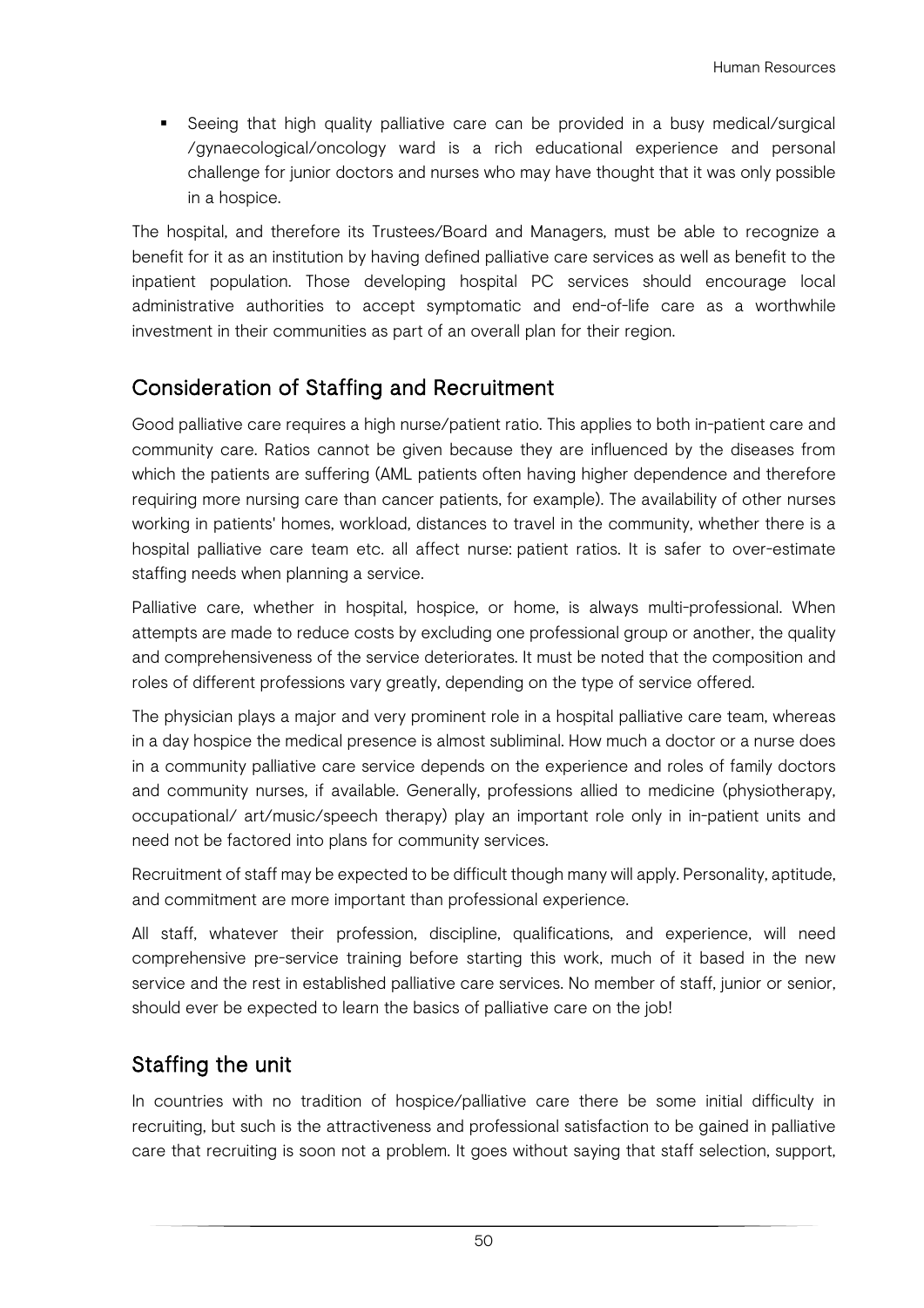- Seeing that high quality palliative care can be provided in a busy medical/surgical /gynaecological/oncology ward is a rich educational experience and personal challenge for junior doctors and nurses who may have thought that it was only possible in a hospice.

The hospital, and therefore its Trustees/Board and Managers, must be able to recognize a benefit for it as an institution by having defined palliative care services as well as benefit to the inpatient population. Those developing hospital PC services should encourage local administrative authorities to accept symptomatic and end-of-life care as a worthwhile investment in their communities as part of an overall plan for their region.

## Consideration of Staffing and Recruitment

Good palliative care requires a high nurse/patient ratio. This applies to both in-patient care and community care. Ratios cannot be given because they are influenced by the diseases from which the patients are suffering (AML patients often having higher dependence and therefore requiring more nursing care than cancer patients, for example). The availability of other nurses working in patients' homes, workload, distances to travel in the community, whether there is a hospital palliative care team etc. all affect nurse: patient ratios. It is safer to over-estimate staffing needs when planning a service.

Palliative care, whether in hospital, hospice, or home, is always multi-professional. When attempts are made to reduce costs by excluding one professional group or another, the quality and comprehensiveness of the service deteriorates. It must be noted that the composition and roles of different professions vary greatly, depending on the type of service offered.

The physician plays a major and very prominent role in a hospital palliative care team, whereas in a day hospice the medical presence is almost subliminal. How much a doctor or a nurse does in a community palliative care service depends on the experience and roles of family doctors and community nurses, if available. Generally, professions allied to medicine (physiotherapy, occupational/ art/music/speech therapy) play an important role only in in-patient units and need not be factored into plans for community services.

Recruitment of staff may be expected to be difficult though many will apply. Personality, aptitude, and commitment are more important than professional experience.

All staff, whatever their profession, discipline, qualifications, and experience, will need comprehensive pre-service training before starting this work, much of it based in the new service and the rest in established palliative care services. No member of staff, junior or senior, should ever be expected to learn the basics of palliative care on the job!

## Staffing the unit

In countries with no tradition of hospice/palliative care there be some initial difficulty in recruiting, but such is the attractiveness and professional satisfaction to be gained in palliative care that recruiting is soon not a problem. It goes without saying that staff selection, support,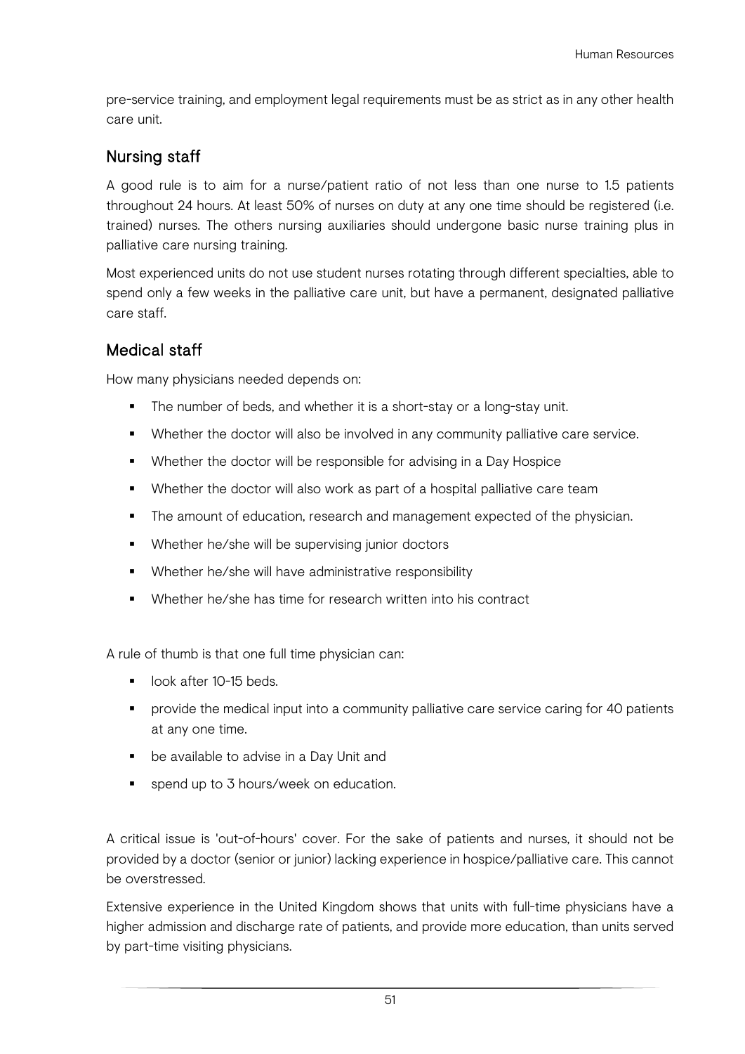pre-service training, and employment legal requirements must be as strict as in any other health care unit.

## Nursing staff

A good rule is to aim for a nurse/patient ratio of not less than one nurse to 1.5 patients throughout 24 hours. At least 50% of nurses on duty at any one time should be registered (i.e. trained) nurses. The others nursing auxiliaries should undergone basic nurse training plus in palliative care nursing training.

Most experienced units do not use student nurses rotating through different specialties, able to spend only a few weeks in the palliative care unit, but have a permanent, designated palliative care staff.

## Medical staff

How many physicians needed depends on:

- The number of beds, and whether it is a short-stay or a long-stay unit.
- Whether the doctor will also be involved in any community palliative care service.
- Whether the doctor will be responsible for advising in a Day Hospice
- Whether the doctor will also work as part of a hospital palliative care team
- The amount of education, research and management expected of the physician.
- Whether he/she will be supervising junior doctors
- Whether he/she will have administrative responsibility
- Whether he/she has time for research written into his contract

A rule of thumb is that one full time physician can:

- look after 10-15 beds.
- provide the medical input into a community palliative care service caring for 40 patients at any one time.
- be available to advise in a Day Unit and
- spend up to 3 hours/week on education.

A critical issue is 'out-of-hours' cover. For the sake of patients and nurses, it should not be provided by a doctor (senior or junior) lacking experience in hospice/palliative care. This cannot be overstressed.

Extensive experience in the United Kingdom shows that units with full-time physicians have a higher admission and discharge rate of patients, and provide more education, than units served by part-time visiting physicians.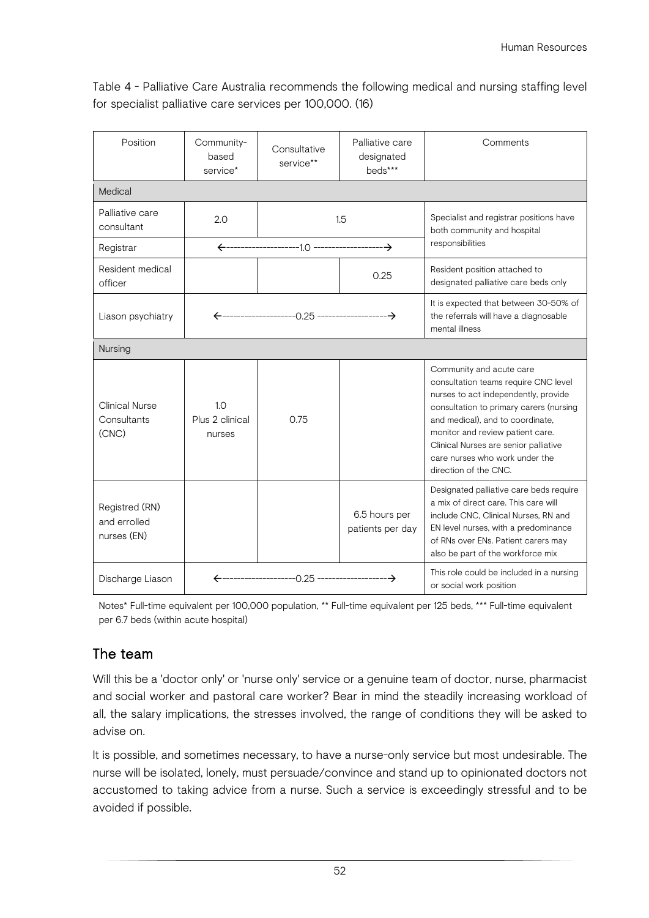Table 4 - Palliative Care Australia recommends the following medical and nursing staffing level for specialist palliative care services per 100,000. (16)

| Position | Community-based service* | Consultative service** | Palliative care designated beds*** | Comments |
|---|---|---|---|---|
| **Medical** | | | | |
| Palliative care consultant | 2.0 | 1.5 | | Specialist and registrar positions have both community and hospital responsibilities |
| Registrar | ←--------------------1.0 --------------------→ | | | |
| Resident medical officer | | | 0.25 | Resident position attached to designated palliative care beds only |
| Liason psychiatry | ←--------------------0.25 --------------------→ | | | It is expected that between 30-50% of the referrals will have a diagnosable mental illness |
| **Nursing** | | | | |
| Clinical Nurse Consultants (CNC) | 1.0 Plus 2 clinical nurses | 0.75 | | Community and acute care consultation teams require CNC level nurses to act independently, provide consultation to primary carers (nursing and medical), and to coordinate, monitor and review patient care. Clinical Nurses are senior palliative care nurses who work under the direction of the CNC. |
| Registred (RN) and errolled nurses (EN) | | | 6.5 hours per patients per day | Designated palliative care beds require a mix of direct care. This care will include CNC, Clinical Nurses, RN and EN level nurses, with a predominance of RNs over ENs. Patient carers may also be part of the workforce mix |
| Discharge Liason | ←--------------------0.25 --------------------→ | | | This role could be included in a nursing or social work position |

Notes* Full-time equivalent per 100,000 population, ** Full-time equivalent per 125 beds, *** Full-time equivalent per 6.7 beds (within acute hospital)

## The team

Will this be a 'doctor only' or 'nurse only' service or a genuine team of doctor, nurse, pharmacist and social worker and pastoral care worker? Bear in mind the steadily increasing workload of all, the salary implications, the stresses involved, the range of conditions they will be asked to advise on.

It is possible, and sometimes necessary, to have a nurse-only service but most undesirable. The nurse will be isolated, lonely, must persuade/convince and stand up to opinionated doctors not accustomed to taking advice from a nurse. Such a service is exceedingly stressful and to be avoided if possible.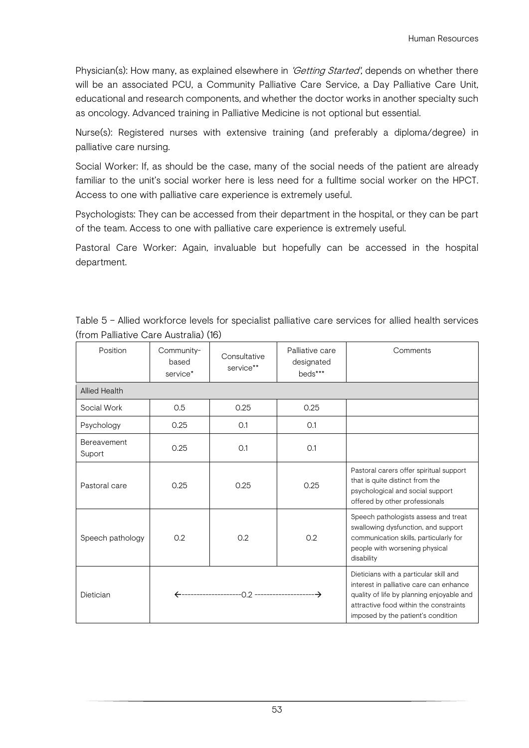Physician(s): How many, as explained elsewhere in *'Getting Started'*, depends on whether there will be an associated PCU, a Community Palliative Care Service, a Day Palliative Care Unit, educational and research components, and whether the doctor works in another specialty such as oncology. Advanced training in Palliative Medicine is not optional but essential.

Nurse(s): Registered nurses with extensive training (and preferably a diploma/degree) in palliative care nursing.

Social Worker: If, as should be the case, many of the social needs of the patient are already familiar to the unit's social worker here is less need for a fulltime social worker on the HPCT. Access to one with palliative care experience is extremely useful.

Psychologists: They can be accessed from their department in the hospital, or they can be part of the team. Access to one with palliative care experience is extremely useful.

Pastoral Care Worker: Again, invaluable but hopefully can be accessed in the hospital department.

Table 5 – Allied workforce levels for specialist palliative care services for allied health services (from Palliative Care Australia) (16)

| Position | Community-based service* | Consultative service** | Palliative care designated beds*** | Comments |
|---|---|---|---|---|
| Allied Health | | | | |
| Social Work | 0.5 | 0.25 | 0.25 | |
| Psychology | 0.25 | 0.1 | 0.1 | |
| Bereavement Suport | 0.25 | 0.1 | 0.1 | |
| Pastoral care | 0.25 | 0.25 | 0.25 | Pastoral carers offer spiritual support that is quite distinct from the psychological and social support offered by other professionals |
| Speech pathology | 0.2 | 0.2 | 0.2 | Speech pathologists assess and treat swallowing dysfunction, and support communication skills, particularly for people with worsening physical disability |
| Dietician | ←--------------------0.2 --------------------→ | | | Dieticians with a particular skill and interest in palliative care can enhance quality of life by planning enjoyable and attractive food within the constraints imposed by the patient's condition |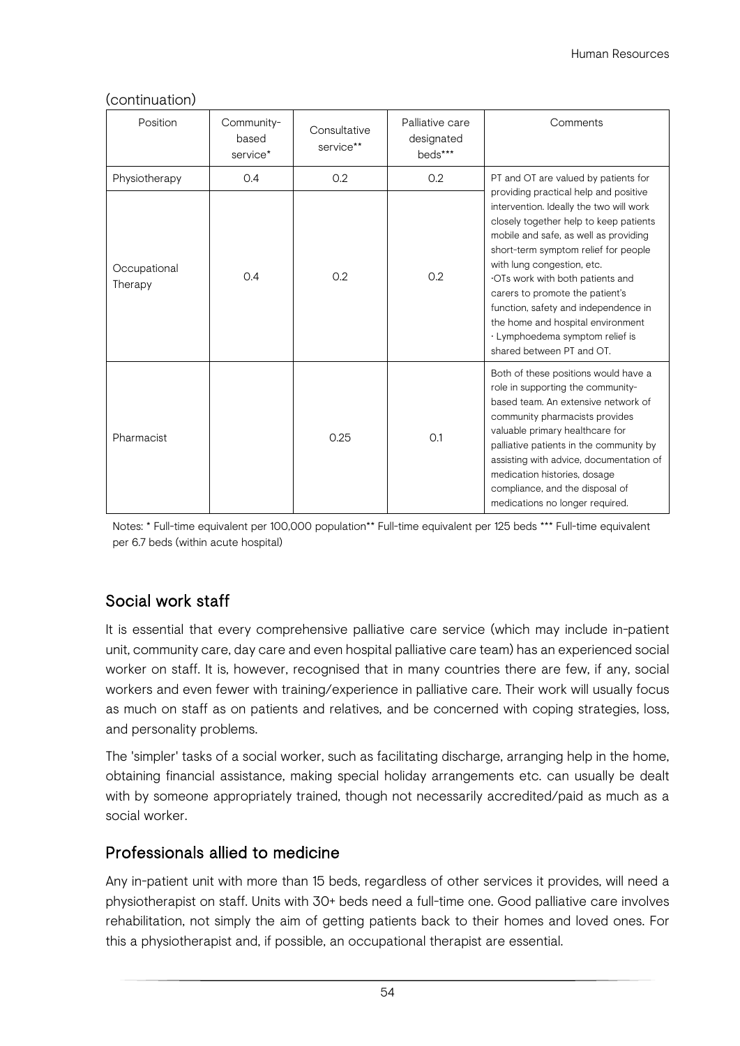(continuation)

| Position | Community-based service* | Consultative service** | Palliative care designated beds*** | Comments |
|---|---|---|---|---|
| Physiotherapy | 0.4 | 0.2 | 0.2 | PT and OT are valued by patients for providing practical help and positive intervention. Ideally the two will work closely together help to keep patients mobile and safe, as well as providing short-term symptom relief for people with lung congestion, etc. ·OTs work with both patients and carers to promote the patient's function, safety and independence in the home and hospital environment · Lymphoedema symptom relief is shared between PT and OT. |
| Occupational Therapy | 0.4 | 0.2 | 0.2 | |
| Pharmacist | | 0.25 | 0.1 | Both of these positions would have a role in supporting the community-based team. An extensive network of community pharmacists provides valuable primary healthcare for palliative patients in the community by assisting with advice, documentation of medication histories, dosage compliance, and the disposal of medications no longer required. |

Notes: * Full-time equivalent per 100,000 population** Full-time equivalent per 125 beds *** Full-time equivalent per 6.7 beds (within acute hospital)

## Social work staff

It is essential that every comprehensive palliative care service (which may include in-patient unit, community care, day care and even hospital palliative care team) has an experienced social worker on staff. It is, however, recognised that in many countries there are few, if any, social workers and even fewer with training/experience in palliative care. Their work will usually focus as much on staff as on patients and relatives, and be concerned with coping strategies, loss, and personality problems.

The 'simpler' tasks of a social worker, such as facilitating discharge, arranging help in the home, obtaining financial assistance, making special holiday arrangements etc. can usually be dealt with by someone appropriately trained, though not necessarily accredited/paid as much as a social worker.

## Professionals allied to medicine

Any in-patient unit with more than 15 beds, regardless of other services it provides, will need a physiotherapist on staff. Units with 30+ beds need a full-time one. Good palliative care involves rehabilitation, not simply the aim of getting patients back to their homes and loved ones. For this a physiotherapist and, if possible, an occupational therapist are essential.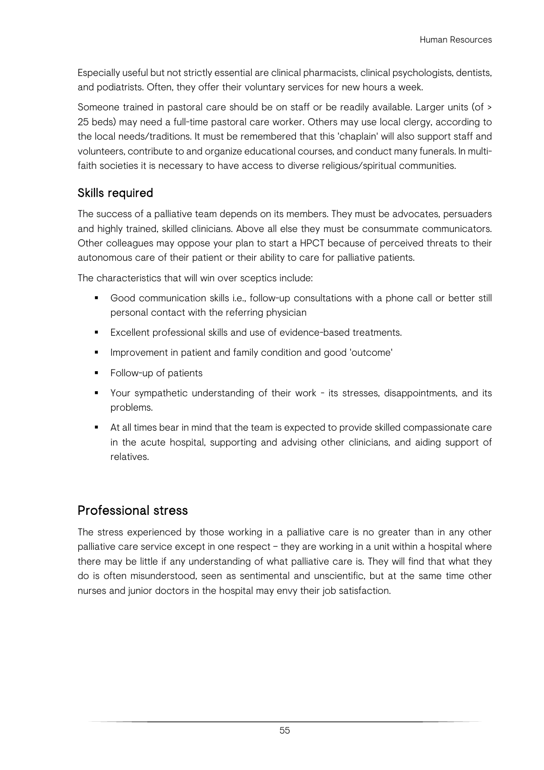Especially useful but not strictly essential are clinical pharmacists, clinical psychologists, dentists, and podiatrists. Often, they offer their voluntary services for new hours a week.

Someone trained in pastoral care should be on staff or be readily available. Larger units (of > 25 beds) may need a full-time pastoral care worker. Others may use local clergy, according to the local needs/traditions. It must be remembered that this 'chaplain' will also support staff and volunteers, contribute to and organize educational courses, and conduct many funerals. In multi-faith societies it is necessary to have access to diverse religious/spiritual communities.

### Skills required

The success of a palliative team depends on its members. They must be advocates, persuaders and highly trained, skilled clinicians. Above all else they must be consummate communicators. Other colleagues may oppose your plan to start a HPCT because of perceived threats to their autonomous care of their patient or their ability to care for palliative patients.

The characteristics that will win over sceptics include:

- Good communication skills i.e., follow-up consultations with a phone call or better still personal contact with the referring physician
- Excellent professional skills and use of evidence-based treatments.
- Improvement in patient and family condition and good 'outcome'
- Follow-up of patients
- Your sympathetic understanding of their work - its stresses, disappointments, and its problems.
- At all times bear in mind that the team is expected to provide skilled compassionate care in the acute hospital, supporting and advising other clinicians, and aiding support of relatives.

## Professional stress

The stress experienced by those working in a palliative care is no greater than in any other palliative care service except in one respect – they are working in a unit within a hospital where there may be little if any understanding of what palliative care is. They will find that what they do is often misunderstood, seen as sentimental and unscientific, but at the same time other nurses and junior doctors in the hospital may envy their job satisfaction.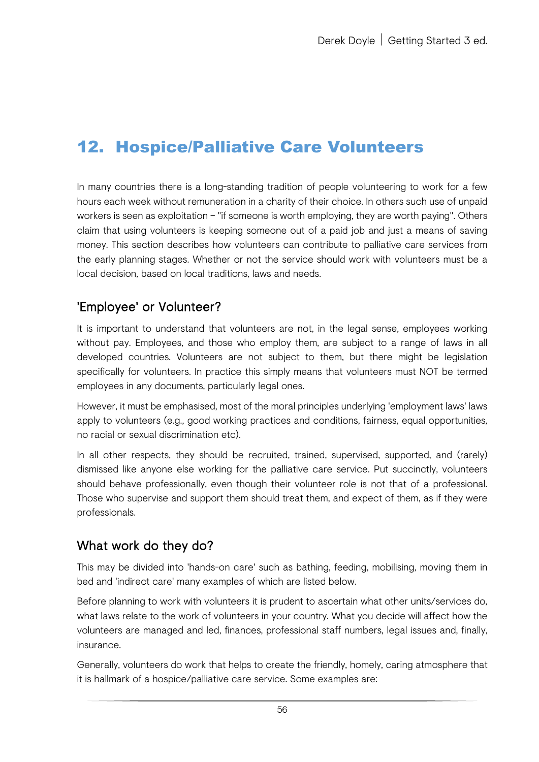# 12. Hospice/Palliative Care Volunteers

In many countries there is a long-standing tradition of people volunteering to work for a few hours each week without remuneration in a charity of their choice. In others such use of unpaid workers is seen as exploitation – "if someone is worth employing, they are worth paying". Others claim that using volunteers is keeping someone out of a paid job and just a means of saving money. This section describes how volunteers can contribute to palliative care services from the early planning stages. Whether or not the service should work with volunteers must be a local decision, based on local traditions, laws and needs.

## 'Employee' or Volunteer?

It is important to understand that volunteers are not, in the legal sense, employees working without pay. Employees, and those who employ them, are subject to a range of laws in all developed countries. Volunteers are not subject to them, but there might be legislation specifically for volunteers. In practice this simply means that volunteers must NOT be termed employees in any documents, particularly legal ones.

However, it must be emphasised, most of the moral principles underlying 'employment laws' laws apply to volunteers (e.g., good working practices and conditions, fairness, equal opportunities, no racial or sexual discrimination etc).

In all other respects, they should be recruited, trained, supervised, supported, and (rarely) dismissed like anyone else working for the palliative care service. Put succinctly, volunteers should behave professionally, even though their volunteer role is not that of a professional. Those who supervise and support them should treat them, and expect of them, as if they were professionals.

## What work do they do?

This may be divided into 'hands-on care' such as bathing, feeding, mobilising, moving them in bed and 'indirect care' many examples of which are listed below.

Before planning to work with volunteers it is prudent to ascertain what other units/services do, what laws relate to the work of volunteers in your country. What you decide will affect how the volunteers are managed and led, finances, professional staff numbers, legal issues and, finally, insurance.

Generally, volunteers do work that helps to create the friendly, homely, caring atmosphere that it is hallmark of a hospice/palliative care service. Some examples are: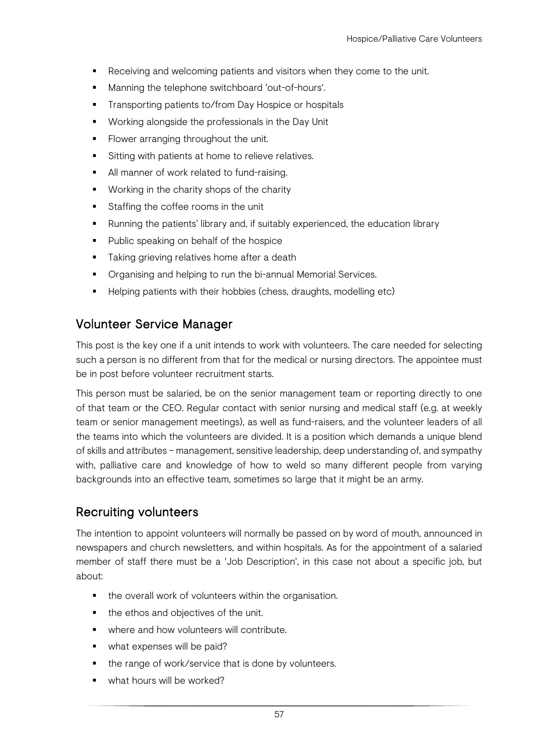- Receiving and welcoming patients and visitors when they come to the unit.
- Manning the telephone switchboard 'out-of-hours'.
- Transporting patients to/from Day Hospice or hospitals
- Working alongside the professionals in the Day Unit
- Flower arranging throughout the unit.
- Sitting with patients at home to relieve relatives.
- All manner of work related to fund-raising.
- Working in the charity shops of the charity
- Staffing the coffee rooms in the unit
- Running the patients' library and, if suitably experienced, the education library
- Public speaking on behalf of the hospice
- Taking grieving relatives home after a death
- Organising and helping to run the bi-annual Memorial Services.
- Helping patients with their hobbies (chess, draughts, modelling etc)

## Volunteer Service Manager

This post is the key one if a unit intends to work with volunteers. The care needed for selecting such a person is no different from that for the medical or nursing directors. The appointee must be in post before volunteer recruitment starts.

This person must be salaried, be on the senior management team or reporting directly to one of that team or the CEO. Regular contact with senior nursing and medical staff (e.g. at weekly team or senior management meetings), as well as fund-raisers, and the volunteer leaders of all the teams into which the volunteers are divided. It is a position which demands a unique blend of skills and attributes – management, sensitive leadership, deep understanding of, and sympathy with, palliative care and knowledge of how to weld so many different people from varying backgrounds into an effective team, sometimes so large that it might be an army.

## Recruiting volunteers

The intention to appoint volunteers will normally be passed on by word of mouth, announced in newspapers and church newsletters, and within hospitals. As for the appointment of a salaried member of staff there must be a 'Job Description', in this case not about a specific job, but about:

- the overall work of volunteers within the organisation.
- the ethos and objectives of the unit.
- where and how volunteers will contribute.
- what expenses will be paid?
- the range of work/service that is done by volunteers.
- what hours will be worked?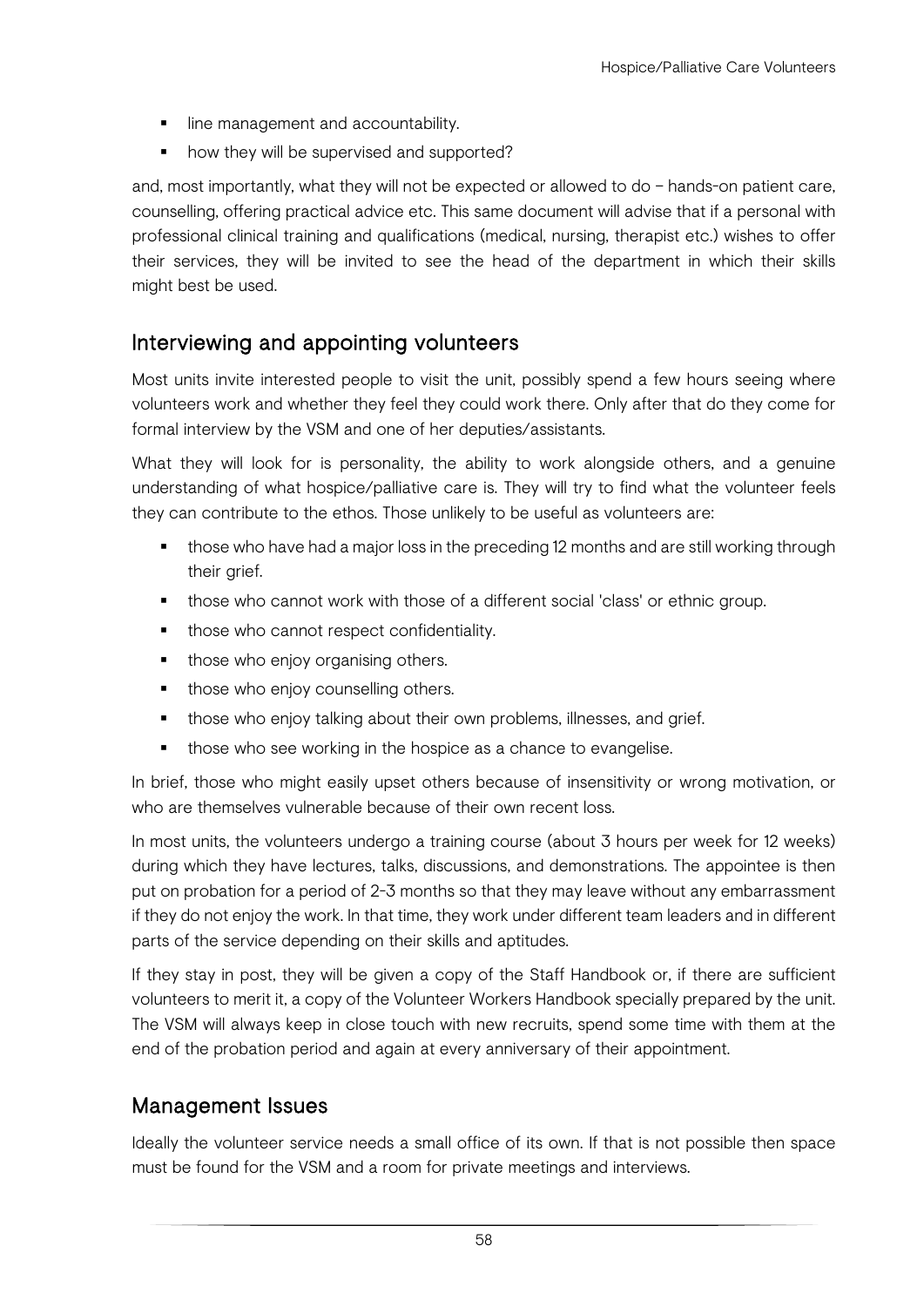- line management and accountability.
- how they will be supervised and supported?

and, most importantly, what they will not be expected or allowed to do – hands-on patient care, counselling, offering practical advice etc. This same document will advise that if a personal with professional clinical training and qualifications (medical, nursing, therapist etc.) wishes to offer their services, they will be invited to see the head of the department in which their skills might best be used.

## Interviewing and appointing volunteers

Most units invite interested people to visit the unit, possibly spend a few hours seeing where volunteers work and whether they feel they could work there. Only after that do they come for formal interview by the VSM and one of her deputies/assistants.

What they will look for is personality, the ability to work alongside others, and a genuine understanding of what hospice/palliative care is. They will try to find what the volunteer feels they can contribute to the ethos. Those unlikely to be useful as volunteers are:

- those who have had a major loss in the preceding 12 months and are still working through their grief.
- those who cannot work with those of a different social 'class' or ethnic group.
- those who cannot respect confidentiality.
- those who enjoy organising others.
- those who enjoy counselling others.
- those who enjoy talking about their own problems, illnesses, and grief.
- those who see working in the hospice as a chance to evangelise.

In brief, those who might easily upset others because of insensitivity or wrong motivation, or who are themselves vulnerable because of their own recent loss.

In most units, the volunteers undergo a training course (about 3 hours per week for 12 weeks) during which they have lectures, talks, discussions, and demonstrations. The appointee is then put on probation for a period of 2-3 months so that they may leave without any embarrassment if they do not enjoy the work. In that time, they work under different team leaders and in different parts of the service depending on their skills and aptitudes.

If they stay in post, they will be given a copy of the Staff Handbook or, if there are sufficient volunteers to merit it, a copy of the Volunteer Workers Handbook specially prepared by the unit. The VSM will always keep in close touch with new recruits, spend some time with them at the end of the probation period and again at every anniversary of their appointment.

## Management Issues

Ideally the volunteer service needs a small office of its own. If that is not possible then space must be found for the VSM and a room for private meetings and interviews.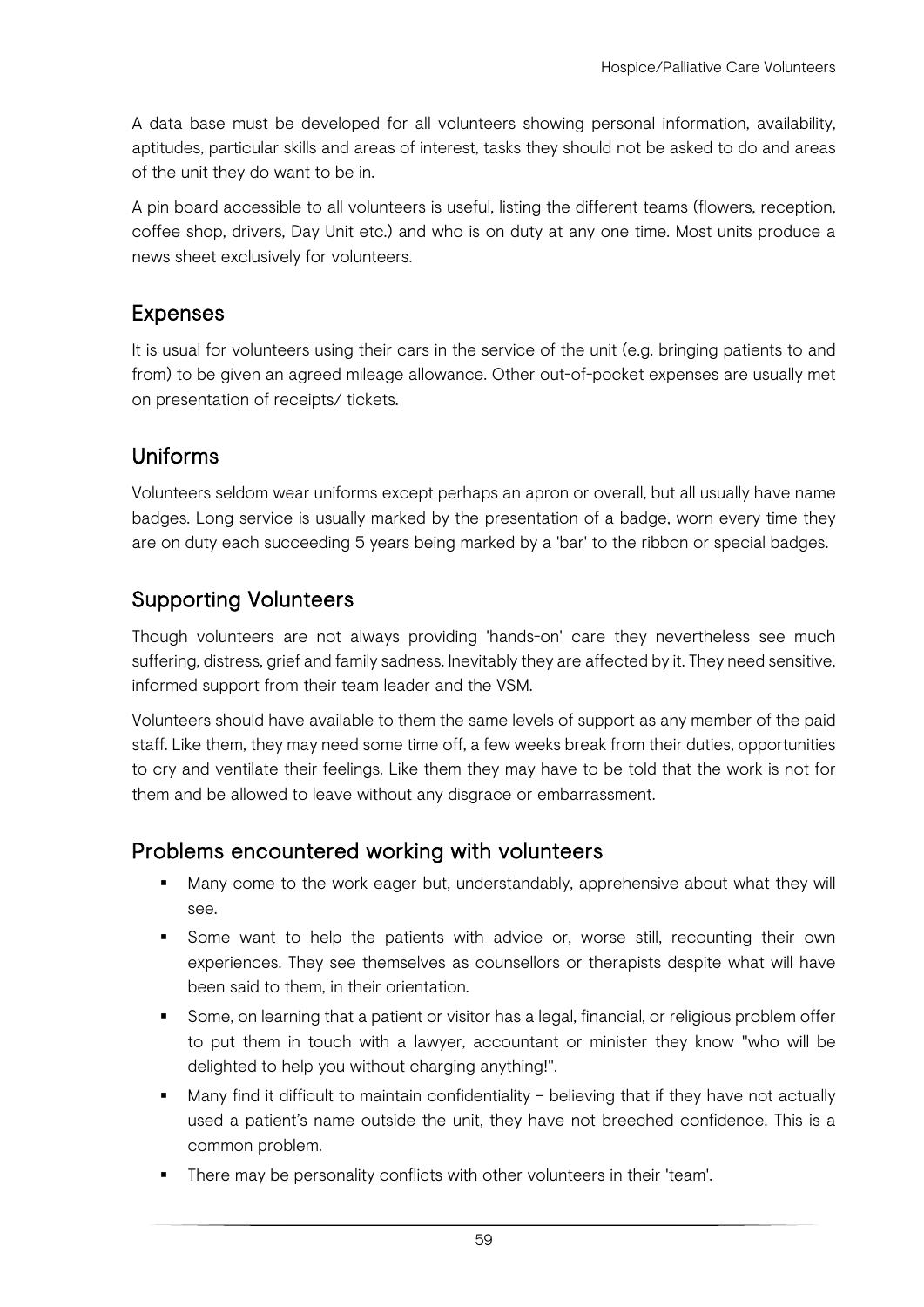A data base must be developed for all volunteers showing personal information, availability, aptitudes, particular skills and areas of interest, tasks they should not be asked to do and areas of the unit they do want to be in.

A pin board accessible to all volunteers is useful, listing the different teams (flowers, reception, coffee shop, drivers, Day Unit etc.) and who is on duty at any one time. Most units produce a news sheet exclusively for volunteers.

## Expenses

It is usual for volunteers using their cars in the service of the unit (e.g. bringing patients to and from) to be given an agreed mileage allowance. Other out-of-pocket expenses are usually met on presentation of receipts/ tickets.

## Uniforms

Volunteers seldom wear uniforms except perhaps an apron or overall, but all usually have name badges. Long service is usually marked by the presentation of a badge, worn every time they are on duty each succeeding 5 years being marked by a 'bar' to the ribbon or special badges.

## Supporting Volunteers

Though volunteers are not always providing 'hands-on' care they nevertheless see much suffering, distress, grief and family sadness. Inevitably they are affected by it. They need sensitive, informed support from their team leader and the VSM.

Volunteers should have available to them the same levels of support as any member of the paid staff. Like them, they may need some time off, a few weeks break from their duties, opportunities to cry and ventilate their feelings. Like them they may have to be told that the work is not for them and be allowed to leave without any disgrace or embarrassment.

## Problems encountered working with volunteers

- Many come to the work eager but, understandably, apprehensive about what they will see.
- Some want to help the patients with advice or, worse still, recounting their own experiences. They see themselves as counsellors or therapists despite what will have been said to them, in their orientation.
- Some, on learning that a patient or visitor has a legal, financial, or religious problem offer to put them in touch with a lawyer, accountant or minister they know "who will be delighted to help you without charging anything!".
- Many find it difficult to maintain confidentiality – believing that if they have not actually used a patient's name outside the unit, they have not breeched confidence. This is a common problem.
- There may be personality conflicts with other volunteers in their 'team'.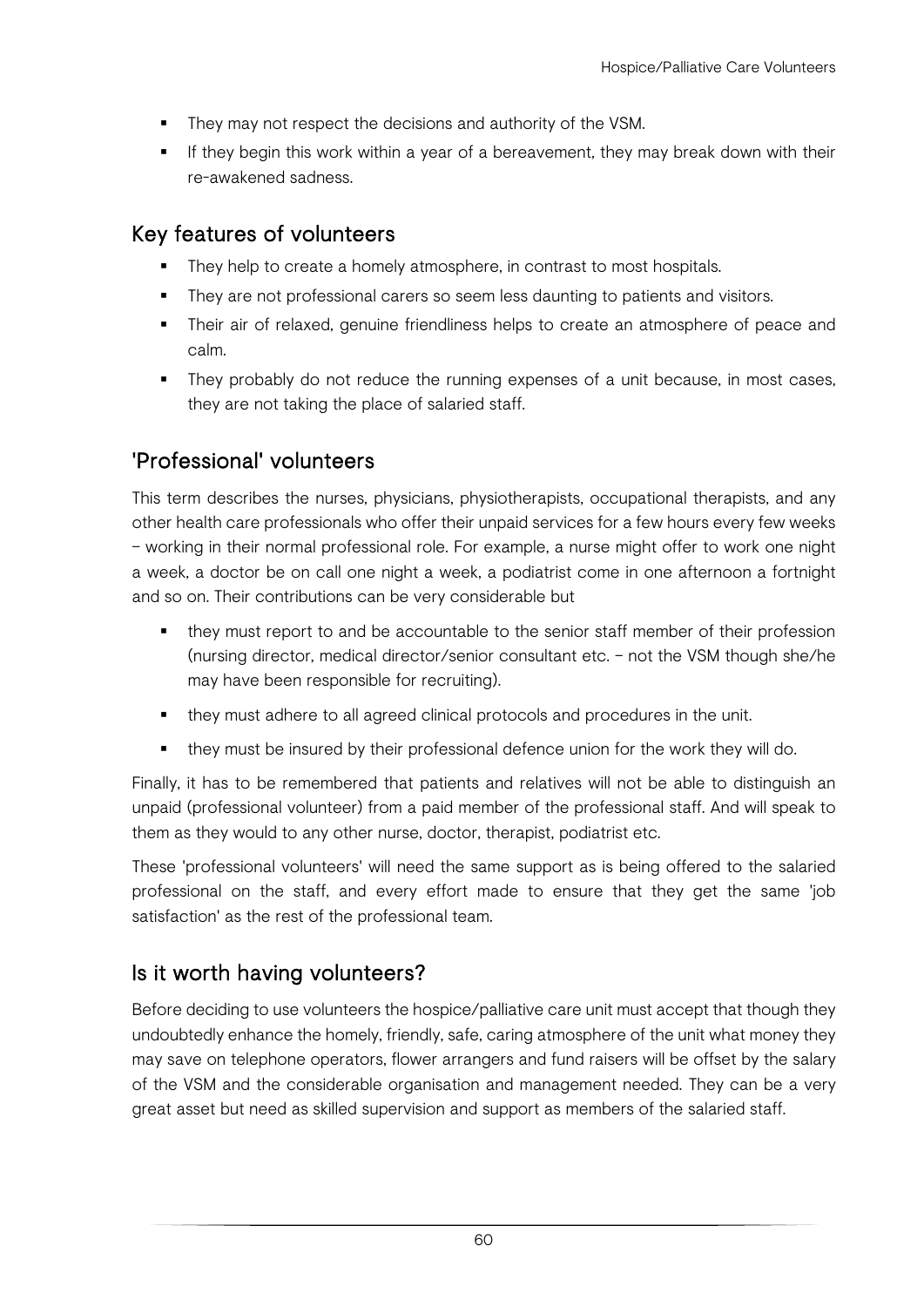- They may not respect the decisions and authority of the VSM.
- If they begin this work within a year of a bereavement, they may break down with their re-awakened sadness.

## Key features of volunteers

- They help to create a homely atmosphere, in contrast to most hospitals.
- They are not professional carers so seem less daunting to patients and visitors.
- Their air of relaxed, genuine friendliness helps to create an atmosphere of peace and calm.
- They probably do not reduce the running expenses of a unit because, in most cases, they are not taking the place of salaried staff.

## 'Professional' volunteers

This term describes the nurses, physicians, physiotherapists, occupational therapists, and any other health care professionals who offer their unpaid services for a few hours every few weeks – working in their normal professional role. For example, a nurse might offer to work one night a week, a doctor be on call one night a week, a podiatrist come in one afternoon a fortnight and so on. Their contributions can be very considerable but

- they must report to and be accountable to the senior staff member of their profession (nursing director, medical director/senior consultant etc. – not the VSM though she/he may have been responsible for recruiting).
- they must adhere to all agreed clinical protocols and procedures in the unit.
- they must be insured by their professional defence union for the work they will do.

Finally, it has to be remembered that patients and relatives will not be able to distinguish an unpaid (professional volunteer) from a paid member of the professional staff. And will speak to them as they would to any other nurse, doctor, therapist, podiatrist etc.

These 'professional volunteers' will need the same support as is being offered to the salaried professional on the staff, and every effort made to ensure that they get the same 'job satisfaction' as the rest of the professional team.

## Is it worth having volunteers?

Before deciding to use volunteers the hospice/palliative care unit must accept that though they undoubtedly enhance the homely, friendly, safe, caring atmosphere of the unit what money they may save on telephone operators, flower arrangers and fund raisers will be offset by the salary of the VSM and the considerable organisation and management needed. They can be a very great asset but need as skilled supervision and support as members of the salaried staff.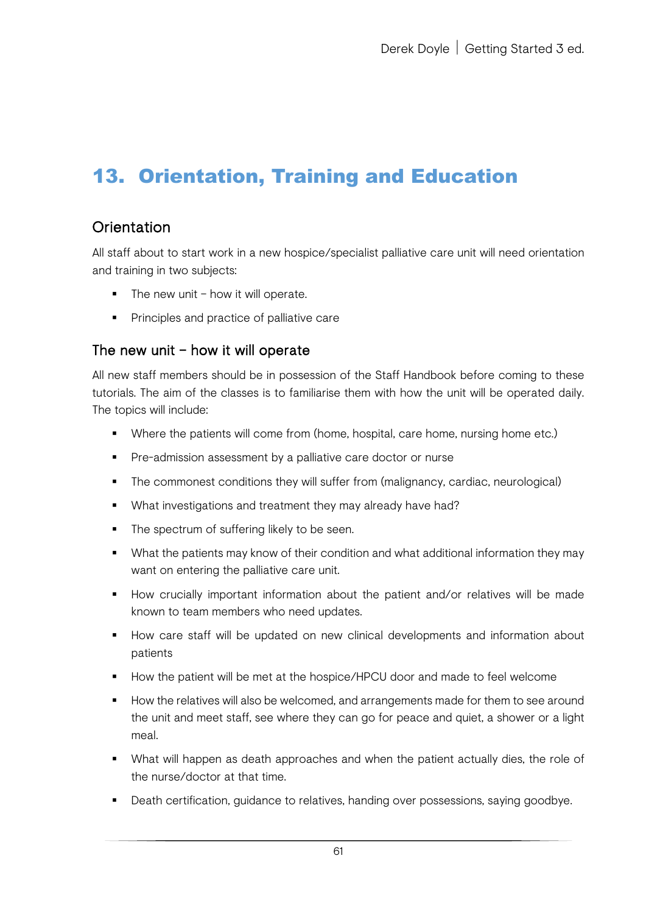# 13. Orientation, Training and Education

## Orientation

All staff about to start work in a new hospice/specialist palliative care unit will need orientation and training in two subjects:

- The new unit – how it will operate.
- Principles and practice of palliative care

## The new unit – how it will operate

All new staff members should be in possession of the Staff Handbook before coming to these tutorials. The aim of the classes is to familiarise them with how the unit will be operated daily. The topics will include:

- Where the patients will come from (home, hospital, care home, nursing home etc.)
- Pre-admission assessment by a palliative care doctor or nurse
- The commonest conditions they will suffer from (malignancy, cardiac, neurological)
- What investigations and treatment they may already have had?
- The spectrum of suffering likely to be seen.
- What the patients may know of their condition and what additional information they may want on entering the palliative care unit.
- How crucially important information about the patient and/or relatives will be made known to team members who need updates.
- How care staff will be updated on new clinical developments and information about patients
- How the patient will be met at the hospice/HPCU door and made to feel welcome
- How the relatives will also be welcomed, and arrangements made for them to see around the unit and meet staff, see where they can go for peace and quiet, a shower or a light meal.
- What will happen as death approaches and when the patient actually dies, the role of the nurse/doctor at that time.
- Death certification, guidance to relatives, handing over possessions, saying goodbye.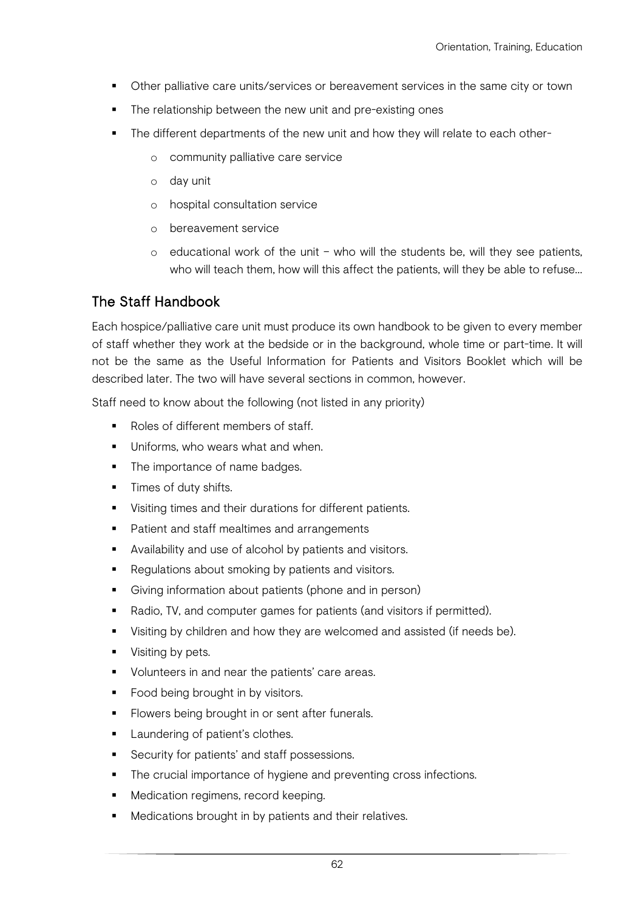- Other palliative care units/services or bereavement services in the same city or town
- The relationship between the new unit and pre-existing ones
- The different departments of the new unit and how they will relate to each other-
  - community palliative care service
  - day unit
  - hospital consultation service
  - bereavement service
  - educational work of the unit – who will the students be, will they see patients, who will teach them, how will this affect the patients, will they be able to refuse...

## The Staff Handbook

Each hospice/palliative care unit must produce its own handbook to be given to every member of staff whether they work at the bedside or in the background, whole time or part-time. It will not be the same as the Useful Information for Patients and Visitors Booklet which will be described later. The two will have several sections in common, however.

Staff need to know about the following (not listed in any priority)

- Roles of different members of staff.
- Uniforms, who wears what and when.
- The importance of name badges.
- Times of duty shifts.
- Visiting times and their durations for different patients.
- Patient and staff mealtimes and arrangements
- Availability and use of alcohol by patients and visitors.
- Regulations about smoking by patients and visitors.
- Giving information about patients (phone and in person)
- Radio, TV, and computer games for patients (and visitors if permitted).
- Visiting by children and how they are welcomed and assisted (if needs be).
- Visiting by pets.
- Volunteers in and near the patients' care areas.
- Food being brought in by visitors.
- Flowers being brought in or sent after funerals.
- Laundering of patient's clothes.
- Security for patients' and staff possessions.
- The crucial importance of hygiene and preventing cross infections.
- Medication regimens, record keeping.
- Medications brought in by patients and their relatives.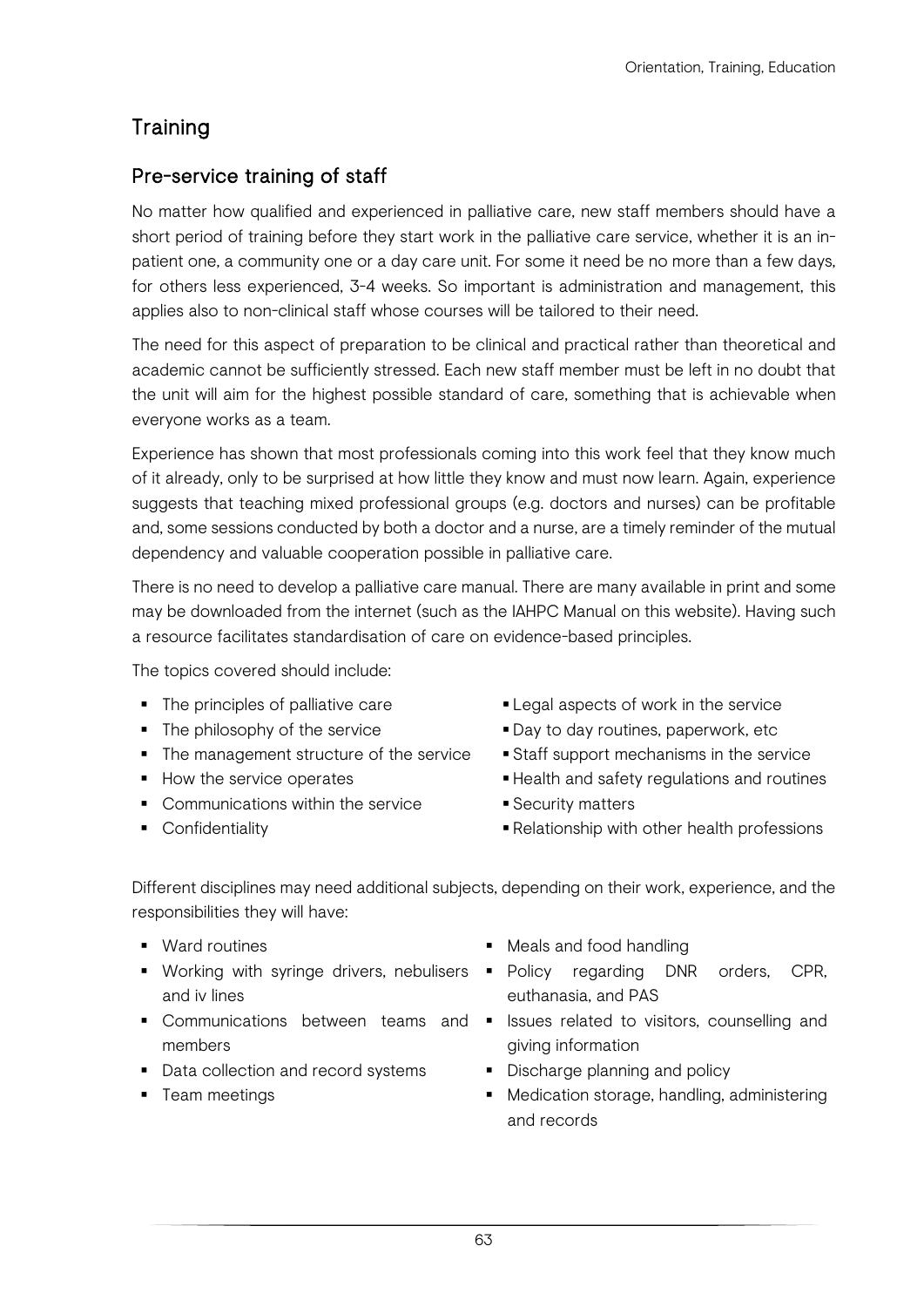## Training

### Pre-service training of staff

No matter how qualified and experienced in palliative care, new staff members should have a short period of training before they start work in the palliative care service, whether it is an in-patient one, a community one or a day care unit. For some it need be no more than a few days, for others less experienced, 3-4 weeks. So important is administration and management, this applies also to non-clinical staff whose courses will be tailored to their need.

The need for this aspect of preparation to be clinical and practical rather than theoretical and academic cannot be sufficiently stressed. Each new staff member must be left in no doubt that the unit will aim for the highest possible standard of care, something that is achievable when everyone works as a team.

Experience has shown that most professionals coming into this work feel that they know much of it already, only to be surprised at how little they know and must now learn. Again, experience suggests that teaching mixed professional groups (e.g. doctors and nurses) can be profitable and, some sessions conducted by both a doctor and a nurse, are a timely reminder of the mutual dependency and valuable cooperation possible in palliative care.

There is no need to develop a palliative care manual. There are many available in print and some may be downloaded from the internet (such as the IAHPC Manual on this website). Having such a resource facilitates standardisation of care on evidence-based principles.

The topics covered should include:

- The principles of palliative care
- The philosophy of the service
- The management structure of the service
- How the service operates
- Communications within the service
- Confidentiality
- Legal aspects of work in the service
- Day to day routines, paperwork, etc
- Staff support mechanisms in the service
- Health and safety regulations and routines
- Security matters
- Relationship with other health professions

Different disciplines may need additional subjects, depending on their work, experience, and the responsibilities they will have:

- Ward routines
- Working with syringe drivers, nebulisers and iv lines
- Communications between teams and members
- Data collection and record systems
- Team meetings
- Meals and food handling
- Policy regarding DNR orders, CPR, euthanasia, and PAS
- Issues related to visitors, counselling and giving information
- Discharge planning and policy
- Medication storage, handling, administering and records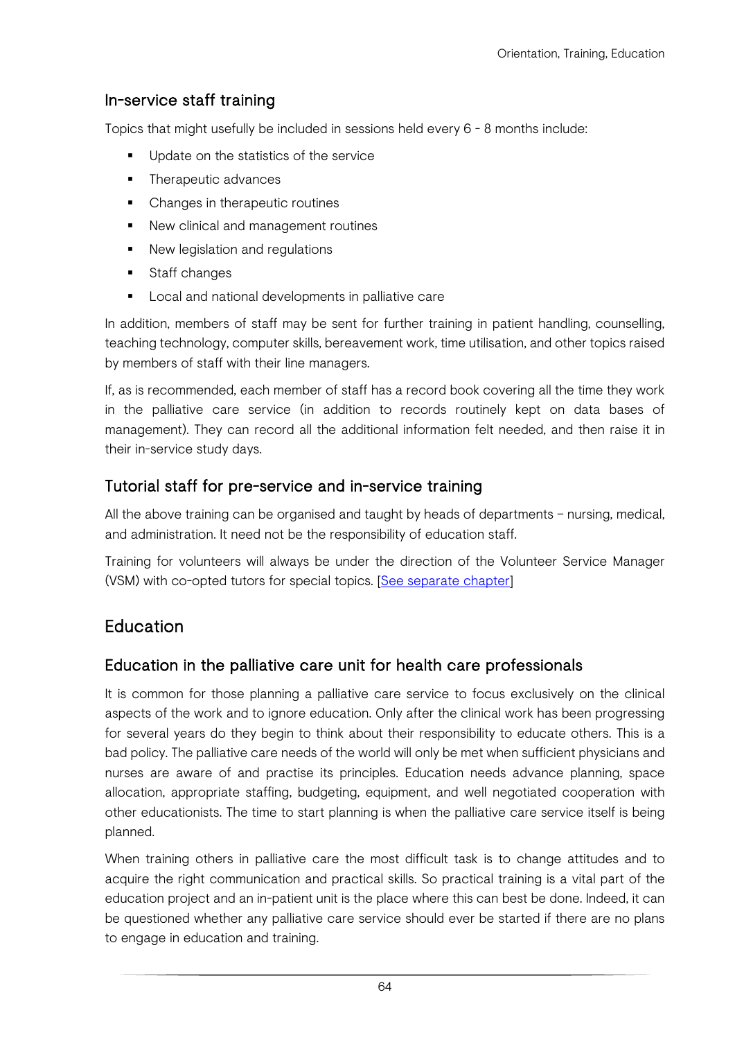### In-service staff training

Topics that might usefully be included in sessions held every 6 - 8 months include:

- Update on the statistics of the service
- Therapeutic advances
- Changes in therapeutic routines
- New clinical and management routines
- New legislation and regulations
- Staff changes
- Local and national developments in palliative care

In addition, members of staff may be sent for further training in patient handling, counselling, teaching technology, computer skills, bereavement work, time utilisation, and other topics raised by members of staff with their line managers.

If, as is recommended, each member of staff has a record book covering all the time they work in the palliative care service (in addition to records routinely kept on data bases of management). They can record all the additional information felt needed, and then raise it in their in-service study days.

### Tutorial staff for pre-service and in-service training

All the above training can be organised and taught by heads of departments – nursing, medical, and administration. It need not be the responsibility of education staff.

Training for volunteers will always be under the direction of the Volunteer Service Manager (VSM) with co-opted tutors for special topics. [See separate chapter]

## Education

### Education in the palliative care unit for health care professionals

It is common for those planning a palliative care service to focus exclusively on the clinical aspects of the work and to ignore education. Only after the clinical work has been progressing for several years do they begin to think about their responsibility to educate others. This is a bad policy. The palliative care needs of the world will only be met when sufficient physicians and nurses are aware of and practise its principles. Education needs advance planning, space allocation, appropriate staffing, budgeting, equipment, and well negotiated cooperation with other educationists. The time to start planning is when the palliative care service itself is being planned.

When training others in palliative care the most difficult task is to change attitudes and to acquire the right communication and practical skills. So practical training is a vital part of the education project and an in-patient unit is the place where this can best be done. Indeed, it can be questioned whether any palliative care service should ever be started if there are no plans to engage in education and training.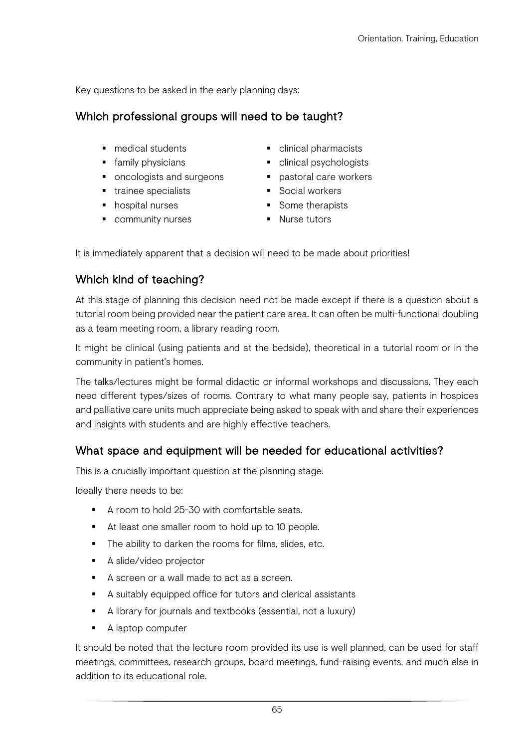Key questions to be asked in the early planning days:

## Which professional groups will need to be taught?

- medical students
- family physicians
- oncologists and surgeons
- trainee specialists
- hospital nurses
- community nurses
- clinical pharmacists
- clinical psychologists
- pastoral care workers
- Social workers
- Some therapists
- Nurse tutors

It is immediately apparent that a decision will need to be made about priorities!

## Which kind of teaching?

At this stage of planning this decision need not be made except if there is a question about a tutorial room being provided near the patient care area. It can often be multi-functional doubling as a team meeting room, a library reading room.

It might be clinical (using patients and at the bedside), theoretical in a tutorial room or in the community in patient's homes.

The talks/lectures might be formal didactic or informal workshops and discussions. They each need different types/sizes of rooms. Contrary to what many people say, patients in hospices and palliative care units much appreciate being asked to speak with and share their experiences and insights with students and are highly effective teachers.

## What space and equipment will be needed for educational activities?

This is a crucially important question at the planning stage.

Ideally there needs to be:

- A room to hold 25-30 with comfortable seats.
- At least one smaller room to hold up to 10 people.
- The ability to darken the rooms for films, slides, etc.
- A slide/video projector
- A screen or a wall made to act as a screen.
- A suitably equipped office for tutors and clerical assistants
- A library for journals and textbooks (essential, not a luxury)
- A laptop computer

It should be noted that the lecture room provided its use is well planned, can be used for staff meetings, committees, research groups, board meetings, fund-raising events, and much else in addition to its educational role.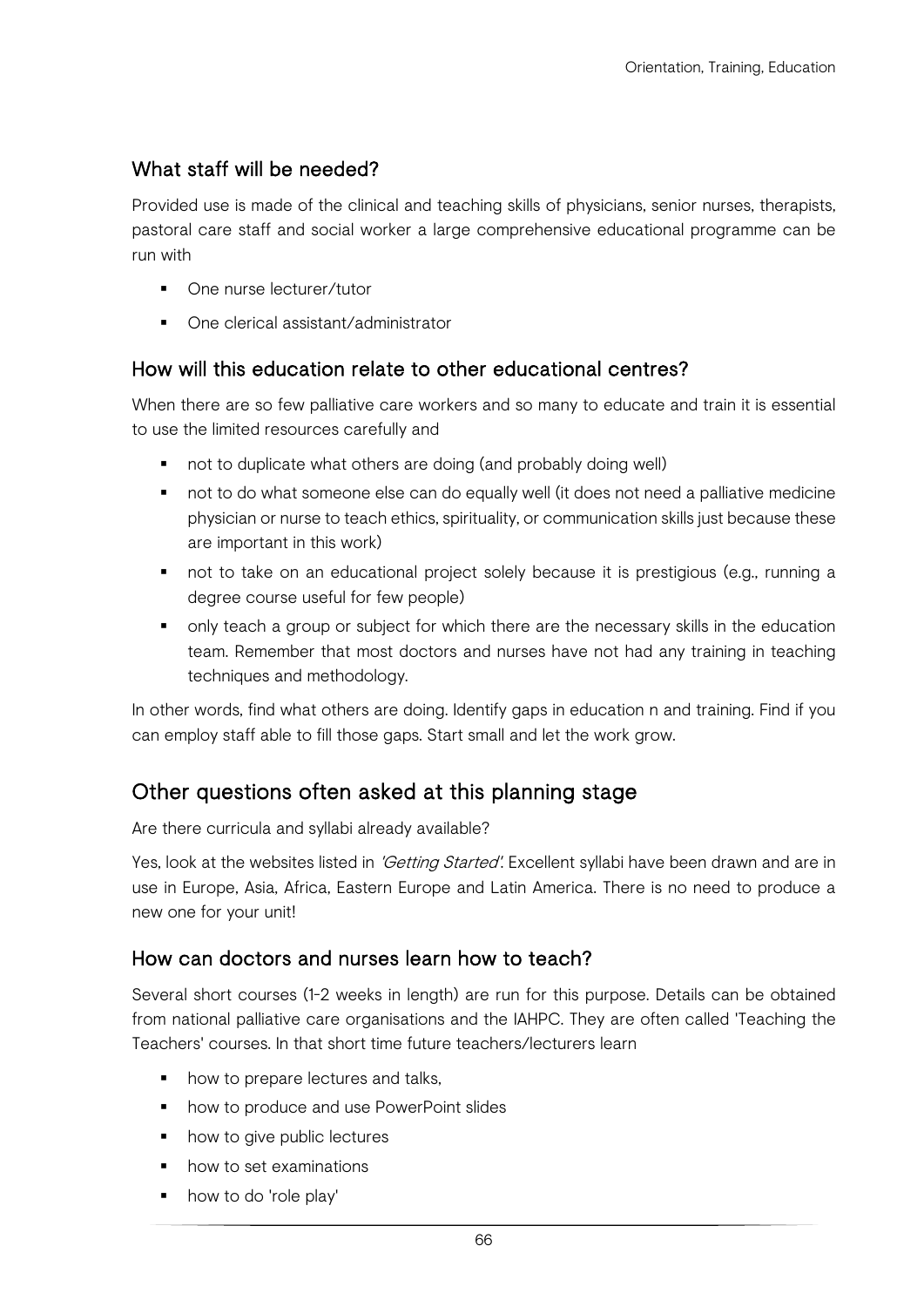### What staff will be needed?

Provided use is made of the clinical and teaching skills of physicians, senior nurses, therapists, pastoral care staff and social worker a large comprehensive educational programme can be run with

- One nurse lecturer/tutor
- One clerical assistant/administrator

### How will this education relate to other educational centres?

When there are so few palliative care workers and so many to educate and train it is essential to use the limited resources carefully and

- not to duplicate what others are doing (and probably doing well)
- not to do what someone else can do equally well (it does not need a palliative medicine physician or nurse to teach ethics, spirituality, or communication skills just because these are important in this work)
- not to take on an educational project solely because it is prestigious (e.g., running a degree course useful for few people)
- only teach a group or subject for which there are the necessary skills in the education team. Remember that most doctors and nurses have not had any training in teaching techniques and methodology.

In other words, find what others are doing. Identify gaps in education n and training. Find if you can employ staff able to fill those gaps. Start small and let the work grow.

## Other questions often asked at this planning stage

Are there curricula and syllabi already available?

Yes, look at the websites listed in *'Getting Started'*. Excellent syllabi have been drawn and are in use in Europe, Asia, Africa, Eastern Europe and Latin America. There is no need to produce a new one for your unit!

### How can doctors and nurses learn how to teach?

Several short courses (1-2 weeks in length) are run for this purpose. Details can be obtained from national palliative care organisations and the IAHPC. They are often called 'Teaching the Teachers' courses. In that short time future teachers/lecturers learn

- how to prepare lectures and talks,
- how to produce and use PowerPoint slides
- how to give public lectures
- how to set examinations
- how to do 'role play'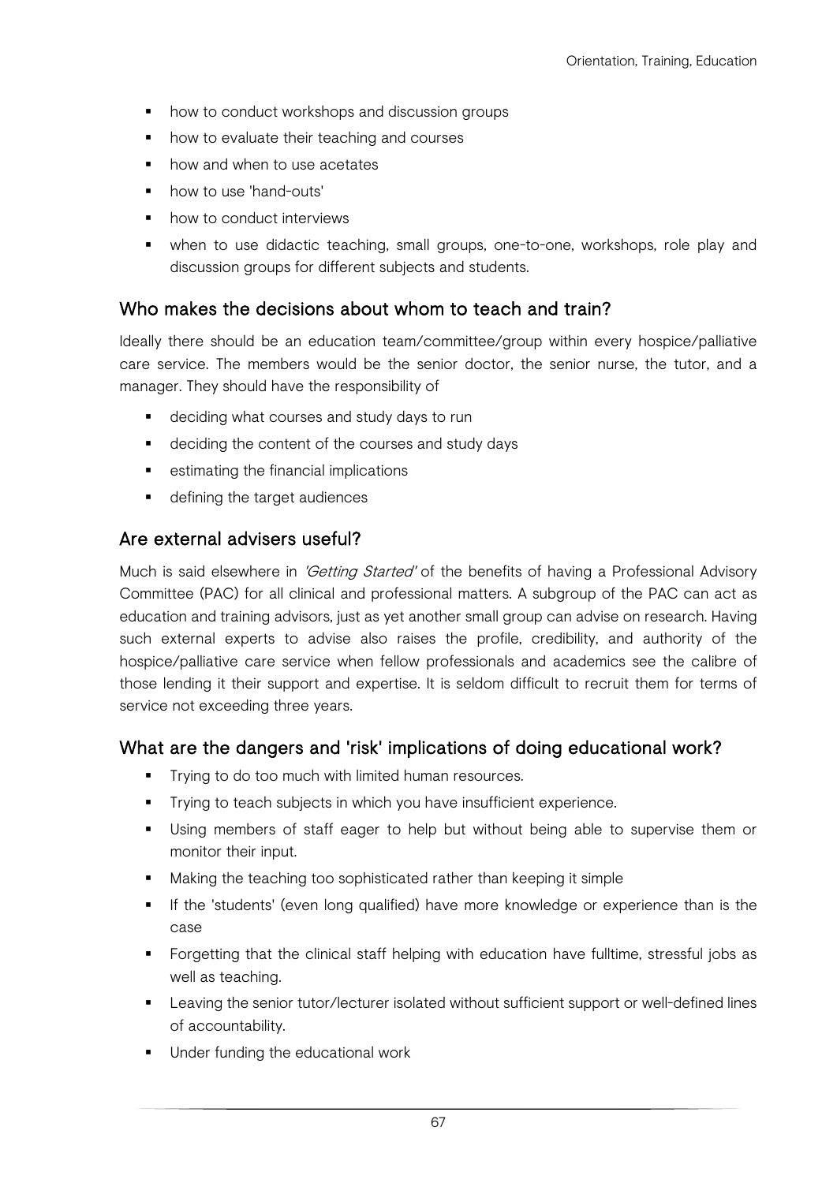- how to conduct workshops and discussion groups
- how to evaluate their teaching and courses
- how and when to use acetates
- how to use 'hand-outs'
- how to conduct interviews
- when to use didactic teaching, small groups, one-to-one, workshops, role play and discussion groups for different subjects and students.

## Who makes the decisions about whom to teach and train?

Ideally there should be an education team/committee/group within every hospice/palliative care service. The members would be the senior doctor, the senior nurse, the tutor, and a manager. They should have the responsibility of

- deciding what courses and study days to run
- deciding the content of the courses and study days
- estimating the financial implications
- defining the target audiences

## Are external advisers useful?

Much is said elsewhere in *'Getting Started'* of the benefits of having a Professional Advisory Committee (PAC) for all clinical and professional matters. A subgroup of the PAC can act as education and training advisors, just as yet another small group can advise on research. Having such external experts to advise also raises the profile, credibility, and authority of the hospice/palliative care service when fellow professionals and academics see the calibre of those lending it their support and expertise. It is seldom difficult to recruit them for terms of service not exceeding three years.

## What are the dangers and 'risk' implications of doing educational work?

- Trying to do too much with limited human resources.
- Trying to teach subjects in which you have insufficient experience.
- Using members of staff eager to help but without being able to supervise them or monitor their input.
- Making the teaching too sophisticated rather than keeping it simple
- If the 'students' (even long qualified) have more knowledge or experience than is the case
- Forgetting that the clinical staff helping with education have fulltime, stressful jobs as well as teaching.
- Leaving the senior tutor/lecturer isolated without sufficient support or well-defined lines of accountability.
- Under funding the educational work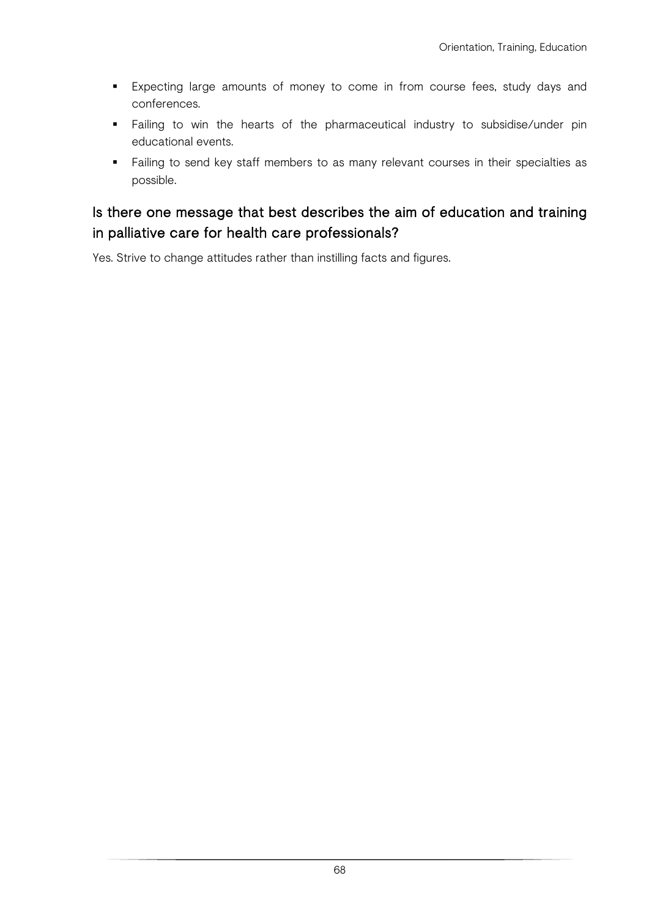- Expecting large amounts of money to come in from course fees, study days and conferences.
- Failing to win the hearts of the pharmaceutical industry to subsidise/under pin educational events.
- Failing to send key staff members to as many relevant courses in their specialties as possible.

## Is there one message that best describes the aim of education and training in palliative care for health care professionals?

Yes. Strive to change attitudes rather than instilling facts and figures.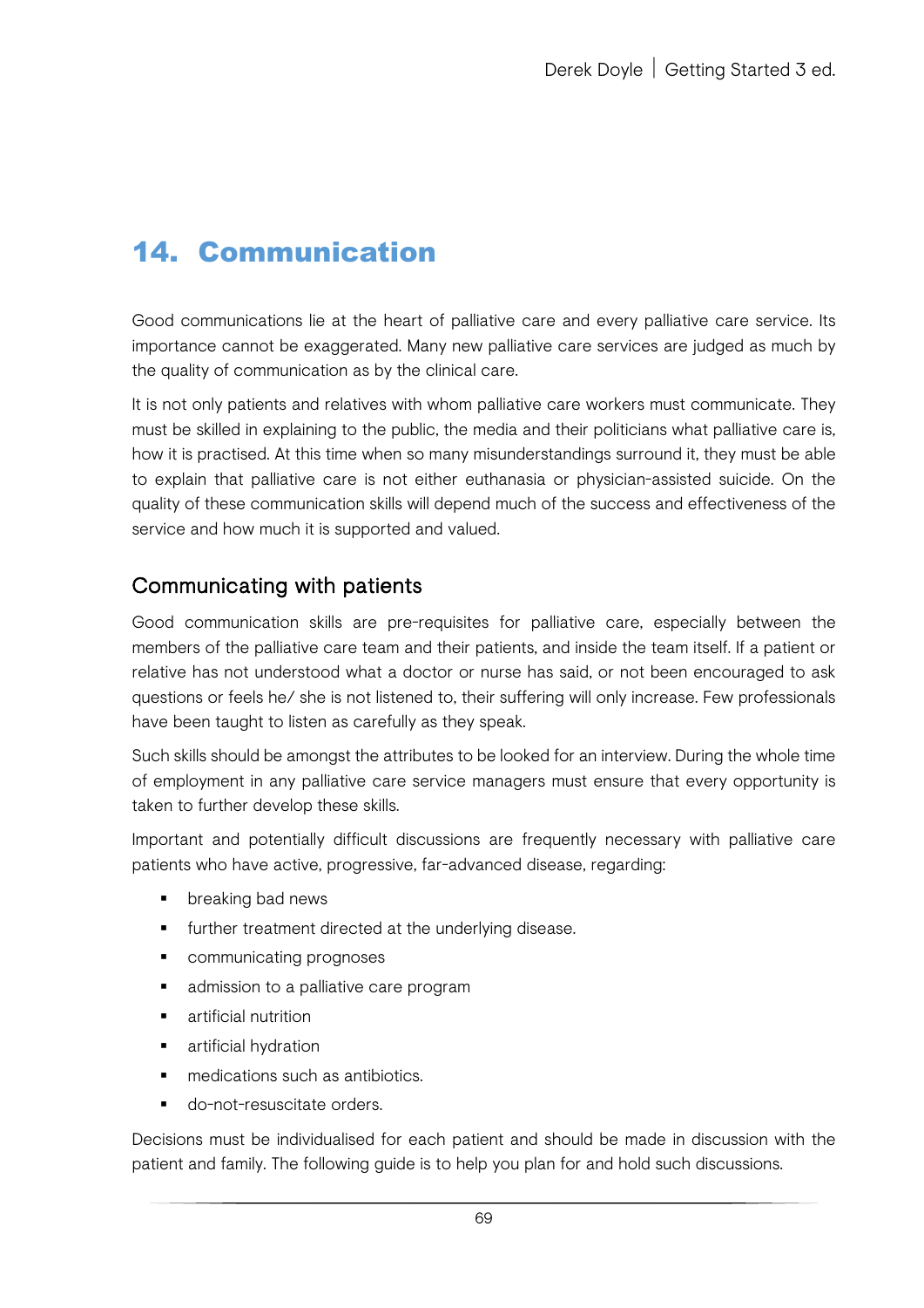# 14. Communication

Good communications lie at the heart of palliative care and every palliative care service. Its importance cannot be exaggerated. Many new palliative care services are judged as much by the quality of communication as by the clinical care.

It is not only patients and relatives with whom palliative care workers must communicate. They must be skilled in explaining to the public, the media and their politicians what palliative care is, how it is practised. At this time when so many misunderstandings surround it, they must be able to explain that palliative care is not either euthanasia or physician-assisted suicide. On the quality of these communication skills will depend much of the success and effectiveness of the service and how much it is supported and valued.

## Communicating with patients

Good communication skills are pre-requisites for palliative care, especially between the members of the palliative care team and their patients, and inside the team itself. If a patient or relative has not understood what a doctor or nurse has said, or not been encouraged to ask questions or feels he/ she is not listened to, their suffering will only increase. Few professionals have been taught to listen as carefully as they speak.

Such skills should be amongst the attributes to be looked for an interview. During the whole time of employment in any palliative care service managers must ensure that every opportunity is taken to further develop these skills.

Important and potentially difficult discussions are frequently necessary with palliative care patients who have active, progressive, far-advanced disease, regarding:

- breaking bad news
- further treatment directed at the underlying disease.
- communicating prognoses
- admission to a palliative care program
- artificial nutrition
- artificial hydration
- medications such as antibiotics.
- do-not-resuscitate orders.

Decisions must be individualised for each patient and should be made in discussion with the patient and family. The following guide is to help you plan for and hold such discussions.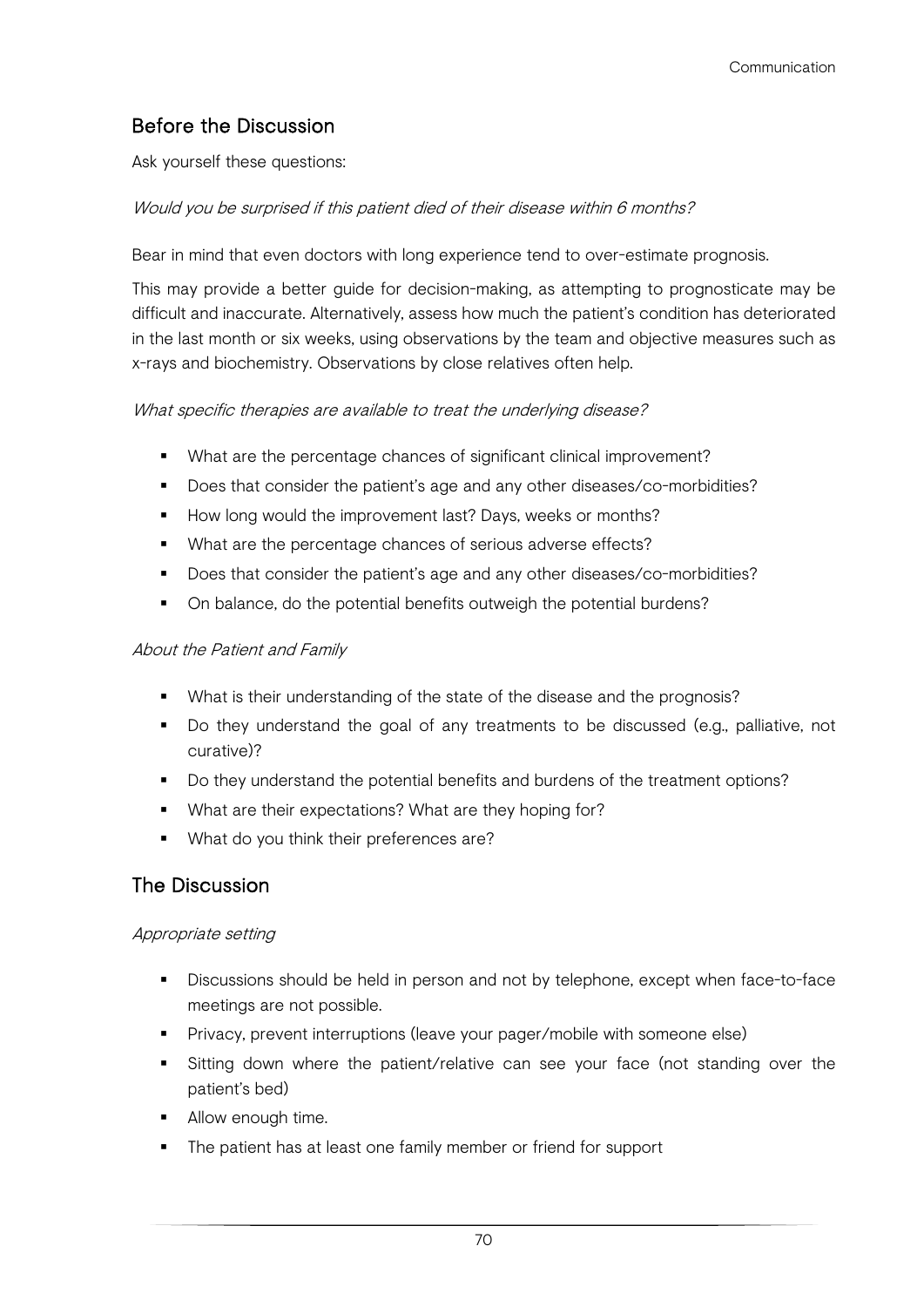## Before the Discussion

Ask yourself these questions:

*Would you be surprised if this patient died of their disease within 6 months?*

Bear in mind that even doctors with long experience tend to over-estimate prognosis.

This may provide a better guide for decision-making, as attempting to prognosticate may be difficult and inaccurate. Alternatively, assess how much the patient's condition has deteriorated in the last month or six weeks, using observations by the team and objective measures such as x-rays and biochemistry. Observations by close relatives often help.

*What specific therapies are available to treat the underlying disease?*

- What are the percentage chances of significant clinical improvement?
- Does that consider the patient's age and any other diseases/co-morbidities?
- How long would the improvement last? Days, weeks or months?
- What are the percentage chances of serious adverse effects?
- Does that consider the patient's age and any other diseases/co-morbidities?
- On balance, do the potential benefits outweigh the potential burdens?

*About the Patient and Family*

- What is their understanding of the state of the disease and the prognosis?
- Do they understand the goal of any treatments to be discussed (e.g., palliative, not curative)?
- Do they understand the potential benefits and burdens of the treatment options?
- What are their expectations? What are they hoping for?
- What do you think their preferences are?

## The Discussion

*Appropriate setting*

- Discussions should be held in person and not by telephone, except when face-to-face meetings are not possible.
- Privacy, prevent interruptions (leave your pager/mobile with someone else)
- Sitting down where the patient/relative can see your face (not standing over the patient's bed)
- Allow enough time.
- The patient has at least one family member or friend for support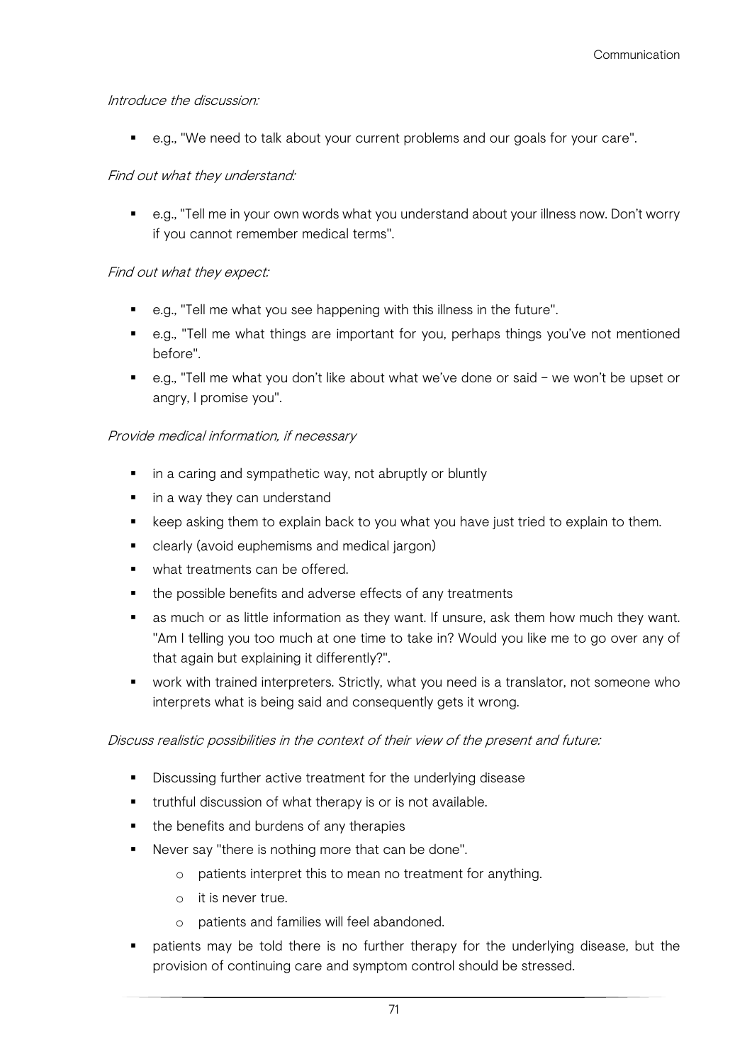*Introduce the discussion:*

- e.g., "We need to talk about your current problems and our goals for your care".

*Find out what they understand:*

- e.g., "Tell me in your own words what you understand about your illness now. Don't worry if you cannot remember medical terms".

*Find out what they expect:*

- e.g., "Tell me what you see happening with this illness in the future".
- e.g., "Tell me what things are important for you, perhaps things you've not mentioned before".
- e.g., "Tell me what you don't like about what we've done or said – we won't be upset or angry, I promise you".

*Provide medical information, if necessary*

- in a caring and sympathetic way, not abruptly or bluntly
- in a way they can understand
- keep asking them to explain back to you what you have just tried to explain to them.
- clearly (avoid euphemisms and medical jargon)
- what treatments can be offered.
- the possible benefits and adverse effects of any treatments
- as much or as little information as they want. If unsure, ask them how much they want. "Am I telling you too much at one time to take in? Would you like me to go over any of that again but explaining it differently?".
- work with trained interpreters. Strictly, what you need is a translator, not someone who interprets what is being said and consequently gets it wrong.

*Discuss realistic possibilities in the context of their view of the present and future:*

- Discussing further active treatment for the underlying disease
- truthful discussion of what therapy is or is not available.
- the benefits and burdens of any therapies
- Never say "there is nothing more that can be done".
    - patients interpret this to mean no treatment for anything.
    - it is never true.
    - patients and families will feel abandoned.
- patients may be told there is no further therapy for the underlying disease, but the provision of continuing care and symptom control should be stressed.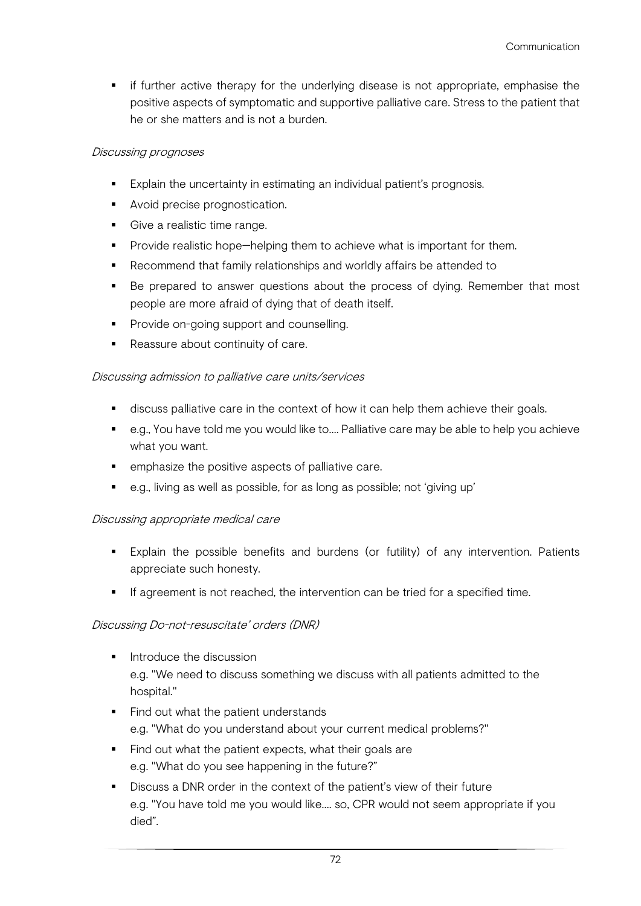- if further active therapy for the underlying disease is not appropriate, emphasise the positive aspects of symptomatic and supportive palliative care. Stress to the patient that he or she matters and is not a burden.

*Discussing prognoses*

- Explain the uncertainty in estimating an individual patient's prognosis.
- Avoid precise prognostication.
- Give a realistic time range.
- Provide realistic hope—helping them to achieve what is important for them.
- Recommend that family relationships and worldly affairs be attended to
- Be prepared to answer questions about the process of dying. Remember that most people are more afraid of dying that of death itself.
- Provide on-going support and counselling.
- Reassure about continuity of care.

*Discussing admission to palliative care units/services*

- discuss palliative care in the context of how it can help them achieve their goals.
- e.g., You have told me you would like to.... Palliative care may be able to help you achieve what you want.
- emphasize the positive aspects of palliative care.
- e.g., living as well as possible, for as long as possible; not 'giving up'

*Discussing appropriate medical care*

- Explain the possible benefits and burdens (or futility) of any intervention. Patients appreciate such honesty.
- If agreement is not reached, the intervention can be tried for a specified time.

*Discussing Do-not-resuscitate' orders (DNR)*

- Introduce the discussion
  e.g. "We need to discuss something we discuss with all patients admitted to the hospital."
- Find out what the patient understands
  e.g. "What do you understand about your current medical problems?"
- Find out what the patient expects, what their goals are
  e.g. "What do you see happening in the future?"
- Discuss a DNR order in the context of the patient's view of their future
  e.g. "You have told me you would like.... so, CPR would not seem appropriate if you died".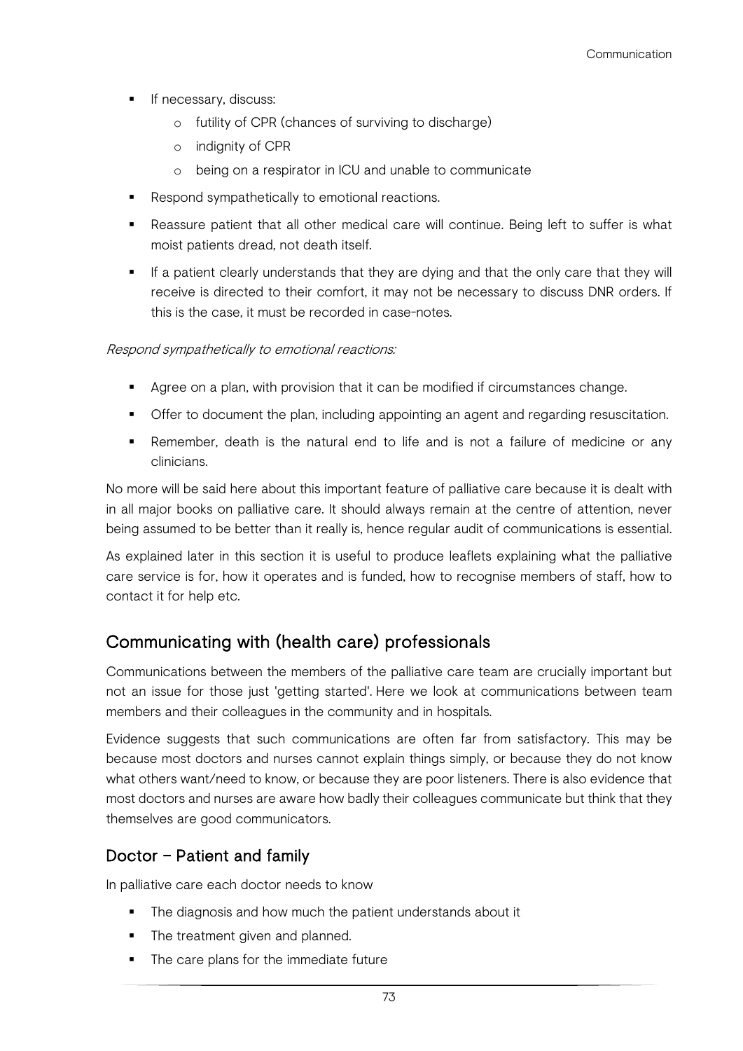- If necessary, discuss:
    - futility of CPR (chances of surviving to discharge)
    - indignity of CPR
    - being on a respirator in ICU and unable to communicate
- Respond sympathetically to emotional reactions.
- Reassure patient that all other medical care will continue. Being left to suffer is what moist patients dread, not death itself.
- If a patient clearly understands that they are dying and that the only care that they will receive is directed to their comfort, it may not be necessary to discuss DNR orders. If this is the case, it must be recorded in case-notes.

*Respond sympathetically to emotional reactions:*

- Agree on a plan, with provision that it can be modified if circumstances change.
- Offer to document the plan, including appointing an agent and regarding resuscitation.
- Remember, death is the natural end to life and is not a failure of medicine or any clinicians.

No more will be said here about this important feature of palliative care because it is dealt with in all major books on palliative care. It should always remain at the centre of attention, never being assumed to be better than it really is, hence regular audit of communications is essential.

As explained later in this section it is useful to produce leaflets explaining what the palliative care service is for, how it operates and is funded, how to recognise members of staff, how to contact it for help etc.

## Communicating with (health care) professionals

Communications between the members of the palliative care team are crucially important but not an issue for those just 'getting started'. Here we look at communications between team members and their colleagues in the community and in hospitals.

Evidence suggests that such communications are often far from satisfactory. This may be because most doctors and nurses cannot explain things simply, or because they do not know what others want/need to know, or because they are poor listeners. There is also evidence that most doctors and nurses are aware how badly their colleagues communicate but think that they themselves are good communicators.

### Doctor – Patient and family

In palliative care each doctor needs to know

- The diagnosis and how much the patient understands about it
- The treatment given and planned.
- The care plans for the immediate future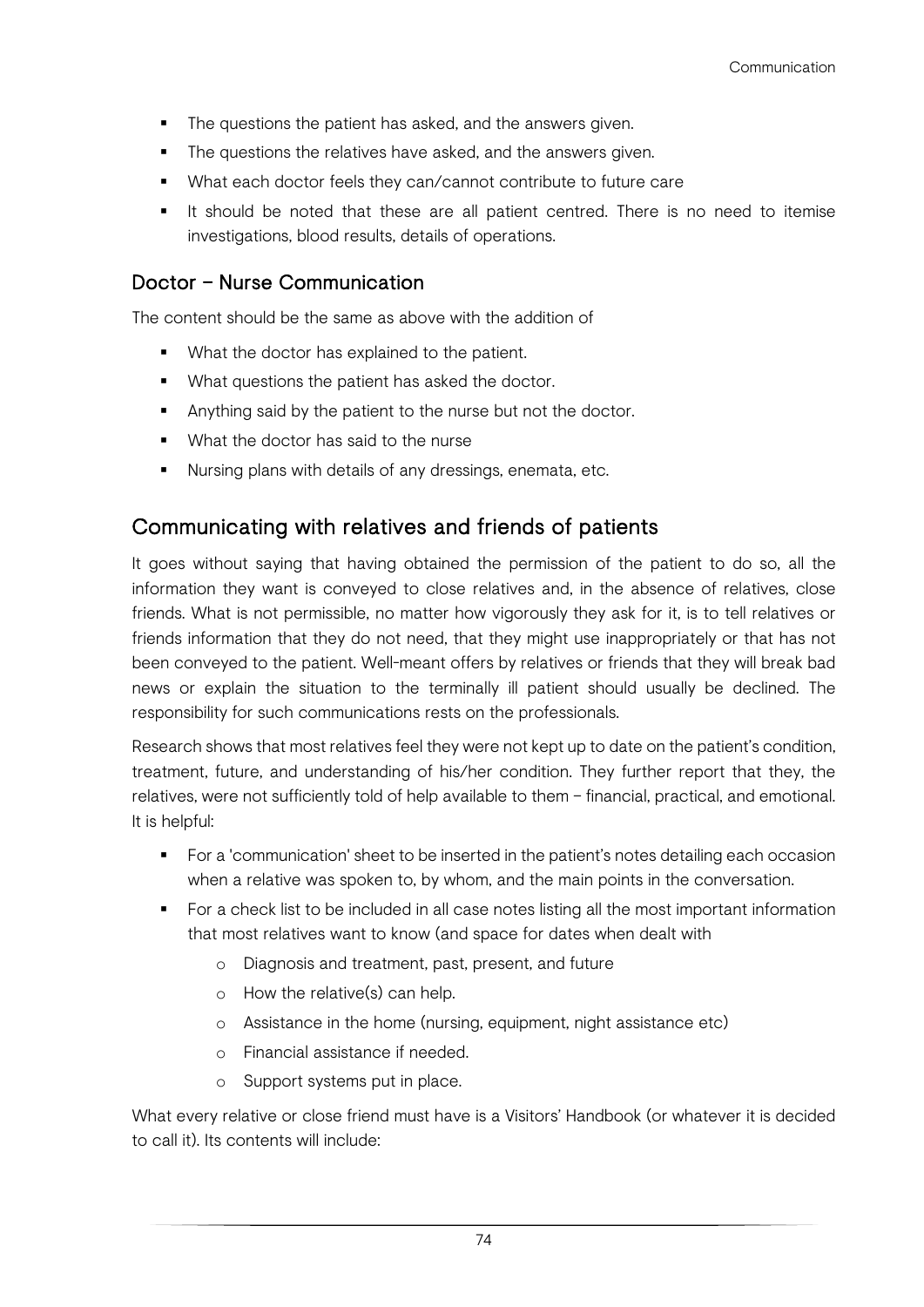- The questions the patient has asked, and the answers given.
- The questions the relatives have asked, and the answers given.
- What each doctor feels they can/cannot contribute to future care
- It should be noted that these are all patient centred. There is no need to itemise investigations, blood results, details of operations.

### Doctor – Nurse Communication

The content should be the same as above with the addition of

- What the doctor has explained to the patient.
- What questions the patient has asked the doctor.
- Anything said by the patient to the nurse but not the doctor.
- What the doctor has said to the nurse
- Nursing plans with details of any dressings, enemata, etc.

## Communicating with relatives and friends of patients

It goes without saying that having obtained the permission of the patient to do so, all the information they want is conveyed to close relatives and, in the absence of relatives, close friends. What is not permissible, no matter how vigorously they ask for it, is to tell relatives or friends information that they do not need, that they might use inappropriately or that has not been conveyed to the patient. Well-meant offers by relatives or friends that they will break bad news or explain the situation to the terminally ill patient should usually be declined. The responsibility for such communications rests on the professionals.

Research shows that most relatives feel they were not kept up to date on the patient's condition, treatment, future, and understanding of his/her condition. They further report that they, the relatives, were not sufficiently told of help available to them – financial, practical, and emotional. It is helpful:

- For a 'communication' sheet to be inserted in the patient's notes detailing each occasion when a relative was spoken to, by whom, and the main points in the conversation.
- For a check list to be included in all case notes listing all the most important information that most relatives want to know (and space for dates when dealt with
    - Diagnosis and treatment, past, present, and future
    - How the relative(s) can help.
    - Assistance in the home (nursing, equipment, night assistance etc)
    - Financial assistance if needed.
    - Support systems put in place.

What every relative or close friend must have is a Visitors' Handbook (or whatever it is decided to call it). Its contents will include: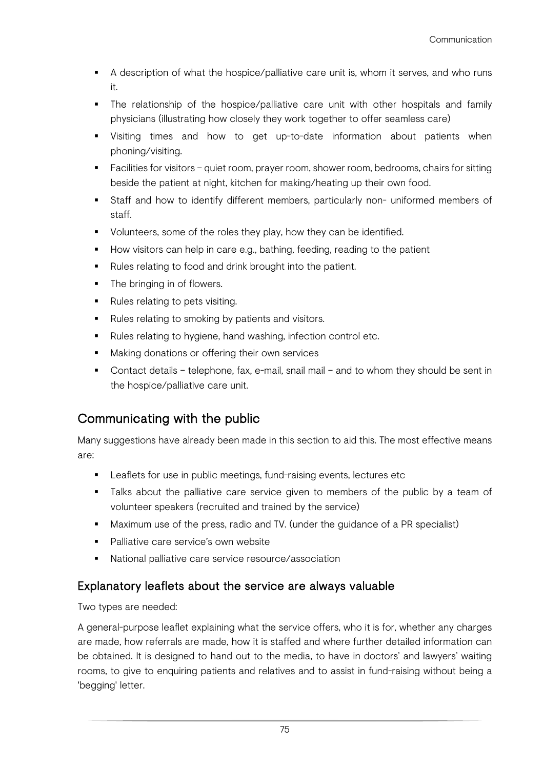- A description of what the hospice/palliative care unit is, whom it serves, and who runs it.
- The relationship of the hospice/palliative care unit with other hospitals and family physicians (illustrating how closely they work together to offer seamless care)
- Visiting times and how to get up-to-date information about patients when phoning/visiting.
- Facilities for visitors – quiet room, prayer room, shower room, bedrooms, chairs for sitting beside the patient at night, kitchen for making/heating up their own food.
- Staff and how to identify different members, particularly non- uniformed members of staff.
- Volunteers, some of the roles they play, how they can be identified.
- How visitors can help in care e.g., bathing, feeding, reading to the patient
- Rules relating to food and drink brought into the patient.
- The bringing in of flowers.
- Rules relating to pets visiting.
- Rules relating to smoking by patients and visitors.
- Rules relating to hygiene, hand washing, infection control etc.
- Making donations or offering their own services
- Contact details – telephone, fax, e-mail, snail mail – and to whom they should be sent in the hospice/palliative care unit.

## Communicating with the public

Many suggestions have already been made in this section to aid this. The most effective means are:

- Leaflets for use in public meetings, fund-raising events, lectures etc
- Talks about the palliative care service given to members of the public by a team of volunteer speakers (recruited and trained by the service)
- Maximum use of the press, radio and TV. (under the guidance of a PR specialist)
- Palliative care service's own website
- National palliative care service resource/association

### Explanatory leaflets about the service are always valuable

Two types are needed:

A general-purpose leaflet explaining what the service offers, who it is for, whether any charges are made, how referrals are made, how it is staffed and where further detailed information can be obtained. It is designed to hand out to the media, to have in doctors' and lawyers' waiting rooms, to give to enquiring patients and relatives and to assist in fund-raising without being a 'begging' letter.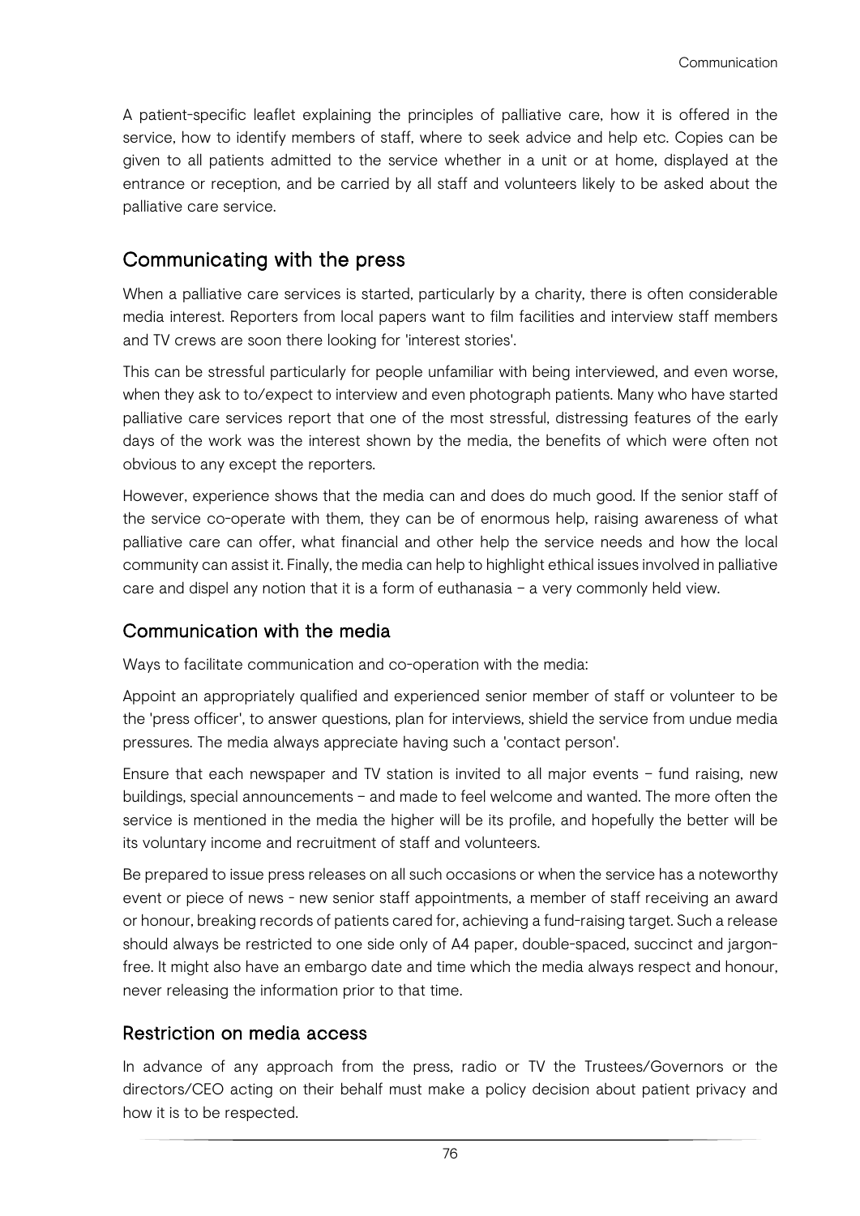A patient-specific leaflet explaining the principles of palliative care, how it is offered in the service, how to identify members of staff, where to seek advice and help etc. Copies can be given to all patients admitted to the service whether in a unit or at home, displayed at the entrance or reception, and be carried by all staff and volunteers likely to be asked about the palliative care service.

## Communicating with the press

When a palliative care services is started, particularly by a charity, there is often considerable media interest. Reporters from local papers want to film facilities and interview staff members and TV crews are soon there looking for 'interest stories'.

This can be stressful particularly for people unfamiliar with being interviewed, and even worse, when they ask to to/expect to interview and even photograph patients. Many who have started palliative care services report that one of the most stressful, distressing features of the early days of the work was the interest shown by the media, the benefits of which were often not obvious to any except the reporters.

However, experience shows that the media can and does do much good. If the senior staff of the service co-operate with them, they can be of enormous help, raising awareness of what palliative care can offer, what financial and other help the service needs and how the local community can assist it. Finally, the media can help to highlight ethical issues involved in palliative care and dispel any notion that it is a form of euthanasia – a very commonly held view.

### Communication with the media

Ways to facilitate communication and co-operation with the media:

Appoint an appropriately qualified and experienced senior member of staff or volunteer to be the 'press officer', to answer questions, plan for interviews, shield the service from undue media pressures. The media always appreciate having such a 'contact person'.

Ensure that each newspaper and TV station is invited to all major events – fund raising, new buildings, special announcements – and made to feel welcome and wanted. The more often the service is mentioned in the media the higher will be its profile, and hopefully the better will be its voluntary income and recruitment of staff and volunteers.

Be prepared to issue press releases on all such occasions or when the service has a noteworthy event or piece of news - new senior staff appointments, a member of staff receiving an award or honour, breaking records of patients cared for, achieving a fund-raising target. Such a release should always be restricted to one side only of A4 paper, double-spaced, succinct and jargon-free. It might also have an embargo date and time which the media always respect and honour, never releasing the information prior to that time.

### Restriction on media access

In advance of any approach from the press, radio or TV the Trustees/Governors or the directors/CEO acting on their behalf must make a policy decision about patient privacy and how it is to be respected.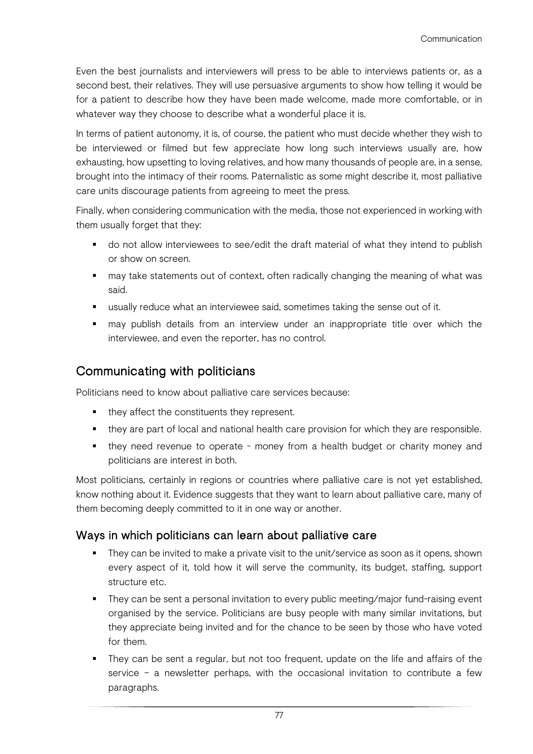Even the best journalists and interviewers will press to be able to interviews patients or, as a second best, their relatives. They will use persuasive arguments to show how telling it would be for a patient to describe how they have been made welcome, made more comfortable, or in whatever way they choose to describe what a wonderful place it is.

In terms of patient autonomy, it is, of course, the patient who must decide whether they wish to be interviewed or filmed but few appreciate how long such interviews usually are, how exhausting, how upsetting to loving relatives, and how many thousands of people are, in a sense, brought into the intimacy of their rooms. Paternalistic as some might describe it, most palliative care units discourage patients from agreeing to meet the press.

Finally, when considering communication with the media, those not experienced in working with them usually forget that they:

- do not allow interviewees to see/edit the draft material of what they intend to publish or show on screen.
- may take statements out of context, often radically changing the meaning of what was said.
- usually reduce what an interviewee said, sometimes taking the sense out of it.
- may publish details from an interview under an inappropriate title over which the interviewee, and even the reporter, has no control.

## Communicating with politicians

Politicians need to know about palliative care services because:

- they affect the constituents they represent.
- they are part of local and national health care provision for which they are responsible.
- they need revenue to operate - money from a health budget or charity money and politicians are interest in both.

Most politicians, certainly in regions or countries where palliative care is not yet established, know nothing about it. Evidence suggests that they want to learn about palliative care, many of them becoming deeply committed to it in one way or another.

### Ways in which politicians can learn about palliative care

- They can be invited to make a private visit to the unit/service as soon as it opens, shown every aspect of it, told how it will serve the community, its budget, staffing, support structure etc.
- They can be sent a personal invitation to every public meeting/major fund-raising event organised by the service. Politicians are busy people with many similar invitations, but they appreciate being invited and for the chance to be seen by those who have voted for them.
- They can be sent a regular, but not too frequent, update on the life and affairs of the service – a newsletter perhaps, with the occasional invitation to contribute a few paragraphs.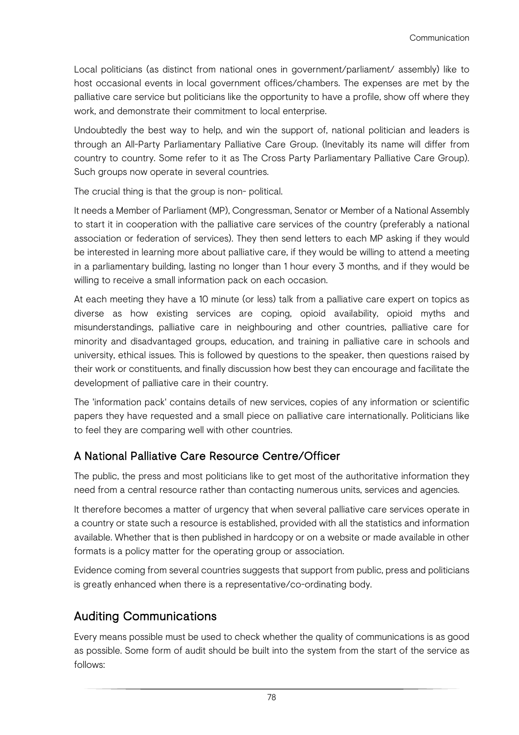Local politicians (as distinct from national ones in government/parliament/ assembly) like to host occasional events in local government offices/chambers. The expenses are met by the palliative care service but politicians like the opportunity to have a profile, show off where they work, and demonstrate their commitment to local enterprise.

Undoubtedly the best way to help, and win the support of, national politician and leaders is through an All-Party Parliamentary Palliative Care Group. (Inevitably its name will differ from country to country. Some refer to it as The Cross Party Parliamentary Palliative Care Group). Such groups now operate in several countries.

The crucial thing is that the group is non- political.

It needs a Member of Parliament (MP), Congressman, Senator or Member of a National Assembly to start it in cooperation with the palliative care services of the country (preferably a national association or federation of services). They then send letters to each MP asking if they would be interested in learning more about palliative care, if they would be willing to attend a meeting in a parliamentary building, lasting no longer than 1 hour every 3 months, and if they would be willing to receive a small information pack on each occasion.

At each meeting they have a 10 minute (or less) talk from a palliative care expert on topics as diverse as how existing services are coping, opioid availability, opioid myths and misunderstandings, palliative care in neighbouring and other countries, palliative care for minority and disadvantaged groups, education, and training in palliative care in schools and university, ethical issues. This is followed by questions to the speaker, then questions raised by their work or constituents, and finally discussion how best they can encourage and facilitate the development of palliative care in their country.

The 'information pack' contains details of new services, copies of any information or scientific papers they have requested and a small piece on palliative care internationally. Politicians like to feel they are comparing well with other countries.

### A National Palliative Care Resource Centre/Officer

The public, the press and most politicians like to get most of the authoritative information they need from a central resource rather than contacting numerous units, services and agencies.

It therefore becomes a matter of urgency that when several palliative care services operate in a country or state such a resource is established, provided with all the statistics and information available. Whether that is then published in hardcopy or on a website or made available in other formats is a policy matter for the operating group or association.

Evidence coming from several countries suggests that support from public, press and politicians is greatly enhanced when there is a representative/co-ordinating body.

## Auditing Communications

Every means possible must be used to check whether the quality of communications is as good as possible. Some form of audit should be built into the system from the start of the service as follows: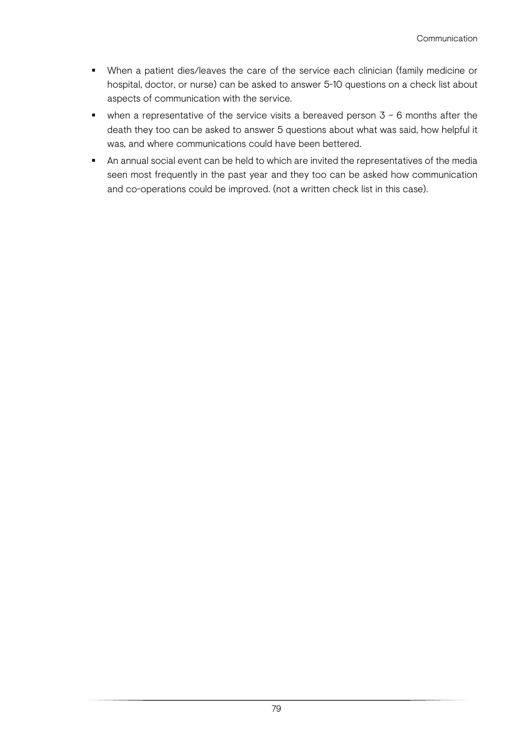- When a patient dies/leaves the care of the service each clinician (family medicine or hospital, doctor, or nurse) can be asked to answer 5-10 questions on a check list about aspects of communication with the service.
- when a representative of the service visits a bereaved person 3 – 6 months after the death they too can be asked to answer 5 questions about what was said, how helpful it was, and where communications could have been bettered.
- An annual social event can be held to which are invited the representatives of the media seen most frequently in the past year and they too can be asked how communication and co-operations could be improved. (not a written check list in this case).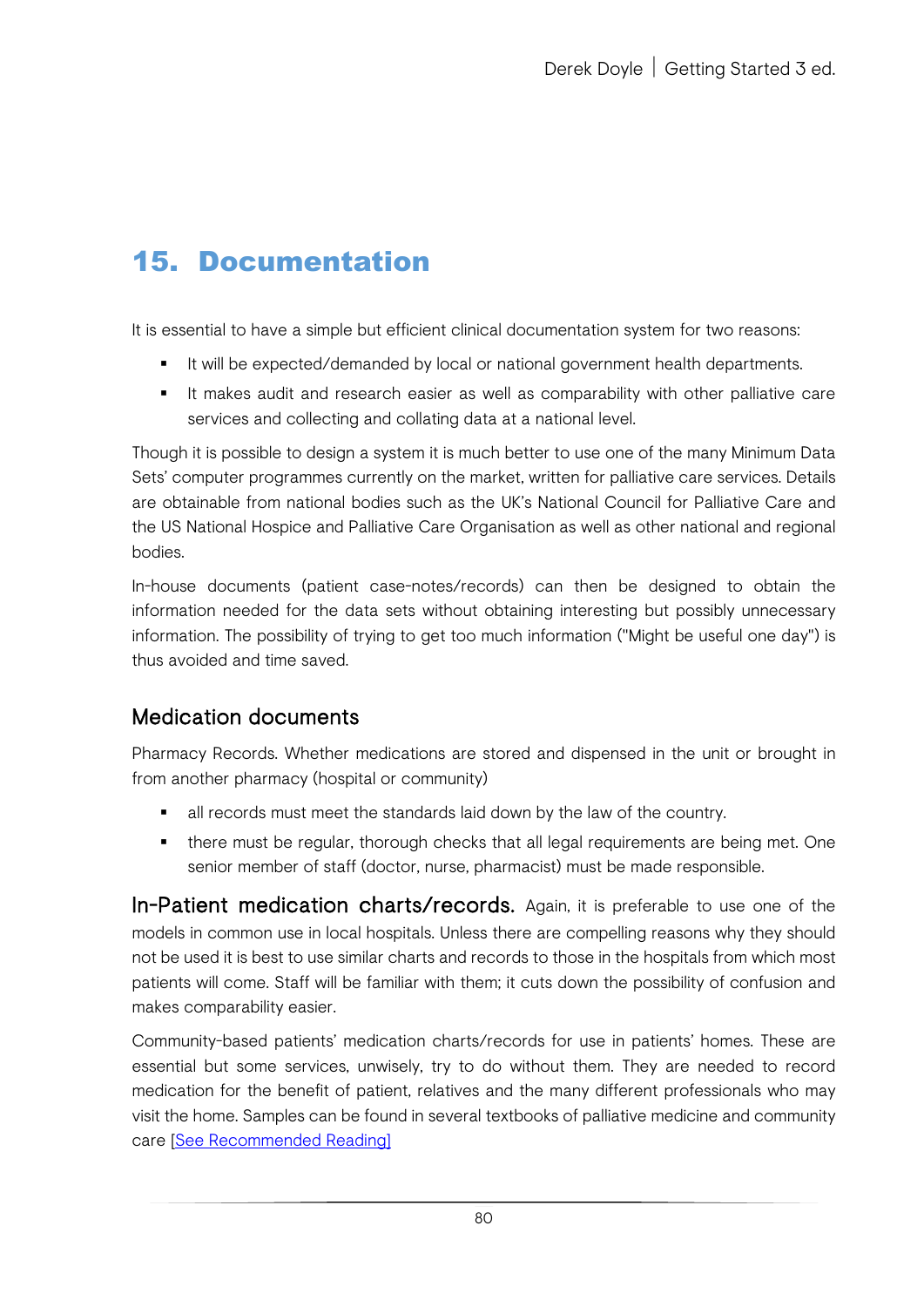# 15. Documentation

It is essential to have a simple but efficient clinical documentation system for two reasons:

- It will be expected/demanded by local or national government health departments.
- It makes audit and research easier as well as comparability with other palliative care services and collecting and collating data at a national level.

Though it is possible to design a system it is much better to use one of the many Minimum Data Sets' computer programmes currently on the market, written for palliative care services. Details are obtainable from national bodies such as the UK's National Council for Palliative Care and the US National Hospice and Palliative Care Organisation as well as other national and regional bodies.

In-house documents (patient case-notes/records) can then be designed to obtain the information needed for the data sets without obtaining interesting but possibly unnecessary information. The possibility of trying to get too much information ("Might be useful one day") is thus avoided and time saved.

## Medication documents

Pharmacy Records. Whether medications are stored and dispensed in the unit or brought in from another pharmacy (hospital or community)

- all records must meet the standards laid down by the law of the country.
- there must be regular, thorough checks that all legal requirements are being met. One senior member of staff (doctor, nurse, pharmacist) must be made responsible.

**In-Patient medication charts/records.** Again, it is preferable to use one of the models in common use in local hospitals. Unless there are compelling reasons why they should not be used it is best to use similar charts and records to those in the hospitals from which most patients will come. Staff will be familiar with them; it cuts down the possibility of confusion and makes comparability easier.

Community-based patients' medication charts/records for use in patients' homes. These are essential but some services, unwisely, try to do without them. They are needed to record medication for the benefit of patient, relatives and the many different professionals who may visit the home. Samples can be found in several textbooks of palliative medicine and community care [See Recommended Reading]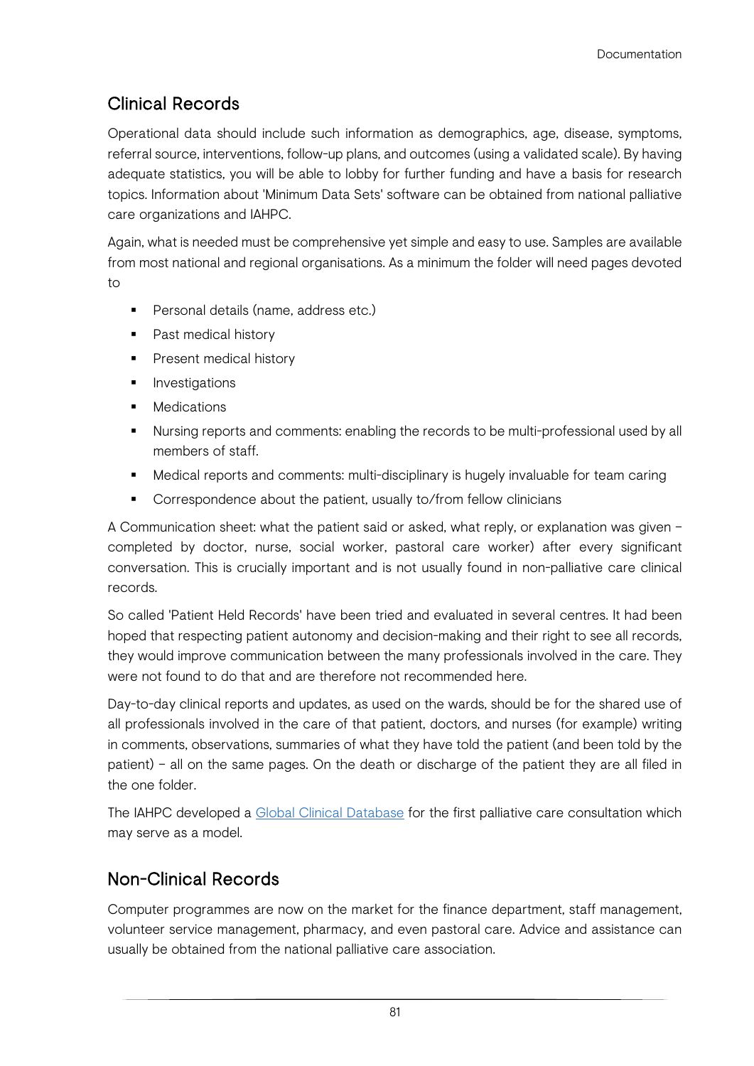## Clinical Records

Operational data should include such information as demographics, age, disease, symptoms, referral source, interventions, follow-up plans, and outcomes (using a validated scale). By having adequate statistics, you will be able to lobby for further funding and have a basis for research topics. Information about 'Minimum Data Sets' software can be obtained from national palliative care organizations and IAHPC.

Again, what is needed must be comprehensive yet simple and easy to use. Samples are available from most national and regional organisations. As a minimum the folder will need pages devoted to

- Personal details (name, address etc.)
- Past medical history
- Present medical history
- Investigations
- Medications
- Nursing reports and comments: enabling the records to be multi-professional used by all members of staff.
- Medical reports and comments: multi-disciplinary is hugely invaluable for team caring
- Correspondence about the patient, usually to/from fellow clinicians

A Communication sheet: what the patient said or asked, what reply, or explanation was given – completed by doctor, nurse, social worker, pastoral care worker) after every significant conversation. This is crucially important and is not usually found in non-palliative care clinical records.

So called 'Patient Held Records' have been tried and evaluated in several centres. It had been hoped that respecting patient autonomy and decision-making and their right to see all records, they would improve communication between the many professionals involved in the care. They were not found to do that and are therefore not recommended here.

Day-to-day clinical reports and updates, as used on the wards, should be for the shared use of all professionals involved in the care of that patient, doctors, and nurses (for example) writing in comments, observations, summaries of what they have told the patient (and been told by the patient) – all on the same pages. On the death or discharge of the patient they are all filed in the one folder.

The IAHPC developed a Global Clinical Database for the first palliative care consultation which may serve as a model.

## Non-Clinical Records

Computer programmes are now on the market for the finance department, staff management, volunteer service management, pharmacy, and even pastoral care. Advice and assistance can usually be obtained from the national palliative care association.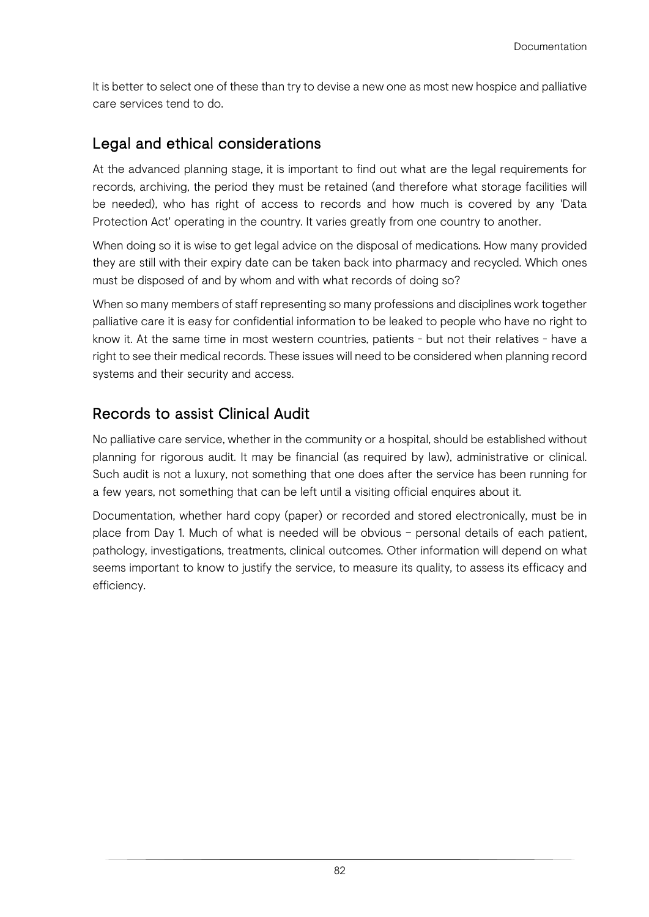It is better to select one of these than try to devise a new one as most new hospice and palliative care services tend to do.

## Legal and ethical considerations

At the advanced planning stage, it is important to find out what are the legal requirements for records, archiving, the period they must be retained (and therefore what storage facilities will be needed), who has right of access to records and how much is covered by any 'Data Protection Act' operating in the country. It varies greatly from one country to another.

When doing so it is wise to get legal advice on the disposal of medications. How many provided they are still with their expiry date can be taken back into pharmacy and recycled. Which ones must be disposed of and by whom and with what records of doing so?

When so many members of staff representing so many professions and disciplines work together palliative care it is easy for confidential information to be leaked to people who have no right to know it. At the same time in most western countries, patients - but not their relatives - have a right to see their medical records. These issues will need to be considered when planning record systems and their security and access.

## Records to assist Clinical Audit

No palliative care service, whether in the community or a hospital, should be established without planning for rigorous audit. It may be financial (as required by law), administrative or clinical. Such audit is not a luxury, not something that one does after the service has been running for a few years, not something that can be left until a visiting official enquires about it.

Documentation, whether hard copy (paper) or recorded and stored electronically, must be in place from Day 1. Much of what is needed will be obvious – personal details of each patient, pathology, investigations, treatments, clinical outcomes. Other information will depend on what seems important to know to justify the service, to measure its quality, to assess its efficacy and efficiency.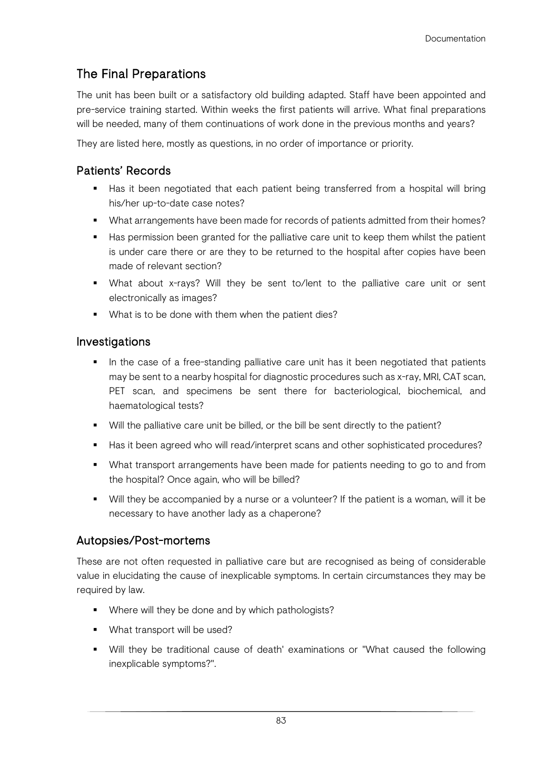## The Final Preparations

The unit has been built or a satisfactory old building adapted. Staff have been appointed and pre-service training started. Within weeks the first patients will arrive. What final preparations will be needed, many of them continuations of work done in the previous months and years?

They are listed here, mostly as questions, in no order of importance or priority.

### Patients' Records

- Has it been negotiated that each patient being transferred from a hospital will bring his/her up-to-date case notes?
- What arrangements have been made for records of patients admitted from their homes?
- Has permission been granted for the palliative care unit to keep them whilst the patient is under care there or are they to be returned to the hospital after copies have been made of relevant section?
- What about x-rays? Will they be sent to/lent to the palliative care unit or sent electronically as images?
- What is to be done with them when the patient dies?

### Investigations

- In the case of a free-standing palliative care unit has it been negotiated that patients may be sent to a nearby hospital for diagnostic procedures such as x-ray, MRI, CAT scan, PET scan, and specimens be sent there for bacteriological, biochemical, and haematological tests?
- Will the palliative care unit be billed, or the bill be sent directly to the patient?
- Has it been agreed who will read/interpret scans and other sophisticated procedures?
- What transport arrangements have been made for patients needing to go to and from the hospital? Once again, who will be billed?
- Will they be accompanied by a nurse or a volunteer? If the patient is a woman, will it be necessary to have another lady as a chaperone?

### Autopsies/Post-mortems

These are not often requested in palliative care but are recognised as being of considerable value in elucidating the cause of inexplicable symptoms. In certain circumstances they may be required by law.

- Where will they be done and by which pathologists?
- What transport will be used?
- Will they be traditional cause of death' examinations or "What caused the following inexplicable symptoms?".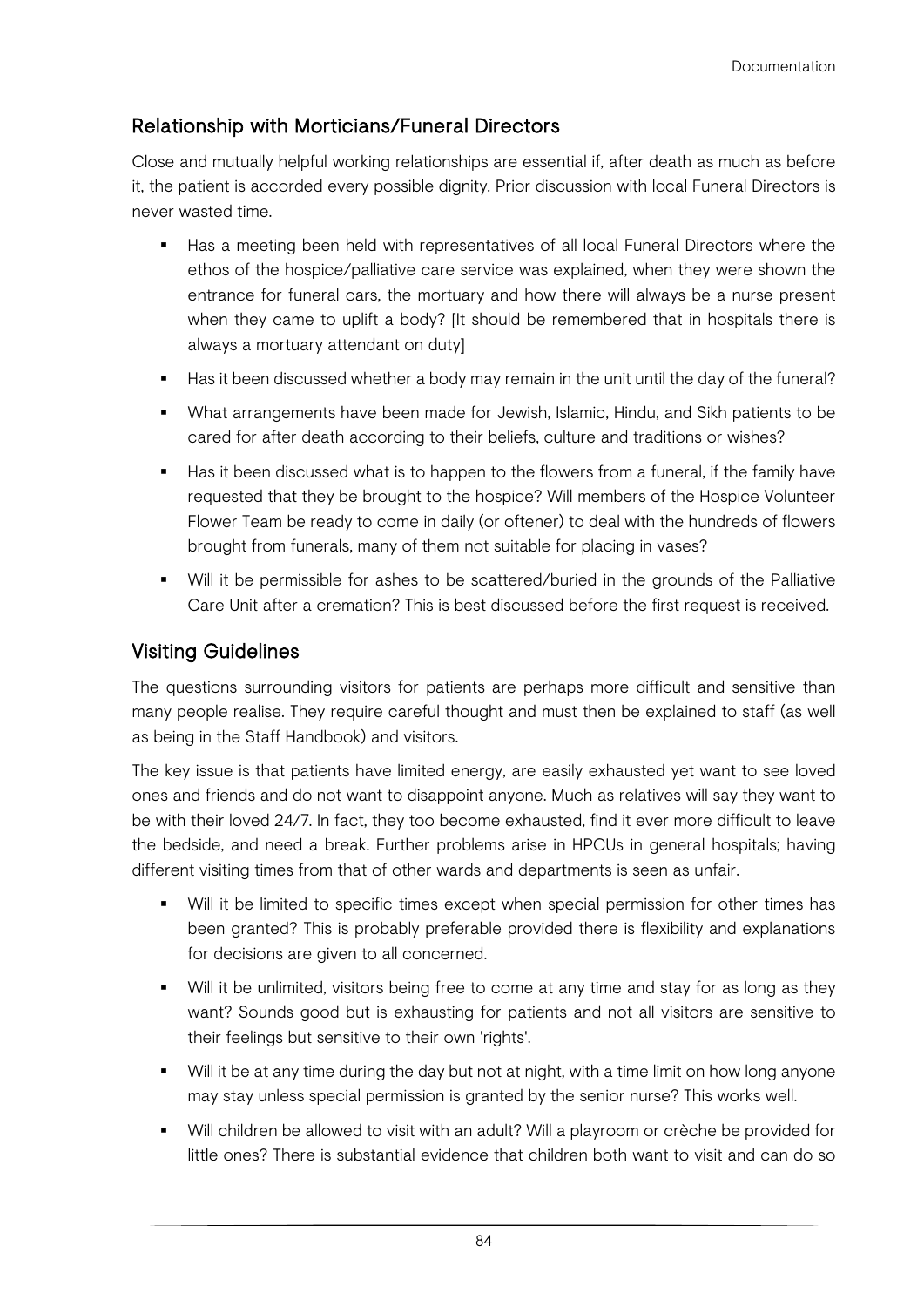## Relationship with Morticians/Funeral Directors

Close and mutually helpful working relationships are essential if, after death as much as before it, the patient is accorded every possible dignity. Prior discussion with local Funeral Directors is never wasted time.

- Has a meeting been held with representatives of all local Funeral Directors where the ethos of the hospice/palliative care service was explained, when they were shown the entrance for funeral cars, the mortuary and how there will always be a nurse present when they came to uplift a body? [It should be remembered that in hospitals there is always a mortuary attendant on duty]
- Has it been discussed whether a body may remain in the unit until the day of the funeral?
- What arrangements have been made for Jewish, Islamic, Hindu, and Sikh patients to be cared for after death according to their beliefs, culture and traditions or wishes?
- Has it been discussed what is to happen to the flowers from a funeral, if the family have requested that they be brought to the hospice? Will members of the Hospice Volunteer Flower Team be ready to come in daily (or oftener) to deal with the hundreds of flowers brought from funerals, many of them not suitable for placing in vases?
- Will it be permissible for ashes to be scattered/buried in the grounds of the Palliative Care Unit after a cremation? This is best discussed before the first request is received.

## Visiting Guidelines

The questions surrounding visitors for patients are perhaps more difficult and sensitive than many people realise. They require careful thought and must then be explained to staff (as well as being in the Staff Handbook) and visitors.

The key issue is that patients have limited energy, are easily exhausted yet want to see loved ones and friends and do not want to disappoint anyone. Much as relatives will say they want to be with their loved 24/7. In fact, they too become exhausted, find it ever more difficult to leave the bedside, and need a break. Further problems arise in HPCUs in general hospitals; having different visiting times from that of other wards and departments is seen as unfair.

- Will it be limited to specific times except when special permission for other times has been granted? This is probably preferable provided there is flexibility and explanations for decisions are given to all concerned.
- Will it be unlimited, visitors being free to come at any time and stay for as long as they want? Sounds good but is exhausting for patients and not all visitors are sensitive to their feelings but sensitive to their own 'rights'.
- Will it be at any time during the day but not at night, with a time limit on how long anyone may stay unless special permission is granted by the senior nurse? This works well.
- Will children be allowed to visit with an adult? Will a playroom or crèche be provided for little ones? There is substantial evidence that children both want to visit and can do so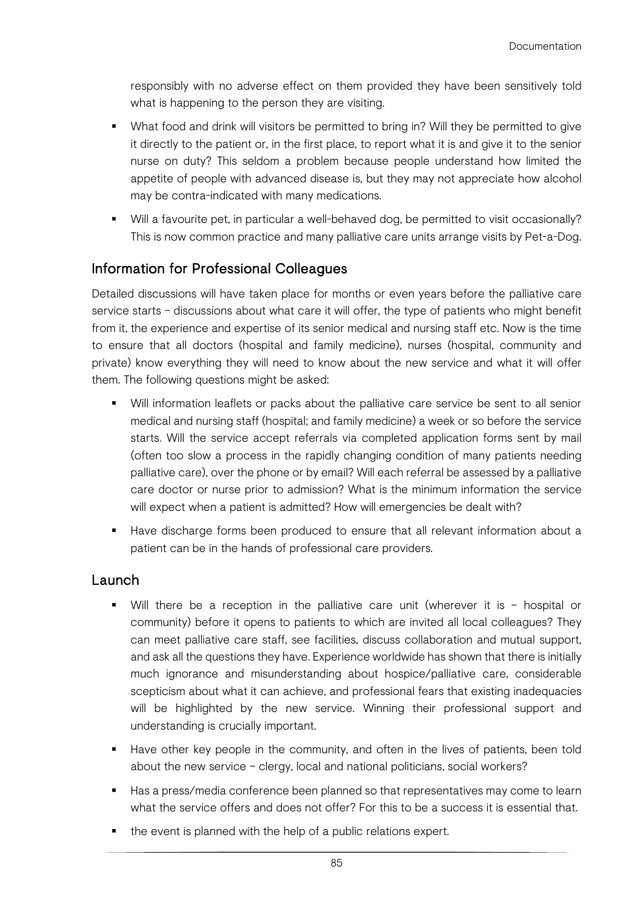responsibly with no adverse effect on them provided they have been sensitively told what is happening to the person they are visiting.

- What food and drink will visitors be permitted to bring in? Will they be permitted to give it directly to the patient or, in the first place, to report what it is and give it to the senior nurse on duty? This seldom a problem because people understand how limited the appetite of people with advanced disease is, but they may not appreciate how alcohol may be contra-indicated with many medications.
- Will a favourite pet, in particular a well-behaved dog, be permitted to visit occasionally? This is now common practice and many palliative care units arrange visits by Pet-a-Dog.

## Information for Professional Colleagues

Detailed discussions will have taken place for months or even years before the palliative care service starts – discussions about what care it will offer, the type of patients who might benefit from it, the experience and expertise of its senior medical and nursing staff etc. Now is the time to ensure that all doctors (hospital and family medicine), nurses (hospital, community and private) know everything they will need to know about the new service and what it will offer them. The following questions might be asked:

- Will information leaflets or packs about the palliative care service be sent to all senior medical and nursing staff (hospital; and family medicine) a week or so before the service starts. Will the service accept referrals via completed application forms sent by mail (often too slow a process in the rapidly changing condition of many patients needing palliative care), over the phone or by email? Will each referral be assessed by a palliative care doctor or nurse prior to admission? What is the minimum information the service will expect when a patient is admitted? How will emergencies be dealt with?
- Have discharge forms been produced to ensure that all relevant information about a patient can be in the hands of professional care providers.

## Launch

- Will there be a reception in the palliative care unit (wherever it is – hospital or community) before it opens to patients to which are invited all local colleagues? They can meet palliative care staff, see facilities, discuss collaboration and mutual support, and ask all the questions they have. Experience worldwide has shown that there is initially much ignorance and misunderstanding about hospice/palliative care, considerable scepticism about what it can achieve, and professional fears that existing inadequacies will be highlighted by the new service. Winning their professional support and understanding is crucially important.
- Have other key people in the community, and often in the lives of patients, been told about the new service – clergy, local and national politicians, social workers?
- Has a press/media conference been planned so that representatives may come to learn what the service offers and does not offer? For this to be a success it is essential that.
- the event is planned with the help of a public relations expert.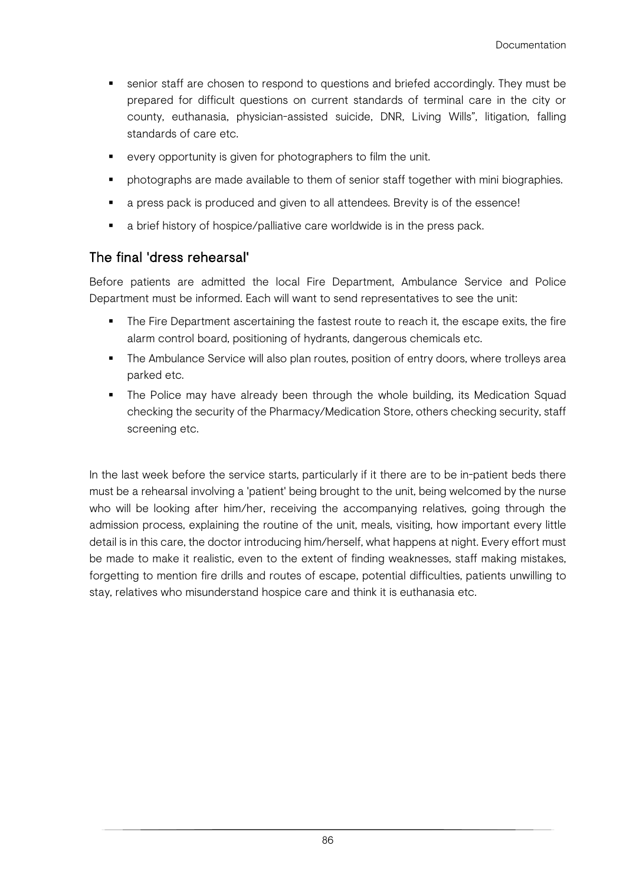- senior staff are chosen to respond to questions and briefed accordingly. They must be prepared for difficult questions on current standards of terminal care in the city or county, euthanasia, physician-assisted suicide, DNR, Living Wills", litigation, falling standards of care etc.
- every opportunity is given for photographers to film the unit.
- photographs are made available to them of senior staff together with mini biographies.
- a press pack is produced and given to all attendees. Brevity is of the essence!
- a brief history of hospice/palliative care worldwide is in the press pack.

## The final 'dress rehearsal'

Before patients are admitted the local Fire Department, Ambulance Service and Police Department must be informed. Each will want to send representatives to see the unit:

- The Fire Department ascertaining the fastest route to reach it, the escape exits, the fire alarm control board, positioning of hydrants, dangerous chemicals etc.
- The Ambulance Service will also plan routes, position of entry doors, where trolleys area parked etc.
- The Police may have already been through the whole building, its Medication Squad checking the security of the Pharmacy/Medication Store, others checking security, staff screening etc.

In the last week before the service starts, particularly if it there are to be in-patient beds there must be a rehearsal involving a 'patient' being brought to the unit, being welcomed by the nurse who will be looking after him/her, receiving the accompanying relatives, going through the admission process, explaining the routine of the unit, meals, visiting, how important every little detail is in this care, the doctor introducing him/herself, what happens at night. Every effort must be made to make it realistic, even to the extent of finding weaknesses, staff making mistakes, forgetting to mention fire drills and routes of escape, potential difficulties, patients unwilling to stay, relatives who misunderstand hospice care and think it is euthanasia etc.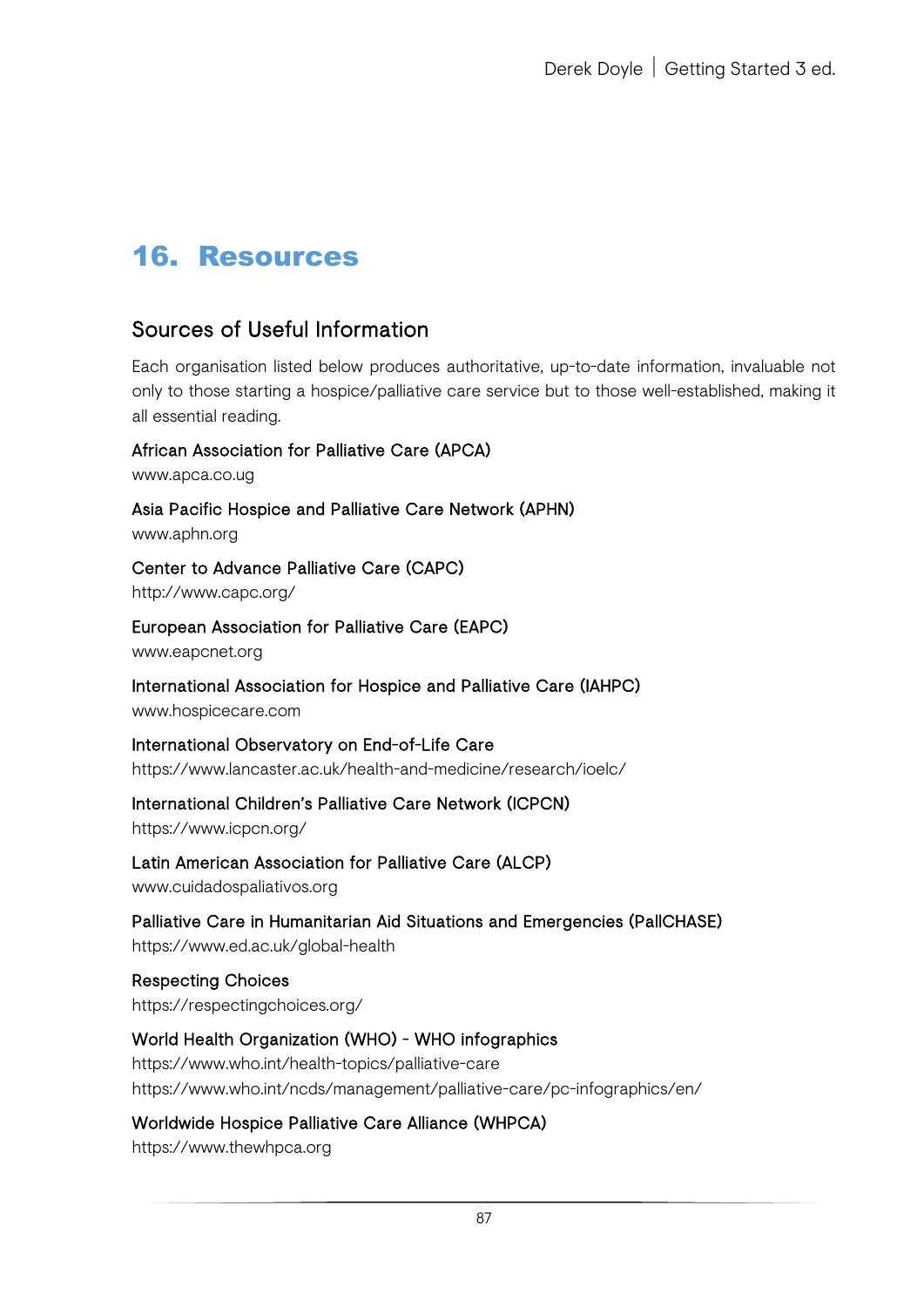# 16. Resources

## Sources of Useful Information

Each organisation listed below produces authoritative, up-to-date information, invaluable not only to those starting a hospice/palliative care service but to those well-established, making it all essential reading.

African Association for Palliative Care (APCA)
www.apca.co.ug

Asia Pacific Hospice and Palliative Care Network (APHN)
www.aphn.org

Center to Advance Palliative Care (CAPC)
http://www.capc.org/

European Association for Palliative Care (EAPC)
www.eapcnet.org

International Association for Hospice and Palliative Care (IAHPC)
www.hospicecare.com

International Observatory on End-of-Life Care
https://www.lancaster.ac.uk/health-and-medicine/research/ioelc/

International Children's Palliative Care Network (ICPCN)
https://www.icpcn.org/

Latin American Association for Palliative Care (ALCP)
www.cuidadospaliativos.org

Palliative Care in Humanitarian Aid Situations and Emergencies (PallCHASE)
https://www.ed.ac.uk/global-health

Respecting Choices
https://respectingchoices.org/

World Health Organization (WHO) - WHO infographics
https://www.who.int/health-topics/palliative-care
https://www.who.int/ncds/management/palliative-care/pc-infographics/en/

Worldwide Hospice Palliative Care Alliance (WHPCA)
https://www.thewhpca.org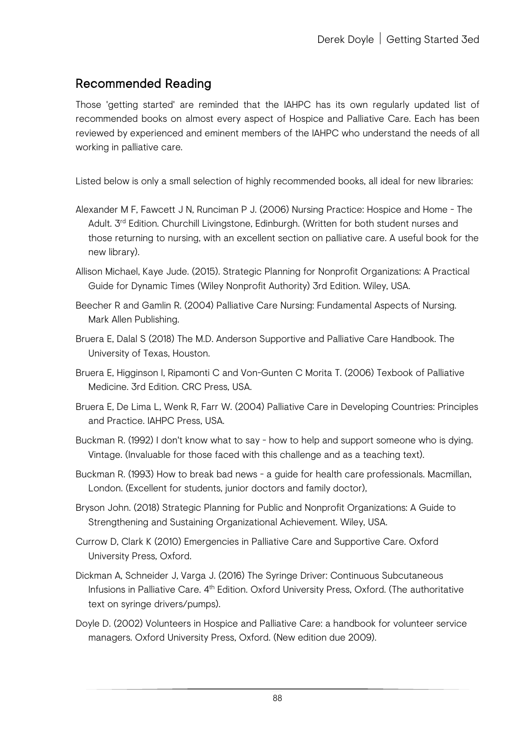## Recommended Reading

Those 'getting started' are reminded that the IAHPC has its own regularly updated list of recommended books on almost every aspect of Hospice and Palliative Care. Each has been reviewed by experienced and eminent members of the IAHPC who understand the needs of all working in palliative care.

Listed below is only a small selection of highly recommended books, all ideal for new libraries:

Alexander M F, Fawcett J N, Runciman P J. (2006) Nursing Practice: Hospice and Home - The Adult. 3rd Edition. Churchill Livingstone, Edinburgh. (Written for both student nurses and those returning to nursing, with an excellent section on palliative care. A useful book for the new library).

Allison Michael, Kaye Jude. (2015). Strategic Planning for Nonprofit Organizations: A Practical Guide for Dynamic Times (Wiley Nonprofit Authority) 3rd Edition. Wiley, USA.

Beecher R and Gamlin R. (2004) Palliative Care Nursing: Fundamental Aspects of Nursing. Mark Allen Publishing.

Bruera E, Dalal S (2018) The M.D. Anderson Supportive and Palliative Care Handbook. The University of Texas, Houston.

Bruera E, Higginson I, Ripamonti C and Von-Gunten C Morita T. (2006) Texbook of Palliative Medicine. 3rd Edition. CRC Press, USA.

Bruera E, De Lima L, Wenk R, Farr W. (2004) Palliative Care in Developing Countries: Principles and Practice. IAHPC Press, USA.

Buckman R. (1992) I don't know what to say - how to help and support someone who is dying. Vintage. (Invaluable for those faced with this challenge and as a teaching text).

Buckman R. (1993) How to break bad news - a guide for health care professionals. Macmillan, London. (Excellent for students, junior doctors and family doctor),

Bryson John. (2018) Strategic Planning for Public and Nonprofit Organizations: A Guide to Strengthening and Sustaining Organizational Achievement. Wiley, USA.

Currow D, Clark K (2010) Emergencies in Palliative Care and Supportive Care. Oxford University Press, Oxford.

Dickman A, Schneider J, Varga J. (2016) The Syringe Driver: Continuous Subcutaneous Infusions in Palliative Care. 4th Edition. Oxford University Press, Oxford. (The authoritative text on syringe drivers/pumps).

Doyle D. (2002) Volunteers in Hospice and Palliative Care: a handbook for volunteer service managers. Oxford University Press, Oxford. (New edition due 2009).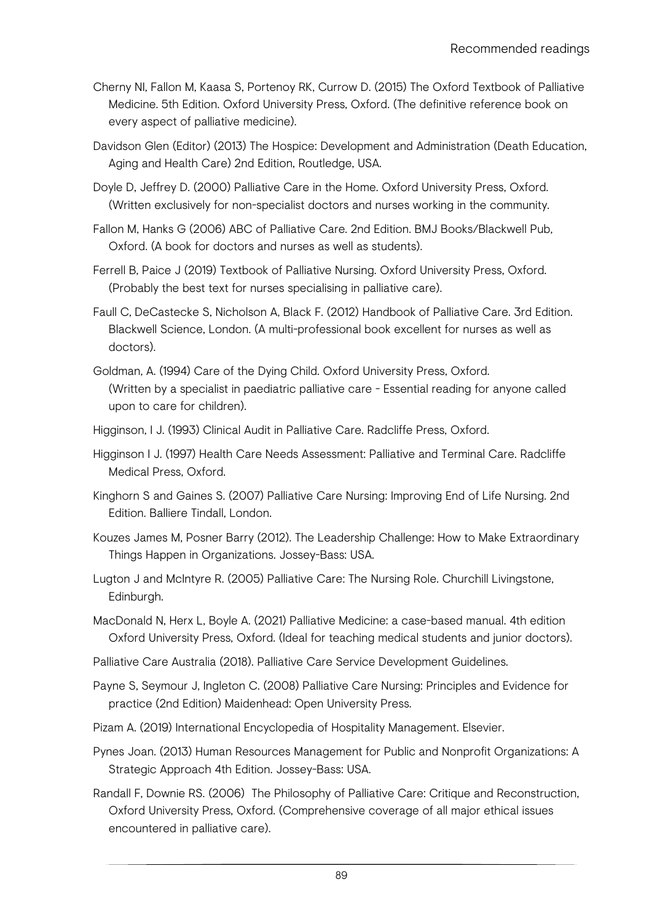Cherny NI, Fallon M, Kaasa S, Portenoy RK, Currow D. (2015) The Oxford Textbook of Palliative Medicine. 5th Edition. Oxford University Press, Oxford. (The definitive reference book on every aspect of palliative medicine).

Davidson Glen (Editor) (2013) The Hospice: Development and Administration (Death Education, Aging and Health Care) 2nd Edition, Routledge, USA.

Doyle D, Jeffrey D. (2000) Palliative Care in the Home. Oxford University Press, Oxford. (Written exclusively for non-specialist doctors and nurses working in the community.

Fallon M, Hanks G (2006) ABC of Palliative Care. 2nd Edition. BMJ Books/Blackwell Pub, Oxford. (A book for doctors and nurses as well as students).

Ferrell B, Paice J (2019) Textbook of Palliative Nursing. Oxford University Press, Oxford. (Probably the best text for nurses specialising in palliative care).

Faull C, DeCastecke S, Nicholson A, Black F. (2012) Handbook of Palliative Care. 3rd Edition. Blackwell Science, London. (A multi-professional book excellent for nurses as well as doctors).

Goldman, A. (1994) Care of the Dying Child. Oxford University Press, Oxford. (Written by a specialist in paediatric palliative care - Essential reading for anyone called upon to care for children).

Higginson, I J. (1993) Clinical Audit in Palliative Care. Radcliffe Press, Oxford.

Higginson I J. (1997) Health Care Needs Assessment: Palliative and Terminal Care. Radcliffe Medical Press, Oxford.

Kinghorn S and Gaines S. (2007) Palliative Care Nursing: Improving End of Life Nursing. 2nd Edition. Balliere Tindall, London.

Kouzes James M, Posner Barry (2012). The Leadership Challenge: How to Make Extraordinary Things Happen in Organizations. Jossey-Bass: USA.

Lugton J and McIntyre R. (2005) Palliative Care: The Nursing Role. Churchill Livingstone, Edinburgh.

MacDonald N, Herx L, Boyle A. (2021) Palliative Medicine: a case-based manual. 4th edition Oxford University Press, Oxford. (Ideal for teaching medical students and junior doctors).

Palliative Care Australia (2018). Palliative Care Service Development Guidelines.

Payne S, Seymour J, Ingleton C. (2008) Palliative Care Nursing: Principles and Evidence for practice (2nd Edition) Maidenhead: Open University Press.

Pizam A. (2019) International Encyclopedia of Hospitality Management. Elsevier.

Pynes Joan. (2013) Human Resources Management for Public and Nonprofit Organizations: A Strategic Approach 4th Edition. Jossey-Bass: USA.

Randall F, Downie RS. (2006) The Philosophy of Palliative Care: Critique and Reconstruction, Oxford University Press, Oxford. (Comprehensive coverage of all major ethical issues encountered in palliative care).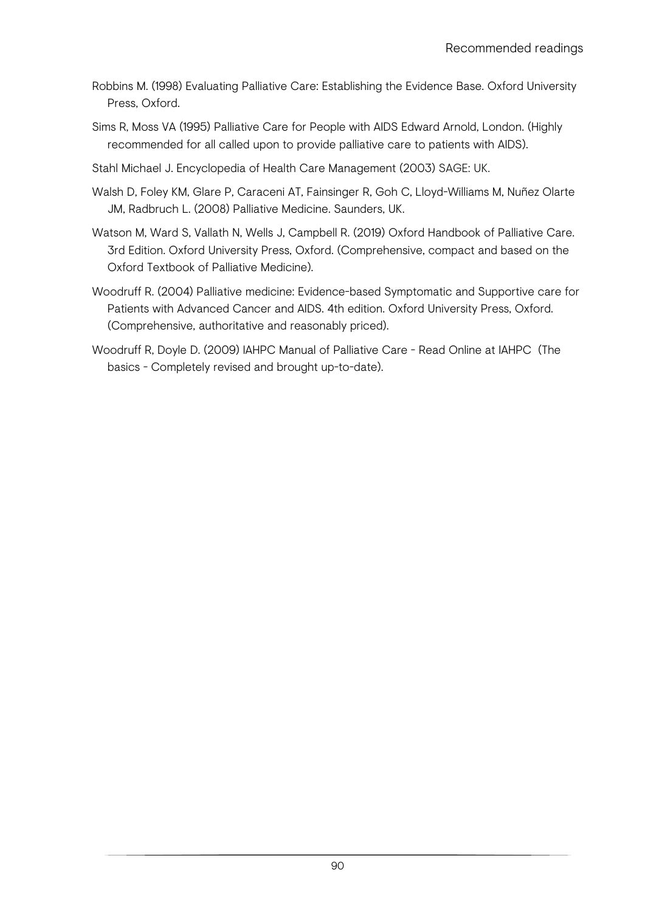Robbins M. (1998) Evaluating Palliative Care: Establishing the Evidence Base. Oxford University Press, Oxford.

Sims R, Moss VA (1995) Palliative Care for People with AIDS Edward Arnold, London. (Highly recommended for all called upon to provide palliative care to patients with AIDS).

Stahl Michael J. Encyclopedia of Health Care Management (2003) SAGE: UK.

Walsh D, Foley KM, Glare P, Caraceni AT, Fainsinger R, Goh C, Lloyd-Williams M, Nuñez Olarte JM, Radbruch L. (2008) Palliative Medicine. Saunders, UK.

Watson M, Ward S, Vallath N, Wells J, Campbell R. (2019) Oxford Handbook of Palliative Care. 3rd Edition. Oxford University Press, Oxford. (Comprehensive, compact and based on the Oxford Textbook of Palliative Medicine).

Woodruff R. (2004) Palliative medicine: Evidence-based Symptomatic and Supportive care for Patients with Advanced Cancer and AIDS. 4th edition. Oxford University Press, Oxford. (Comprehensive, authoritative and reasonably priced).

Woodruff R, Doyle D. (2009) IAHPC Manual of Palliative Care - Read Online at IAHPC (The basics - Completely revised and brought up-to-date).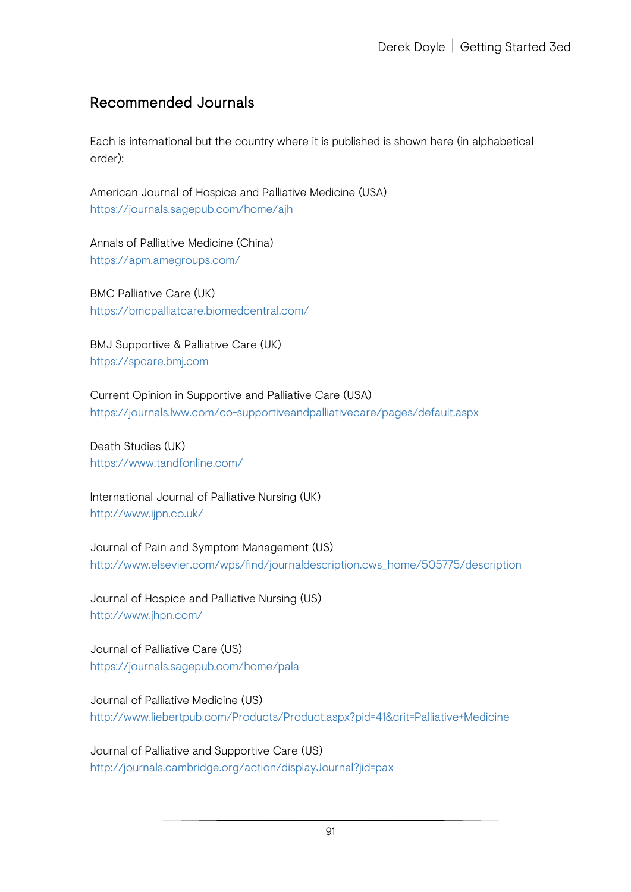## Recommended Journals

Each is international but the country where it is published is shown here (in alphabetical order):

American Journal of Hospice and Palliative Medicine (USA)
https://journals.sagepub.com/home/ajh

Annals of Palliative Medicine (China)
https://apm.amegroups.com/

BMC Palliative Care (UK)
https://bmcpalliatcare.biomedcentral.com/

BMJ Supportive & Palliative Care (UK)
https://spcare.bmj.com

Current Opinion in Supportive and Palliative Care (USA)
https://journals.lww.com/co-supportiveandpalliativecare/pages/default.aspx

Death Studies (UK)
https://www.tandfonline.com/

International Journal of Palliative Nursing (UK)
http://www.ijpn.co.uk/

Journal of Pain and Symptom Management (US)
http://www.elsevier.com/wps/find/journaldescription.cws_home/505775/description

Journal of Hospice and Palliative Nursing (US)
http://www.jhpn.com/

Journal of Palliative Care (US)
https://journals.sagepub.com/home/pala

Journal of Palliative Medicine (US)
http://www.liebertpub.com/Products/Product.aspx?pid=41&crit=Palliative+Medicine

Journal of Palliative and Supportive Care (US)
http://journals.cambridge.org/action/displayJournal?jid=pax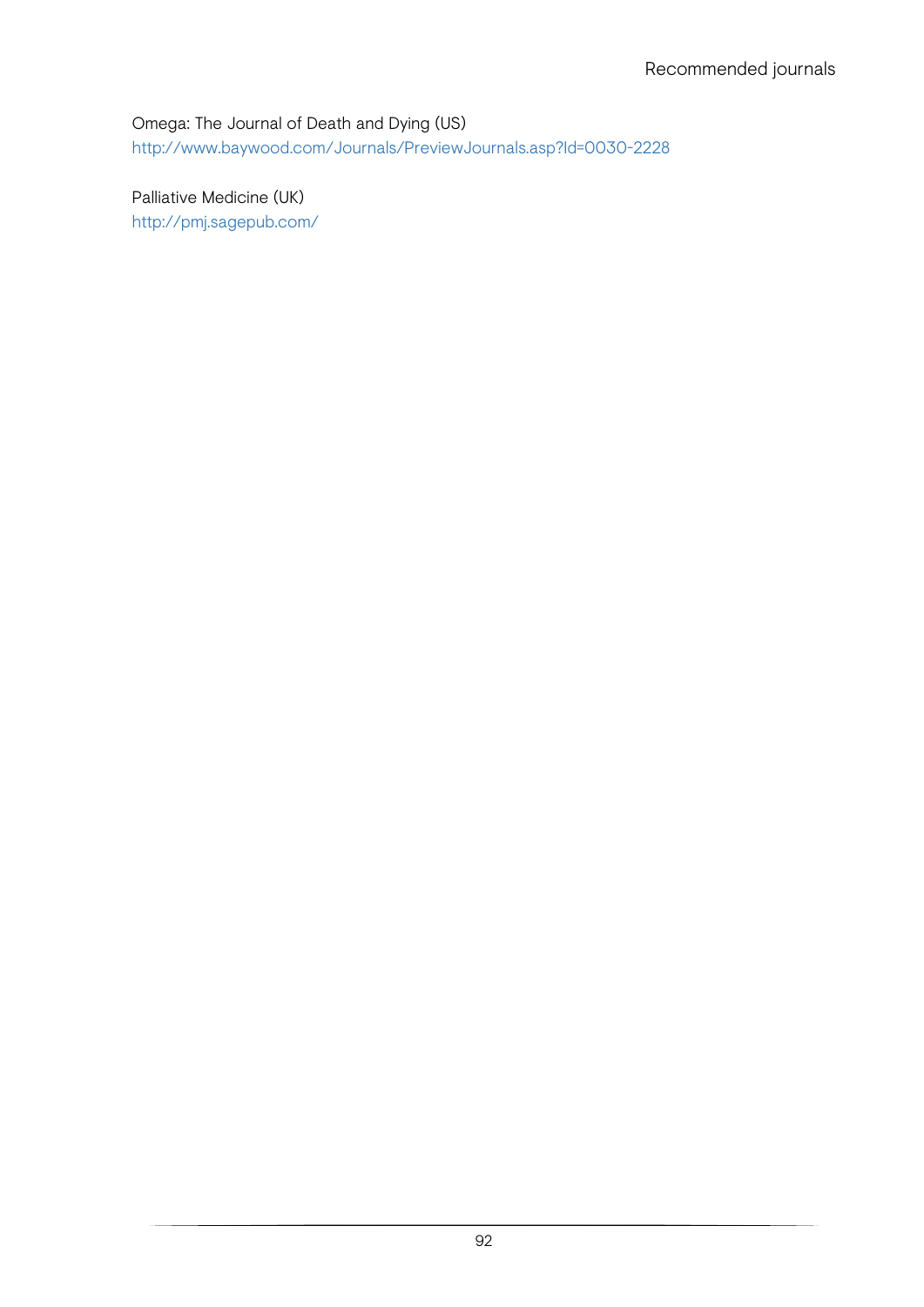Omega: The Journal of Death and Dying (US)
http://www.baywood.com/Journals/PreviewJournals.asp?Id=0030-2228

Palliative Medicine (UK)
http://pmj.sagepub.com/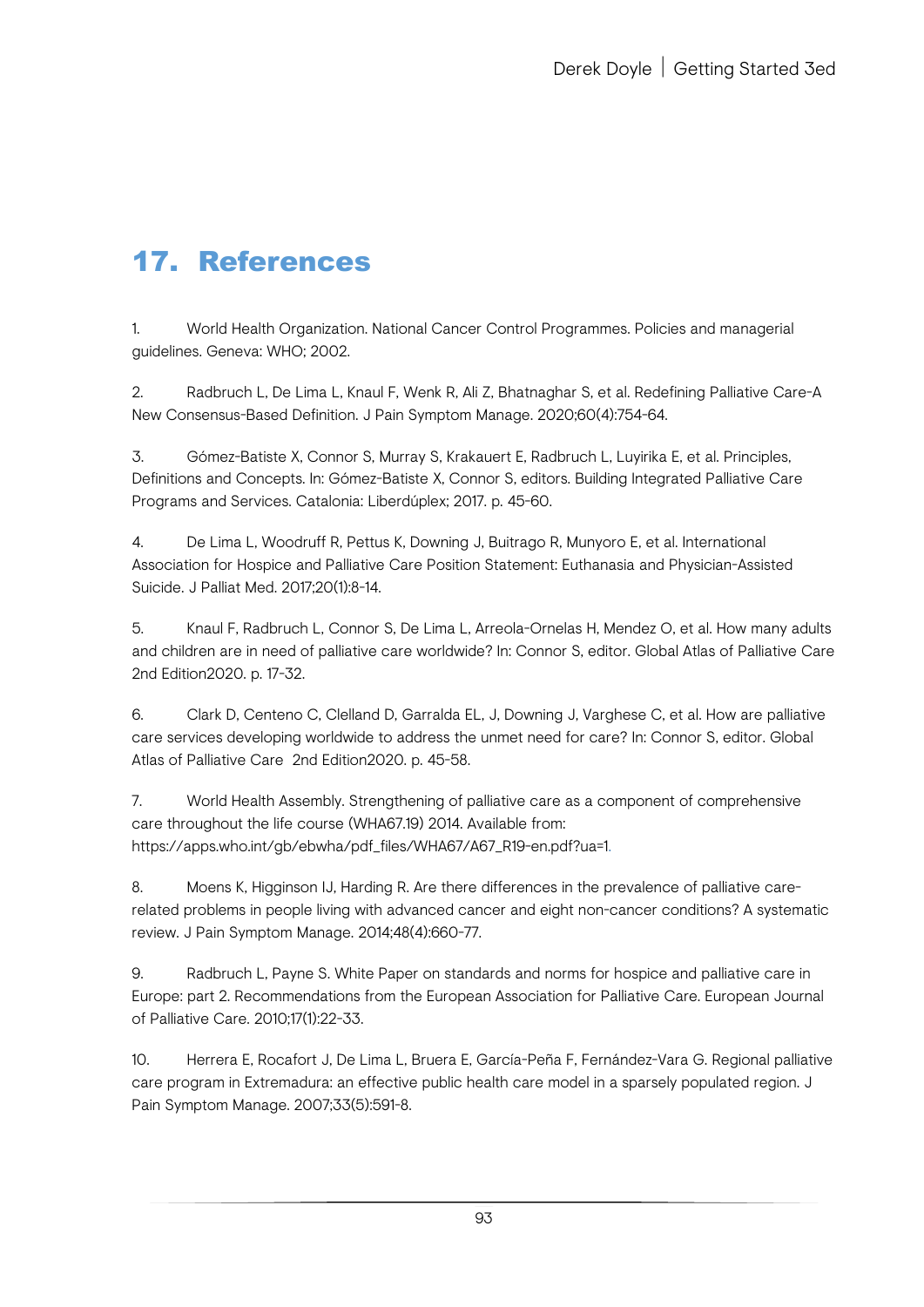# 17. References

1. World Health Organization. National Cancer Control Programmes. Policies and managerial guidelines. Geneva: WHO; 2002.

2. Radbruch L, De Lima L, Knaul F, Wenk R, Ali Z, Bhatnaghar S, et al. Redefining Palliative Care-A New Consensus-Based Definition. J Pain Symptom Manage. 2020;60(4):754-64.

3. Gómez-Batiste X, Connor S, Murray S, Krakauert E, Radbruch L, Luyirika E, et al. Principles, Definitions and Concepts. In: Gómez-Batiste X, Connor S, editors. Building Integrated Palliative Care Programs and Services. Catalonia: Liberdúplex; 2017. p. 45-60.

4. De Lima L, Woodruff R, Pettus K, Downing J, Buitrago R, Munyoro E, et al. International Association for Hospice and Palliative Care Position Statement: Euthanasia and Physician-Assisted Suicide. J Palliat Med. 2017;20(1):8-14.

5. Knaul F, Radbruch L, Connor S, De Lima L, Arreola-Ornelas H, Mendez O, et al. How many adults and children are in need of palliative care worldwide? In: Connor S, editor. Global Atlas of Palliative Care 2nd Edition2020. p. 17-32.

6. Clark D, Centeno C, Clelland D, Garralda EL, J, Downing J, Varghese C, et al. How are palliative care services developing worldwide to address the unmet need for care? In: Connor S, editor. Global Atlas of Palliative Care 2nd Edition2020. p. 45-58.

7. World Health Assembly. Strengthening of palliative care as a component of comprehensive care throughout the life course (WHA67.19) 2014. Available from: https://apps.who.int/gb/ebwha/pdf_files/WHA67/A67_R19-en.pdf?ua=1.

8. Moens K, Higginson IJ, Harding R. Are there differences in the prevalence of palliative care-related problems in people living with advanced cancer and eight non-cancer conditions? A systematic review. J Pain Symptom Manage. 2014;48(4):660-77.

9. Radbruch L, Payne S. White Paper on standards and norms for hospice and palliative care in Europe: part 2. Recommendations from the European Association for Palliative Care. European Journal of Palliative Care. 2010;17(1):22-33.

10. Herrera E, Rocafort J, De Lima L, Bruera E, García-Peña F, Fernández-Vara G. Regional palliative care program in Extremadura: an effective public health care model in a sparsely populated region. J Pain Symptom Manage. 2007;33(5):591-8.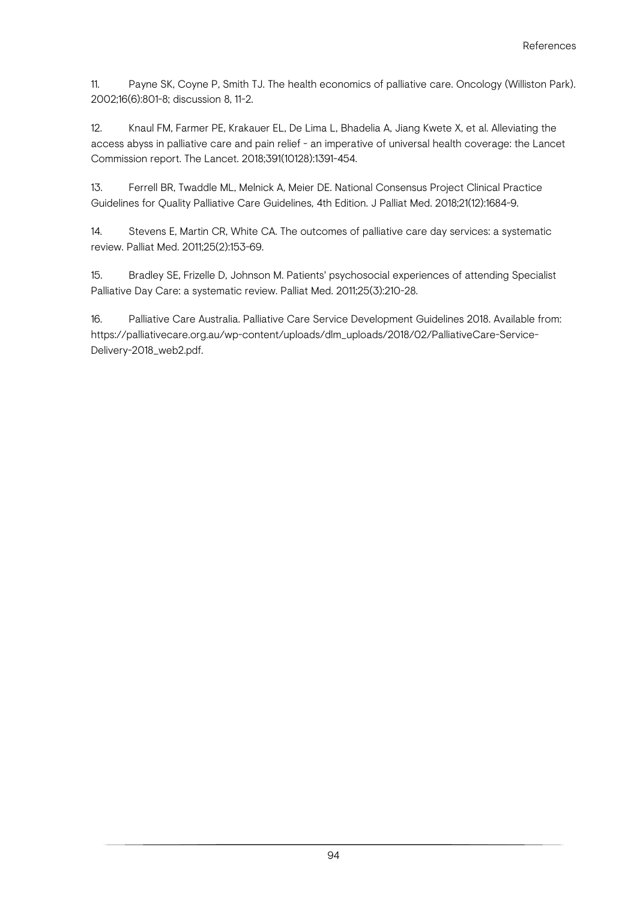11. Payne SK, Coyne P, Smith TJ. The health economics of palliative care. Oncology (Williston Park). 2002;16(6):801-8; discussion 8, 11-2.

12. Knaul FM, Farmer PE, Krakauer EL, De Lima L, Bhadelia A, Jiang Kwete X, et al. Alleviating the access abyss in palliative care and pain relief - an imperative of universal health coverage: the Lancet Commission report. The Lancet. 2018;391(10128):1391-454.

13. Ferrell BR, Twaddle ML, Melnick A, Meier DE. National Consensus Project Clinical Practice Guidelines for Quality Palliative Care Guidelines, 4th Edition. J Palliat Med. 2018;21(12):1684-9.

14. Stevens E, Martin CR, White CA. The outcomes of palliative care day services: a systematic review. Palliat Med. 2011;25(2):153-69.

15. Bradley SE, Frizelle D, Johnson M. Patients' psychosocial experiences of attending Specialist Palliative Day Care: a systematic review. Palliat Med. 2011;25(3):210-28.

16. Palliative Care Australia. Palliative Care Service Development Guidelines 2018. Available from: https://palliativecare.org.au/wp-content/uploads/dlm_uploads/2018/02/PalliativeCare-Service-Delivery-2018_web2.pdf.